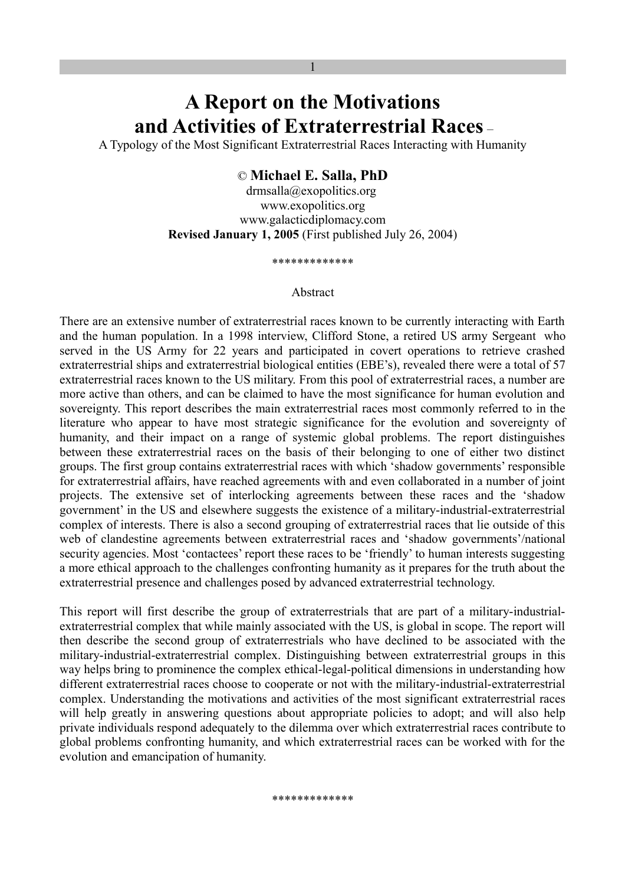# A Report on the Motivations and Activities of Extraterrestrial Races –

A Typology of the Most Significant Extraterrestrial Races Interacting with Humanity

© **Michael E. Salla, PhD**
drmsalla@exopolitics.org
www.exopolitics.org
www.galacticdiplomacy.com
**Revised January 1, 2005** (First published July 26, 2004)

*************

Abstract

There are an extensive number of extraterrestrial races known to be currently interacting with Earth and the human population. In a 1998 interview, Clifford Stone, a retired US army Sergeant who served in the US Army for 22 years and participated in covert operations to retrieve crashed extraterrestrial ships and extraterrestrial biological entities (EBE's), revealed there were a total of 57 extraterrestrial races known to the US military. From this pool of extraterrestrial races, a number are more active than others, and can be claimed to have the most significance for human evolution and sovereignty. This report describes the main extraterrestrial races most commonly referred to in the literature who appear to have most strategic significance for the evolution and sovereignty of humanity, and their impact on a range of systemic global problems. The report distinguishes between these extraterrestrial races on the basis of their belonging to one of either two distinct groups. The first group contains extraterrestrial races with which 'shadow governments' responsible for extraterrestrial affairs, have reached agreements with and even collaborated in a number of joint projects. The extensive set of interlocking agreements between these races and the 'shadow government' in the US and elsewhere suggests the existence of a military-industrial-extraterrestrial complex of interests. There is also a second grouping of extraterrestrial races that lie outside of this web of clandestine agreements between extraterrestrial races and 'shadow governments'/national security agencies. Most 'contactees' report these races to be 'friendly' to human interests suggesting a more ethical approach to the challenges confronting humanity as it prepares for the truth about the extraterrestrial presence and challenges posed by advanced extraterrestrial technology.

This report will first describe the group of extraterrestrials that are part of a military-industrial-extraterrestrial complex that while mainly associated with the US, is global in scope. The report will then describe the second group of extraterrestrials who have declined to be associated with the military-industrial-extraterrestrial complex. Distinguishing between extraterrestrial groups in this way helps bring to prominence the complex ethical-legal-political dimensions in understanding how different extraterrestrial races choose to cooperate or not with the military-industrial-extraterrestrial complex. Understanding the motivations and activities of the most significant extraterrestrial races will help greatly in answering questions about appropriate policies to adopt; and will also help private individuals respond adequately to the dilemma over which extraterrestrial races contribute to global problems confronting humanity, and which extraterrestrial races can be worked with for the evolution and emancipation of humanity.

*************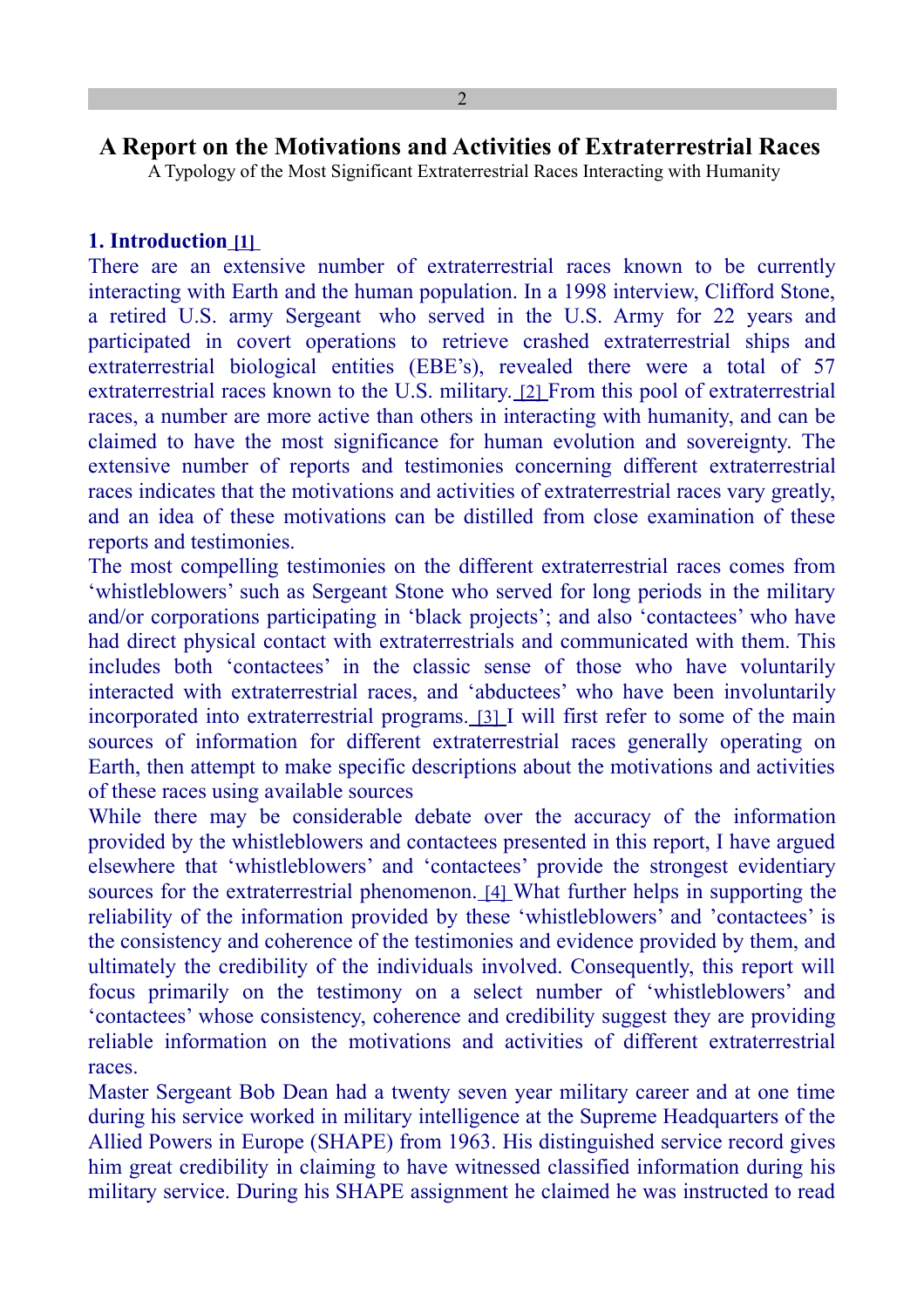# A Report on the Motivations and Activities of Extraterrestrial Races

A Typology of the Most Significant Extraterrestrial Races Interacting with Humanity

## 1. Introduction [1]

There are an extensive number of extraterrestrial races known to be currently interacting with Earth and the human population. In a 1998 interview, Clifford Stone, a retired U.S. army Sergeant who served in the U.S. Army for 22 years and participated in covert operations to retrieve crashed extraterrestrial ships and extraterrestrial biological entities (EBE's), revealed there were a total of 57 extraterrestrial races known to the U.S. military. [2] From this pool of extraterrestrial races, a number are more active than others in interacting with humanity, and can be claimed to have the most significance for human evolution and sovereignty. The extensive number of reports and testimonies concerning different extraterrestrial races indicates that the motivations and activities of extraterrestrial races vary greatly, and an idea of these motivations can be distilled from close examination of these reports and testimonies.

The most compelling testimonies on the different extraterrestrial races comes from 'whistleblowers' such as Sergeant Stone who served for long periods in the military and/or corporations participating in 'black projects'; and also 'contactees' who have had direct physical contact with extraterrestrials and communicated with them. This includes both 'contactees' in the classic sense of those who have voluntarily interacted with extraterrestrial races, and 'abductees' who have been involuntarily incorporated into extraterrestrial programs. [3] I will first refer to some of the main sources of information for different extraterrestrial races generally operating on Earth, then attempt to make specific descriptions about the motivations and activities of these races using available sources

While there may be considerable debate over the accuracy of the information provided by the whistleblowers and contactees presented in this report, I have argued elsewhere that 'whistleblowers' and 'contactees' provide the strongest evidentiary sources for the extraterrestrial phenomenon. [4] What further helps in supporting the reliability of the information provided by these 'whistleblowers' and 'contactees' is the consistency and coherence of the testimonies and evidence provided by them, and ultimately the credibility of the individuals involved. Consequently, this report will focus primarily on the testimony on a select number of 'whistleblowers' and 'contactees' whose consistency, coherence and credibility suggest they are providing reliable information on the motivations and activities of different extraterrestrial races.

Master Sergeant Bob Dean had a twenty seven year military career and at one time during his service worked in military intelligence at the Supreme Headquarters of the Allied Powers in Europe (SHAPE) from 1963. His distinguished service record gives him great credibility in claiming to have witnessed classified information during his military service. During his SHAPE assignment he claimed he was instructed to read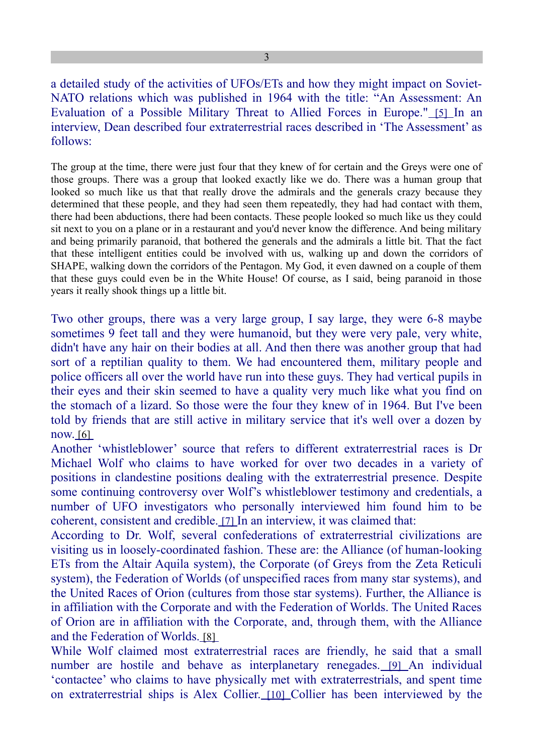a detailed study of the activities of UFOs/ETs and how they might impact on Soviet-NATO relations which was published in 1964 with the title: "An Assessment: An Evaluation of a Possible Military Threat to Allied Forces in Europe." [5] In an interview, Dean described four extraterrestrial races described in 'The Assessment' as follows:

> The group at the time, there were just four that they knew of for certain and the Greys were one of those groups. There was a group that looked exactly like we do. There was a human group that looked so much like us that that really drove the admirals and the generals crazy because they determined that these people, and they had seen them repeatedly, they had had contact with them, there had been abductions, there had been contacts. These people looked so much like us they could sit next to you on a plane or in a restaurant and you'd never know the difference. And being military and being primarily paranoid, that bothered the generals and the admirals a little bit. That the fact that these intelligent entities could be involved with us, walking up and down the corridors of SHAPE, walking down the corridors of the Pentagon. My God, it even dawned on a couple of them that these guys could even be in the White House! Of course, as I said, being paranoid in those years it really shook things up a little bit.

Two other groups, there was a very large group, I say large, they were 6-8 maybe sometimes 9 feet tall and they were humanoid, but they were very pale, very white, didn't have any hair on their bodies at all. And then there was another group that had sort of a reptilian quality to them. We had encountered them, military people and police officers all over the world have run into these guys. They had vertical pupils in their eyes and their skin seemed to have a quality very much like what you find on the stomach of a lizard. So those were the four they knew of in 1964. But I've been told by friends that are still active in military service that it's well over a dozen by now. [6]

Another 'whistleblower' source that refers to different extraterrestrial races is Dr Michael Wolf who claims to have worked for over two decades in a variety of positions in clandestine positions dealing with the extraterrestrial presence. Despite some continuing controversy over Wolf's whistleblower testimony and credentials, a number of UFO investigators who personally interviewed him found him to be coherent, consistent and credible. [7] In an interview, it was claimed that:

According to Dr. Wolf, several confederations of extraterrestrial civilizations are visiting us in loosely-coordinated fashion. These are: the Alliance (of human-looking ETs from the Altair Aquila system), the Corporate (of Greys from the Zeta Reticuli system), the Federation of Worlds (of unspecified races from many star systems), and the United Races of Orion (cultures from those star systems). Further, the Alliance is in affiliation with the Corporate and with the Federation of Worlds. The United Races of Orion are in affiliation with the Corporate, and, through them, with the Alliance and the Federation of Worlds. [8]

While Wolf claimed most extraterrestrial races are friendly, he said that a small number are hostile and behave as interplanetary renegades. [9] An individual 'contactee' who claims to have physically met with extraterrestrials, and spent time on extraterrestrial ships is Alex Collier. [10] Collier has been interviewed by the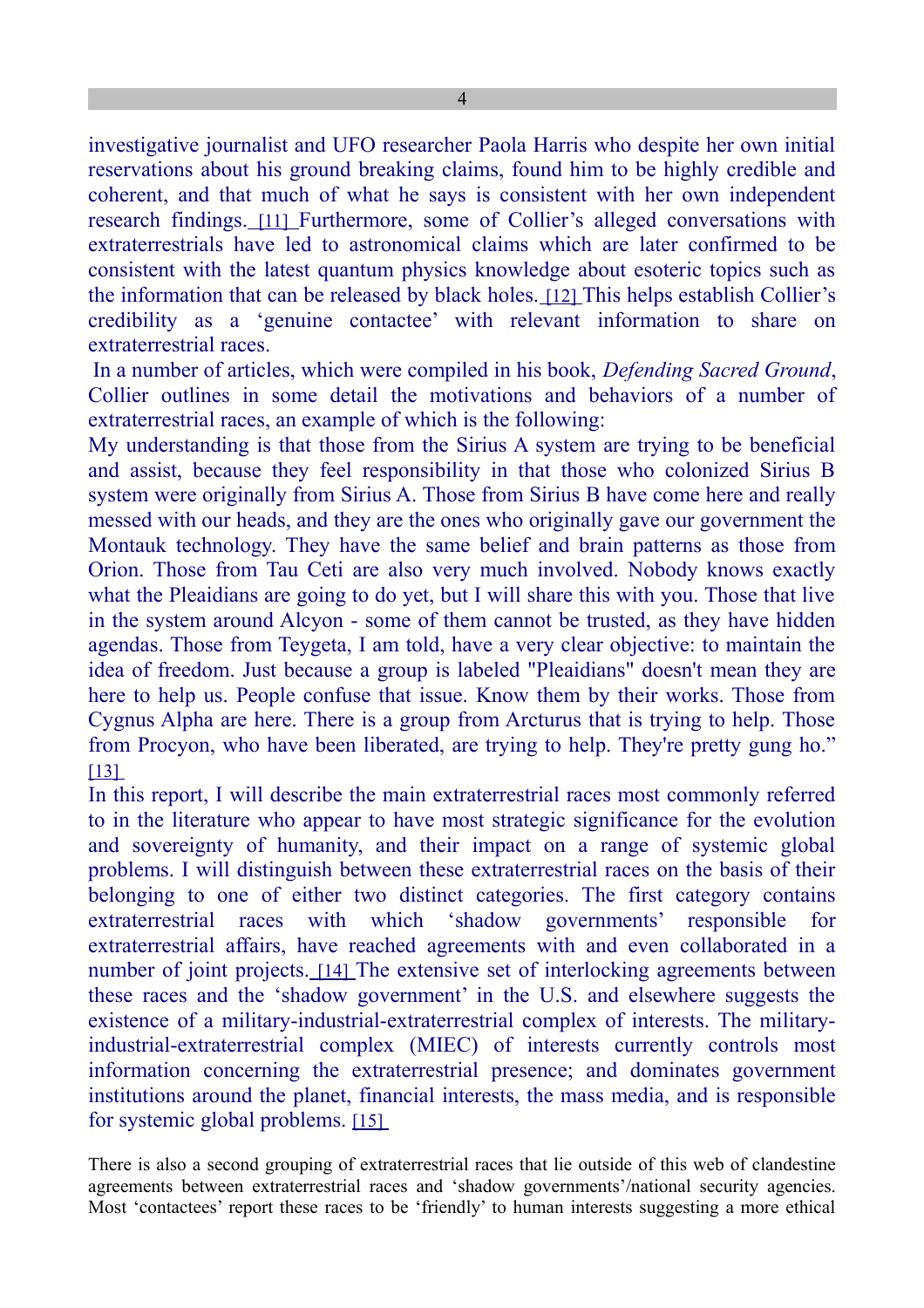investigative journalist and UFO researcher Paola Harris who despite her own initial reservations about his ground breaking claims, found him to be highly credible and coherent, and that much of what he says is consistent with her own independent research findings. [11] Furthermore, some of Collier's alleged conversations with extraterrestrials have led to astronomical claims which are later confirmed to be consistent with the latest quantum physics knowledge about esoteric topics such as the information that can be released by black holes. [12] This helps establish Collier's credibility as a 'genuine contactee' with relevant information to share on extraterrestrial races.

In a number of articles, which were compiled in his book, *Defending Sacred Ground*, Collier outlines in some detail the motivations and behaviors of a number of extraterrestrial races, an example of which is the following:

My understanding is that those from the Sirius A system are trying to be beneficial and assist, because they feel responsibility in that those who colonized Sirius B system were originally from Sirius A. Those from Sirius B have come here and really messed with our heads, and they are the ones who originally gave our government the Montauk technology. They have the same belief and brain patterns as those from Orion. Those from Tau Ceti are also very much involved. Nobody knows exactly what the Pleaidians are going to do yet, but I will share this with you. Those that live in the system around Alcyon - some of them cannot be trusted, as they have hidden agendas. Those from Teygeta, I am told, have a very clear objective: to maintain the idea of freedom. Just because a group is labeled "Pleaidians" doesn't mean they are here to help us. People confuse that issue. Know them by their works. Those from Cygnus Alpha are here. There is a group from Arcturus that is trying to help. Those from Procyon, who have been liberated, are trying to help. They're pretty gung ho." [13]

In this report, I will describe the main extraterrestrial races most commonly referred to in the literature who appear to have most strategic significance for the evolution and sovereignty of humanity, and their impact on a range of systemic global problems. I will distinguish between these extraterrestrial races on the basis of their belonging to one of either two distinct categories. The first category contains extraterrestrial races with which 'shadow governments' responsible for extraterrestrial affairs, have reached agreements with and even collaborated in a number of joint projects. [14] The extensive set of interlocking agreements between these races and the 'shadow government' in the U.S. and elsewhere suggests the existence of a military-industrial-extraterrestrial complex of interests. The military-industrial-extraterrestrial complex (MIEC) of interests currently controls most information concerning the extraterrestrial presence; and dominates government institutions around the planet, financial interests, the mass media, and is responsible for systemic global problems. [15]

There is also a second grouping of extraterrestrial races that lie outside of this web of clandestine agreements between extraterrestrial races and 'shadow governments'/national security agencies. Most 'contactees' report these races to be 'friendly' to human interests suggesting a more ethical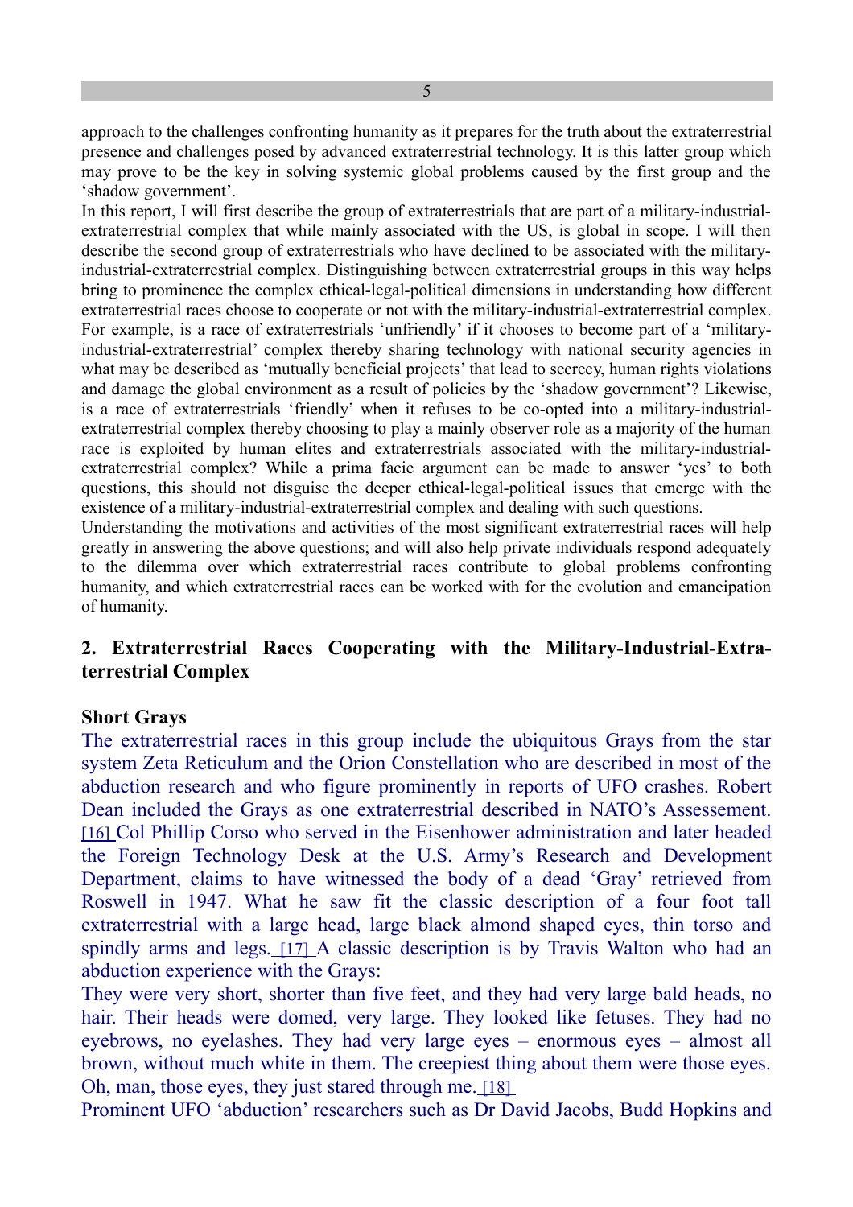approach to the challenges confronting humanity as it prepares for the truth about the extraterrestrial presence and challenges posed by advanced extraterrestrial technology. It is this latter group which may prove to be the key in solving systemic global problems caused by the first group and the 'shadow government'.

In this report, I will first describe the group of extraterrestrials that are part of a military-industrial-extraterrestrial complex that while mainly associated with the US, is global in scope. I will then describe the second group of extraterrestrials who have declined to be associated with the military-industrial-extraterrestrial complex. Distinguishing between extraterrestrial groups in this way helps bring to prominence the complex ethical-legal-political dimensions in understanding how different extraterrestrial races choose to cooperate or not with the military-industrial-extraterrestrial complex. For example, is a race of extraterrestrials 'unfriendly' if it chooses to become part of a 'military-industrial-extraterrestrial' complex thereby sharing technology with national security agencies in what may be described as 'mutually beneficial projects' that lead to secrecy, human rights violations and damage the global environment as a result of policies by the 'shadow government'? Likewise, is a race of extraterrestrials 'friendly' when it refuses to be co-opted into a military-industrial-extraterrestrial complex thereby choosing to play a mainly observer role as a majority of the human race is exploited by human elites and extraterrestrials associated with the military-industrial-extraterrestrial complex? While a prima facie argument can be made to answer 'yes' to both questions, this should not disguise the deeper ethical-legal-political issues that emerge with the existence of a military-industrial-extraterrestrial complex and dealing with such questions.

Understanding the motivations and activities of the most significant extraterrestrial races will help greatly in answering the above questions; and will also help private individuals respond adequately to the dilemma over which extraterrestrial races contribute to global problems confronting humanity, and which extraterrestrial races can be worked with for the evolution and emancipation of humanity.

## 2. Extraterrestrial Races Cooperating with the Military-Industrial-Extraterrestrial Complex

### Short Grays

The extraterrestrial races in this group include the ubiquitous Grays from the star system Zeta Reticulum and the Orion Constellation who are described in most of the abduction research and who figure prominently in reports of UFO crashes. Robert Dean included the Grays as one extraterrestrial described in NATO's Assessement. [16] Col Phillip Corso who served in the Eisenhower administration and later headed the Foreign Technology Desk at the U.S. Army's Research and Development Department, claims to have witnessed the body of a dead 'Gray' retrieved from Roswell in 1947. What he saw fit the classic description of a four foot tall extraterrestrial with a large head, large black almond shaped eyes, thin torso and spindly arms and legs. [17] A classic description is by Travis Walton who had an abduction experience with the Grays:

They were very short, shorter than five feet, and they had very large bald heads, no hair. Their heads were domed, very large. They looked like fetuses. They had no eyebrows, no eyelashes. They had very large eyes – enormous eyes – almost all brown, without much white in them. The creepiest thing about them were those eyes. Oh, man, those eyes, they just stared through me. [18]

Prominent UFO 'abduction' researchers such as Dr David Jacobs, Budd Hopkins and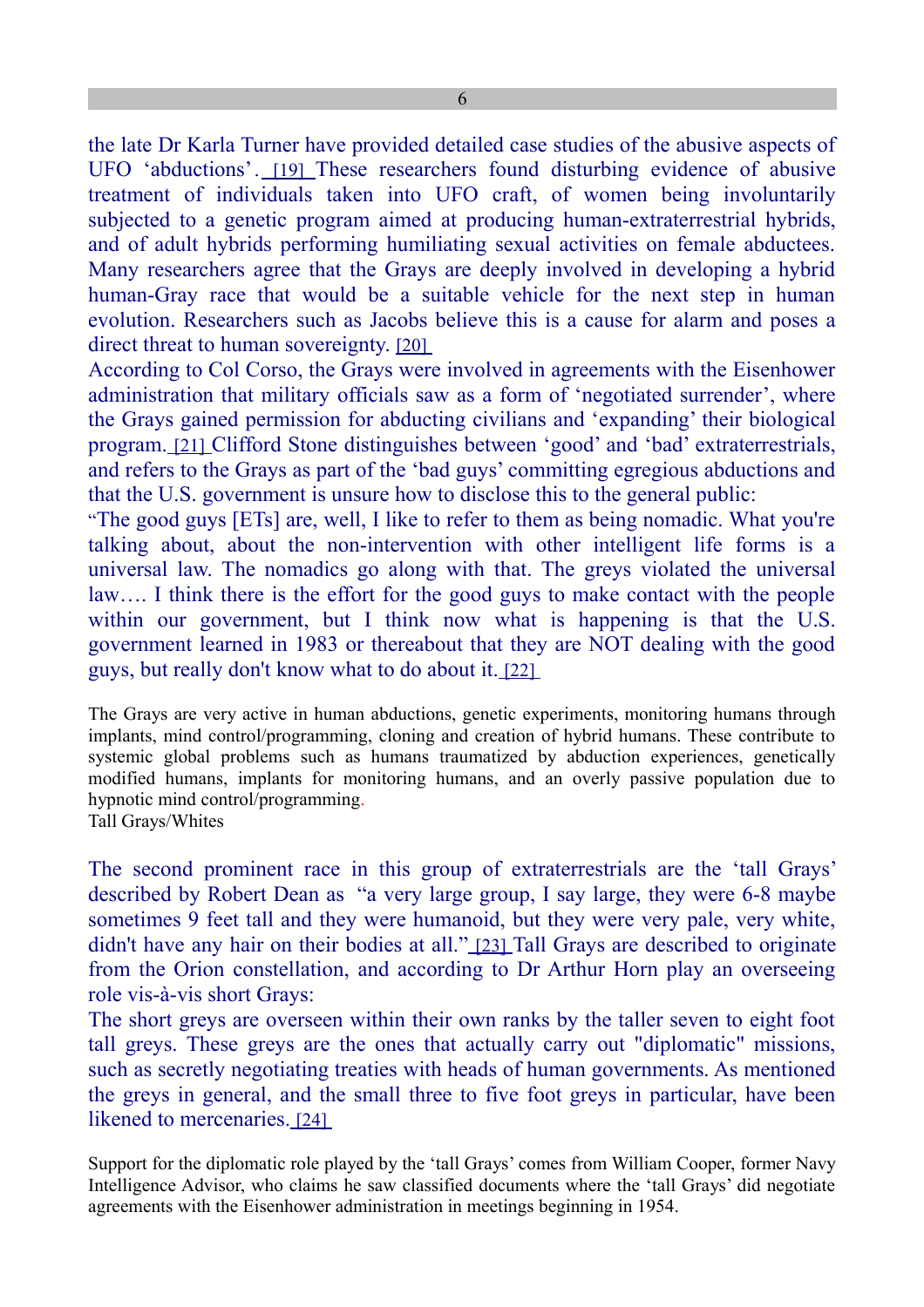the late Dr Karla Turner have provided detailed case studies of the abusive aspects of UFO 'abductions'. [19] These researchers found disturbing evidence of abusive treatment of individuals taken into UFO craft, of women being involuntarily subjected to a genetic program aimed at producing human-extraterrestrial hybrids, and of adult hybrids performing humiliating sexual activities on female abductees. Many researchers agree that the Grays are deeply involved in developing a hybrid human-Gray race that would be a suitable vehicle for the next step in human evolution. Researchers such as Jacobs believe this is a cause for alarm and poses a direct threat to human sovereignty. [20]

According to Col Corso, the Grays were involved in agreements with the Eisenhower administration that military officials saw as a form of 'negotiated surrender', where the Grays gained permission for abducting civilians and 'expanding' their biological program. [21] Clifford Stone distinguishes between 'good' and 'bad' extraterrestrials, and refers to the Grays as part of the 'bad guys' committing egregious abductions and that the U.S. government is unsure how to disclose this to the general public:

"The good guys [ETs] are, well, I like to refer to them as being nomadic. What you're talking about, about the non-intervention with other intelligent life forms is a universal law. The nomadics go along with that. The greys violated the universal law…. I think there is the effort for the good guys to make contact with the people within our government, but I think now what is happening is that the U.S. government learned in 1983 or thereabout that they are NOT dealing with the good guys, but really don't know what to do about it. [22]

The Grays are very active in human abductions, genetic experiments, monitoring humans through implants, mind control/programming, cloning and creation of hybrid humans. These contribute to systemic global problems such as humans traumatized by abduction experiences, genetically modified humans, implants for monitoring humans, and an overly passive population due to hypnotic mind control/programming.

Tall Grays/Whites

The second prominent race in this group of extraterrestrials are the 'tall Grays' described by Robert Dean as "a very large group, I say large, they were 6-8 maybe sometimes 9 feet tall and they were humanoid, but they were very pale, very white, didn't have any hair on their bodies at all." [23] Tall Grays are described to originate from the Orion constellation, and according to Dr Arthur Horn play an overseeing role vis-à-vis short Grays:

The short greys are overseen within their own ranks by the taller seven to eight foot tall greys. These greys are the ones that actually carry out "diplomatic" missions, such as secretly negotiating treaties with heads of human governments. As mentioned the greys in general, and the small three to five foot greys in particular, have been likened to mercenaries. [24]

Support for the diplomatic role played by the 'tall Grays' comes from William Cooper, former Navy Intelligence Advisor, who claims he saw classified documents where the 'tall Grays' did negotiate agreements with the Eisenhower administration in meetings beginning in 1954.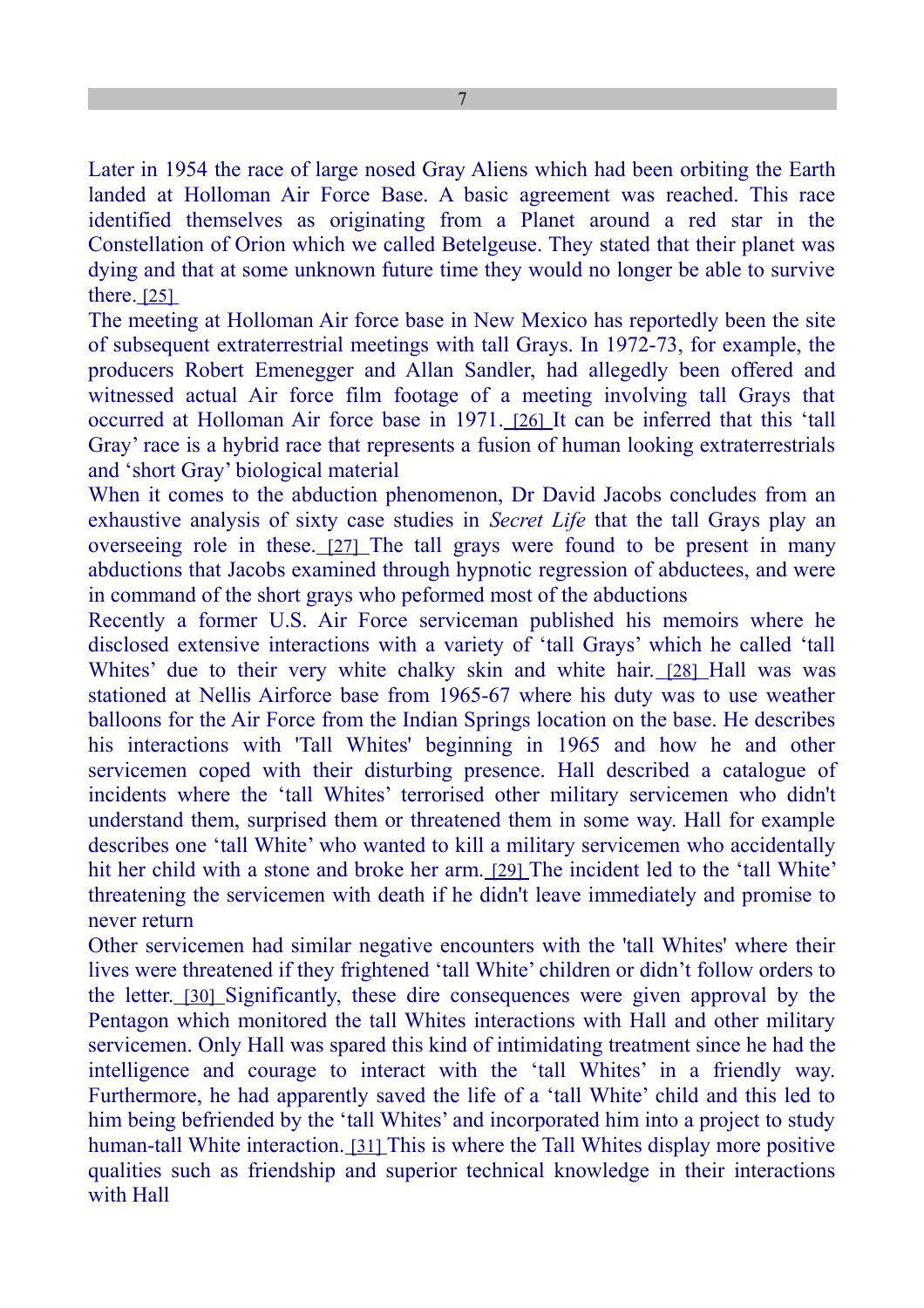Later in 1954 the race of large nosed Gray Aliens which had been orbiting the Earth landed at Holloman Air Force Base. A basic agreement was reached. This race identified themselves as originating from a Planet around a red star in the Constellation of Orion which we called Betelgeuse. They stated that their planet was dying and that at some unknown future time they would no longer be able to survive there. [25]

The meeting at Holloman Air force base in New Mexico has reportedly been the site of subsequent extraterrestrial meetings with tall Grays. In 1972-73, for example, the producers Robert Emenegger and Allan Sandler, had allegedly been offered and witnessed actual Air force film footage of a meeting involving tall Grays that occurred at Holloman Air force base in 1971. [26] It can be inferred that this 'tall Gray' race is a hybrid race that represents a fusion of human looking extraterrestrials and 'short Gray' biological material

When it comes to the abduction phenomenon, Dr David Jacobs concludes from an exhaustive analysis of sixty case studies in *Secret Life* that the tall Grays play an overseeing role in these. [27] The tall grays were found to be present in many abductions that Jacobs examined through hypnotic regression of abductees, and were in command of the short grays who peformed most of the abductions

Recently a former U.S. Air Force serviceman published his memoirs where he disclosed extensive interactions with a variety of 'tall Grays' which he called 'tall Whites' due to their very white chalky skin and white hair. [28] Hall was was stationed at Nellis Airforce base from 1965-67 where his duty was to use weather balloons for the Air Force from the Indian Springs location on the base. He describes his interactions with 'Tall Whites' beginning in 1965 and how he and other servicemen coped with their disturbing presence. Hall described a catalogue of incidents where the 'tall Whites' terrorised other military servicemen who didn't understand them, surprised them or threatened them in some way. Hall for example describes one 'tall White' who wanted to kill a military servicemen who accidentally hit her child with a stone and broke her arm. [29] The incident led to the 'tall White' threatening the servicemen with death if he didn't leave immediately and promise to never return

Other servicemen had similar negative encounters with the 'tall Whites' where their lives were threatened if they frightened 'tall White' children or didn't follow orders to the letter. [30] Significantly, these dire consequences were given approval by the Pentagon which monitored the tall Whites interactions with Hall and other military servicemen. Only Hall was spared this kind of intimidating treatment since he had the intelligence and courage to interact with the 'tall Whites' in a friendly way. Furthermore, he had apparently saved the life of a 'tall White' child and this led to him being befriended by the 'tall Whites' and incorporated him into a project to study human-tall White interaction. [31] This is where the Tall Whites display more positive qualities such as friendship and superior technical knowledge in their interactions with Hall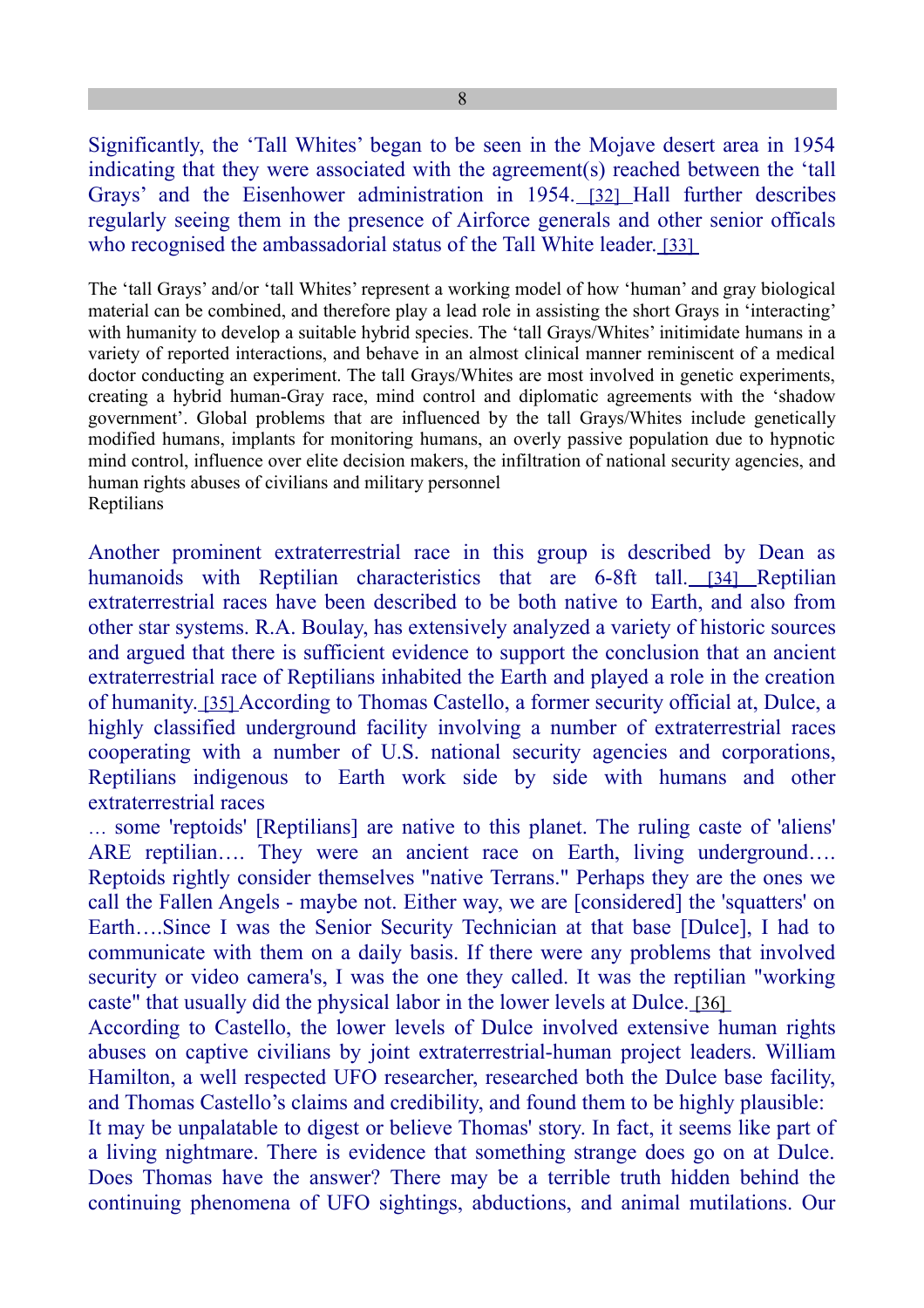Significantly, the 'Tall Whites' began to be seen in the Mojave desert area in 1954 indicating that they were associated with the agreement(s) reached between the 'tall Grays' and the Eisenhower administration in 1954. [32] Hall further describes regularly seeing them in the presence of Airforce generals and other senior officals who recognised the ambassadorial status of the Tall White leader. [33]

The 'tall Grays' and/or 'tall Whites' represent a working model of how 'human' and gray biological material can be combined, and therefore play a lead role in assisting the short Grays in 'interacting' with humanity to develop a suitable hybrid species. The 'tall Grays/Whites' initimidate humans in a variety of reported interactions, and behave in an almost clinical manner reminiscent of a medical doctor conducting an experiment. The tall Grays/Whites are most involved in genetic experiments, creating a hybrid human-Gray race, mind control and diplomatic agreements with the 'shadow government'. Global problems that are influenced by the tall Grays/Whites include genetically modified humans, implants for monitoring humans, an overly passive population due to hypnotic mind control, influence over elite decision makers, the infiltration of national security agencies, and human rights abuses of civilians and military personnel

Reptilians

Another prominent extraterrestrial race in this group is described by Dean as humanoids with Reptilian characteristics that are 6-8ft tall. [34] Reptilian extraterrestrial races have been described to be both native to Earth, and also from other star systems. R.A. Boulay, has extensively analyzed a variety of historic sources and argued that there is sufficient evidence to support the conclusion that an ancient extraterrestrial race of Reptilians inhabited the Earth and played a role in the creation of humanity. [35] According to Thomas Castello, a former security official at, Dulce, a highly classified underground facility involving a number of extraterrestrial races cooperating with a number of U.S. national security agencies and corporations, Reptilians indigenous to Earth work side by side with humans and other extraterrestrial races

… some 'reptoids' [Reptilians] are native to this planet. The ruling caste of 'aliens' ARE reptilian…. They were an ancient race on Earth, living underground…. Reptoids rightly consider themselves "native Terrans." Perhaps they are the ones we call the Fallen Angels - maybe not. Either way, we are [considered] the 'squatters' on Earth….Since I was the Senior Security Technician at that base [Dulce], I had to communicate with them on a daily basis. If there were any problems that involved security or video camera's, I was the one they called. It was the reptilian "working caste" that usually did the physical labor in the lower levels at Dulce. [36]

According to Castello, the lower levels of Dulce involved extensive human rights abuses on captive civilians by joint extraterrestrial-human project leaders. William Hamilton, a well respected UFO researcher, researched both the Dulce base facility, and Thomas Castello's claims and credibility, and found them to be highly plausible:

It may be unpalatable to digest or believe Thomas' story. In fact, it seems like part of a living nightmare. There is evidence that something strange does go on at Dulce. Does Thomas have the answer? There may be a terrible truth hidden behind the continuing phenomena of UFO sightings, abductions, and animal mutilations. Our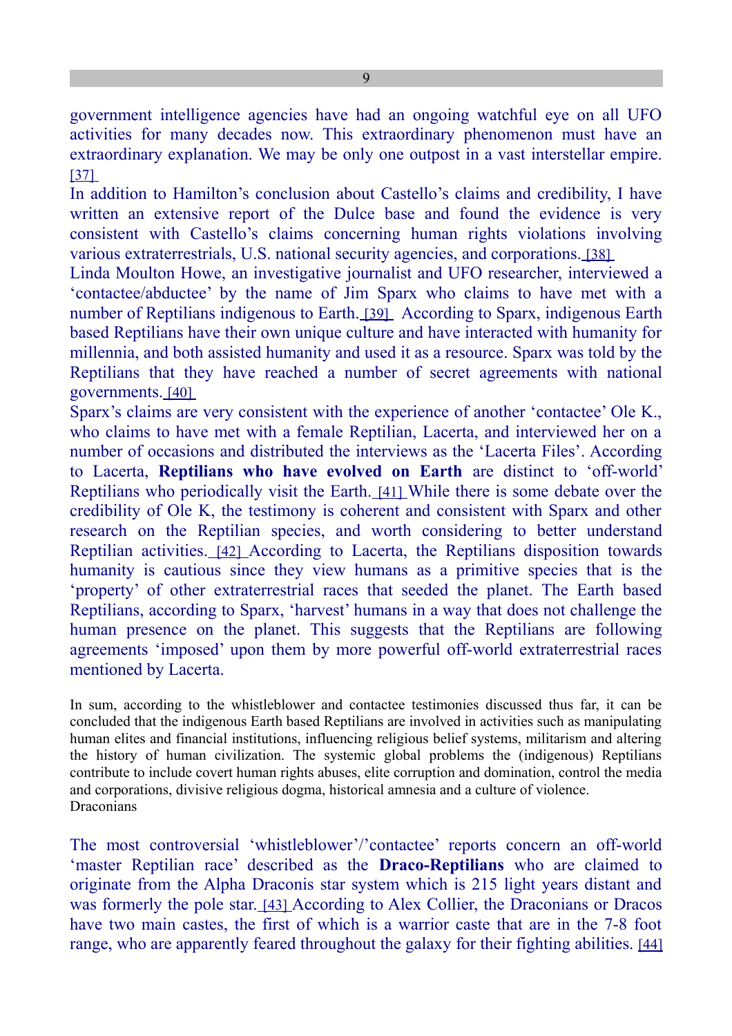government intelligence agencies have had an ongoing watchful eye on all UFO activities for many decades now. This extraordinary phenomenon must have an extraordinary explanation. We may be only one outpost in a vast interstellar empire. [37]

In addition to Hamilton's conclusion about Castello's claims and credibility, I have written an extensive report of the Dulce base and found the evidence is very consistent with Castello's claims concerning human rights violations involving various extraterrestrials, U.S. national security agencies, and corporations. [38]

Linda Moulton Howe, an investigative journalist and UFO researcher, interviewed a 'contactee/abductee' by the name of Jim Sparx who claims to have met with a number of Reptilians indigenous to Earth. [39] According to Sparx, indigenous Earth based Reptilians have their own unique culture and have interacted with humanity for millennia, and both assisted humanity and used it as a resource. Sparx was told by the Reptilians that they have reached a number of secret agreements with national governments. [40]

Sparx's claims are very consistent with the experience of another 'contactee' Ole K., who claims to have met with a female Reptilian, Lacerta, and interviewed her on a number of occasions and distributed the interviews as the 'Lacerta Files'. According to Lacerta, **Reptilians who have evolved on Earth** are distinct to 'off-world' Reptilians who periodically visit the Earth. [41] While there is some debate over the credibility of Ole K, the testimony is coherent and consistent with Sparx and other research on the Reptilian species, and worth considering to better understand Reptilian activities. [42] According to Lacerta, the Reptilians disposition towards humanity is cautious since they view humans as a primitive species that is the 'property' of other extraterrestrial races that seeded the planet. The Earth based Reptilians, according to Sparx, 'harvest' humans in a way that does not challenge the human presence on the planet. This suggests that the Reptilians are following agreements 'imposed' upon them by more powerful off-world extraterrestrial races mentioned by Lacerta.

In sum, according to the whistleblower and contactee testimonies discussed thus far, it can be concluded that the indigenous Earth based Reptilians are involved in activities such as manipulating human elites and financial institutions, influencing religious belief systems, militarism and altering the history of human civilization. The systemic global problems the (indigenous) Reptilians contribute to include covert human rights abuses, elite corruption and domination, control the media and corporations, divisive religious dogma, historical amnesia and a culture of violence.

## Draconians

The most controversial 'whistleblower'/'contactee' reports concern an off-world 'master Reptilian race' described as the **Draco-Reptilians** who are claimed to originate from the Alpha Draconis star system which is 215 light years distant and was formerly the pole star. [43] According to Alex Collier, the Draconians or Dracos have two main castes, the first of which is a warrior caste that are in the 7-8 foot range, who are apparently feared throughout the galaxy for their fighting abilities. [44]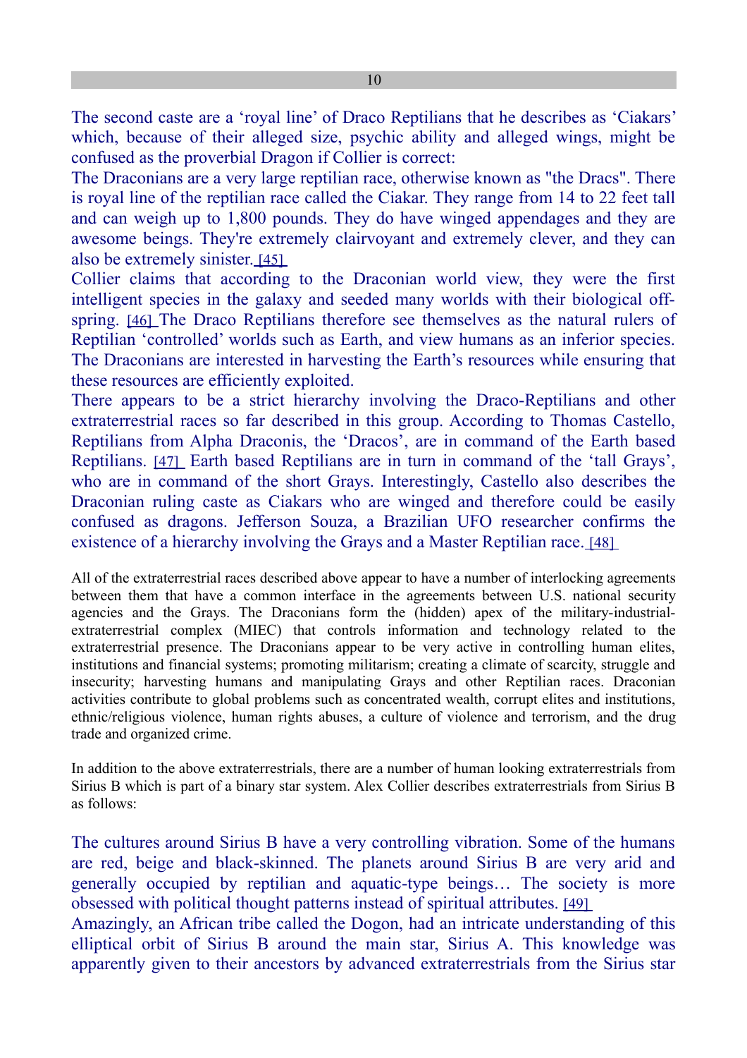The second caste are a 'royal line' of Draco Reptilians that he describes as 'Ciakars' which, because of their alleged size, psychic ability and alleged wings, might be confused as the proverbial Dragon if Collier is correct:

The Draconians are a very large reptilian race, otherwise known as "the Dracs". There is royal line of the reptilian race called the Ciakar. They range from 14 to 22 feet tall and can weigh up to 1,800 pounds. They do have winged appendages and they are awesome beings. They're extremely clairvoyant and extremely clever, and they can also be extremely sinister. [45]

Collier claims that according to the Draconian world view, they were the first intelligent species in the galaxy and seeded many worlds with their biological off-spring. [46] The Draco Reptilians therefore see themselves as the natural rulers of Reptilian 'controlled' worlds such as Earth, and view humans as an inferior species. The Draconians are interested in harvesting the Earth's resources while ensuring that these resources are efficiently exploited.

There appears to be a strict hierarchy involving the Draco-Reptilians and other extraterrestrial races so far described in this group. According to Thomas Castello, Reptilians from Alpha Draconis, the 'Dracos', are in command of the Earth based Reptilians. [47] Earth based Reptilians are in turn in command of the 'tall Grays', who are in command of the short Grays. Interestingly, Castello also describes the Draconian ruling caste as Ciakars who are winged and therefore could be easily confused as dragons. Jefferson Souza, a Brazilian UFO researcher confirms the existence of a hierarchy involving the Grays and a Master Reptilian race. [48]

All of the extraterrestrial races described above appear to have a number of interlocking agreements between them that have a common interface in the agreements between U.S. national security agencies and the Grays. The Draconians form the (hidden) apex of the military-industrial-extraterrestrial complex (MIEC) that controls information and technology related to the extraterrestrial presence. The Draconians appear to be very active in controlling human elites, institutions and financial systems; promoting militarism; creating a climate of scarcity, struggle and insecurity; harvesting humans and manipulating Grays and other Reptilian races. Draconian activities contribute to global problems such as concentrated wealth, corrupt elites and institutions, ethnic/religious violence, human rights abuses, a culture of violence and terrorism, and the drug trade and organized crime.

In addition to the above extraterrestrials, there are a number of human looking extraterrestrials from Sirius B which is part of a binary star system. Alex Collier describes extraterrestrials from Sirius B as follows:

The cultures around Sirius B have a very controlling vibration. Some of the humans are red, beige and black-skinned. The planets around Sirius B are very arid and generally occupied by reptilian and aquatic-type beings… The society is more obsessed with political thought patterns instead of spiritual attributes. [49]

Amazingly, an African tribe called the Dogon, had an intricate understanding of this elliptical orbit of Sirius B around the main star, Sirius A. This knowledge was apparently given to their ancestors by advanced extraterrestrials from the Sirius star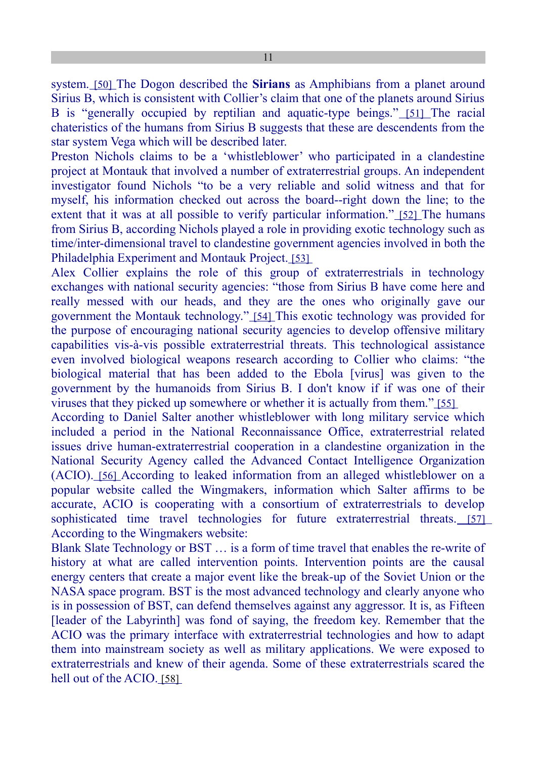system. [50] The Dogon described the **Sirians** as Amphibians from a planet around Sirius B, which is consistent with Collier's claim that one of the planets around Sirius B is "generally occupied by reptilian and aquatic-type beings." [51] The racial chateristics of the humans from Sirius B suggests that these are descendents from the star system Vega which will be described later.

Preston Nichols claims to be a 'whistleblower' who participated in a clandestine project at Montauk that involved a number of extraterrestrial groups. An independent investigator found Nichols "to be a very reliable and solid witness and that for myself, his information checked out across the board--right down the line; to the extent that it was at all possible to verify particular information." [52] The humans from Sirius B, according Nichols played a role in providing exotic technology such as time/inter-dimensional travel to clandestine government agencies involved in both the Philadelphia Experiment and Montauk Project. [53]

Alex Collier explains the role of this group of extraterrestrials in technology exchanges with national security agencies: "those from Sirius B have come here and really messed with our heads, and they are the ones who originally gave our government the Montauk technology." [54] This exotic technology was provided for the purpose of encouraging national security agencies to develop offensive military capabilities vis-à-vis possible extraterrestrial threats. This technological assistance even involved biological weapons research according to Collier who claims: "the biological material that has been added to the Ebola [virus] was given to the government by the humanoids from Sirius B. I don't know if if was one of their viruses that they picked up somewhere or whether it is actually from them." [55]

According to Daniel Salter another whistleblower with long military service which included a period in the National Reconnaissance Office, extraterrestrial related issues drive human-extraterrestrial cooperation in a clandestine organization in the National Security Agency called the Advanced Contact Intelligence Organization (ACIO). [56] According to leaked information from an alleged whistleblower on a popular website called the Wingmakers, information which Salter affirms to be accurate, ACIO is cooperating with a consortium of extraterrestrials to develop sophisticated time travel technologies for future extraterrestrial threats. [57] According to the Wingmakers website:

Blank Slate Technology or BST … is a form of time travel that enables the re-write of history at what are called intervention points. Intervention points are the causal energy centers that create a major event like the break-up of the Soviet Union or the NASA space program. BST is the most advanced technology and clearly anyone who is in possession of BST, can defend themselves against any aggressor. It is, as Fifteen [leader of the Labyrinth] was fond of saying, the freedom key. Remember that the ACIO was the primary interface with extraterrestrial technologies and how to adapt them into mainstream society as well as military applications. We were exposed to extraterrestrials and knew of their agenda. Some of these extraterrestrials scared the hell out of the ACIO. [58]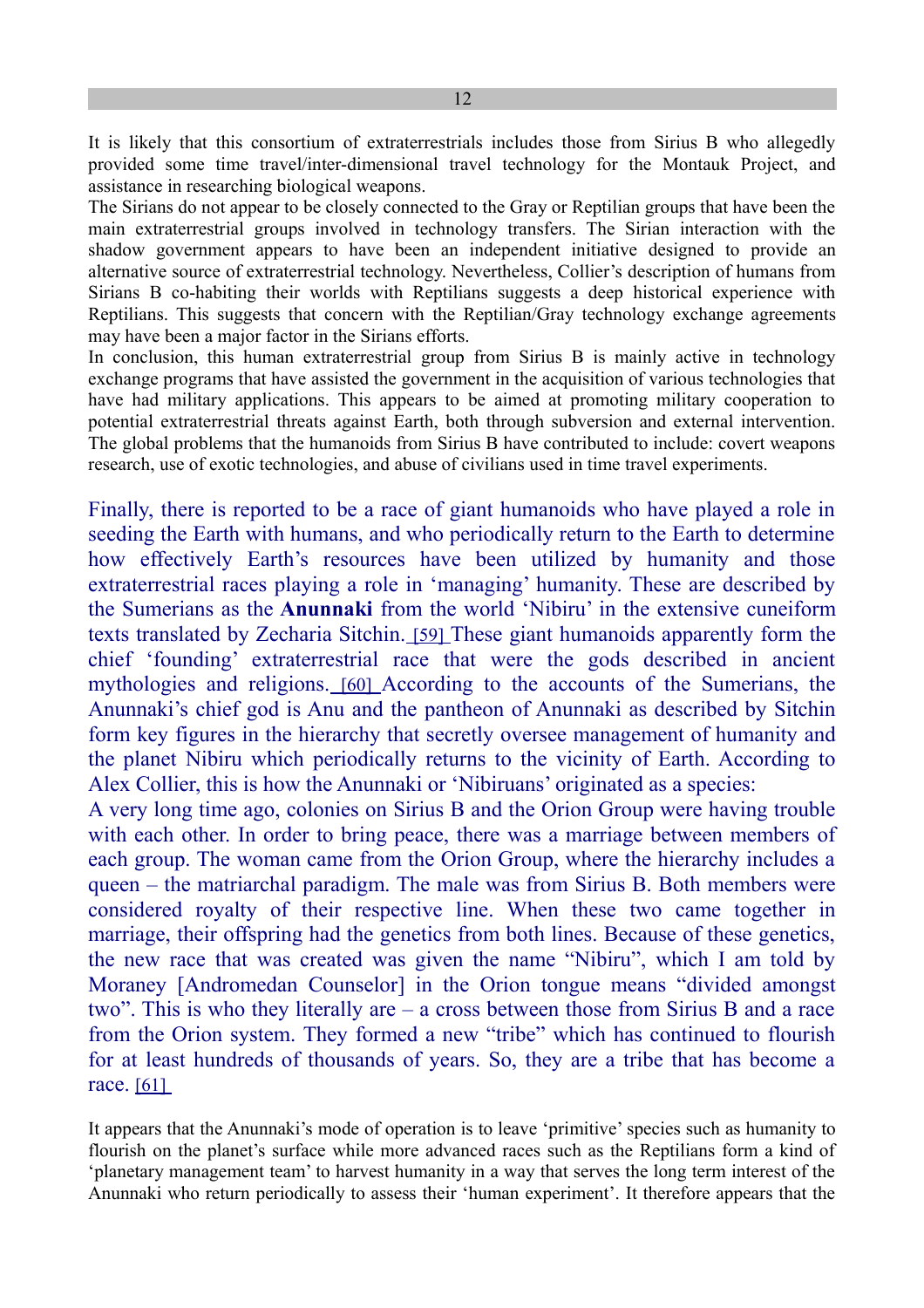It is likely that this consortium of extraterrestrials includes those from Sirius B who allegedly provided some time travel/inter-dimensional travel technology for the Montauk Project, and assistance in researching biological weapons.

The Sirians do not appear to be closely connected to the Gray or Reptilian groups that have been the main extraterrestrial groups involved in technology transfers. The Sirian interaction with the shadow government appears to have been an independent initiative designed to provide an alternative source of extraterrestrial technology. Nevertheless, Collier's description of humans from Sirians B co-habiting their worlds with Reptilians suggests a deep historical experience with Reptilians. This suggests that concern with the Reptilian/Gray technology exchange agreements may have been a major factor in the Sirians efforts.

In conclusion, this human extraterrestrial group from Sirius B is mainly active in technology exchange programs that have assisted the government in the acquisition of various technologies that have had military applications. This appears to be aimed at promoting military cooperation to potential extraterrestrial threats against Earth, both through subversion and external intervention. The global problems that the humanoids from Sirius B have contributed to include: covert weapons research, use of exotic technologies, and abuse of civilians used in time travel experiments.

Finally, there is reported to be a race of giant humanoids who have played a role in seeding the Earth with humans, and who periodically return to the Earth to determine how effectively Earth's resources have been utilized by humanity and those extraterrestrial races playing a role in 'managing' humanity. These are described by the Sumerians as the **Anunnaki** from the world 'Nibiru' in the extensive cuneiform texts translated by Zecharia Sitchin. [59] These giant humanoids apparently form the chief 'founding' extraterrestrial race that were the gods described in ancient mythologies and religions. [60] According to the accounts of the Sumerians, the Anunnaki's chief god is Anu and the pantheon of Anunnaki as described by Sitchin form key figures in the hierarchy that secretly oversee management of humanity and the planet Nibiru which periodically returns to the vicinity of Earth. According to Alex Collier, this is how the Anunnaki or 'Nibiruans' originated as a species:

A very long time ago, colonies on Sirius B and the Orion Group were having trouble with each other. In order to bring peace, there was a marriage between members of each group. The woman came from the Orion Group, where the hierarchy includes a queen – the matriarchal paradigm. The male was from Sirius B. Both members were considered royalty of their respective line. When these two came together in marriage, their offspring had the genetics from both lines. Because of these genetics, the new race that was created was given the name "Nibiru", which I am told by Moraney [Andromedan Counselor] in the Orion tongue means "divided amongst two". This is who they literally are – a cross between those from Sirius B and a race from the Orion system. They formed a new "tribe" which has continued to flourish for at least hundreds of thousands of years. So, they are a tribe that has become a race. [61]

It appears that the Anunnaki's mode of operation is to leave 'primitive' species such as humanity to flourish on the planet's surface while more advanced races such as the Reptilians form a kind of 'planetary management team' to harvest humanity in a way that serves the long term interest of the Anunnaki who return periodically to assess their 'human experiment'. It therefore appears that the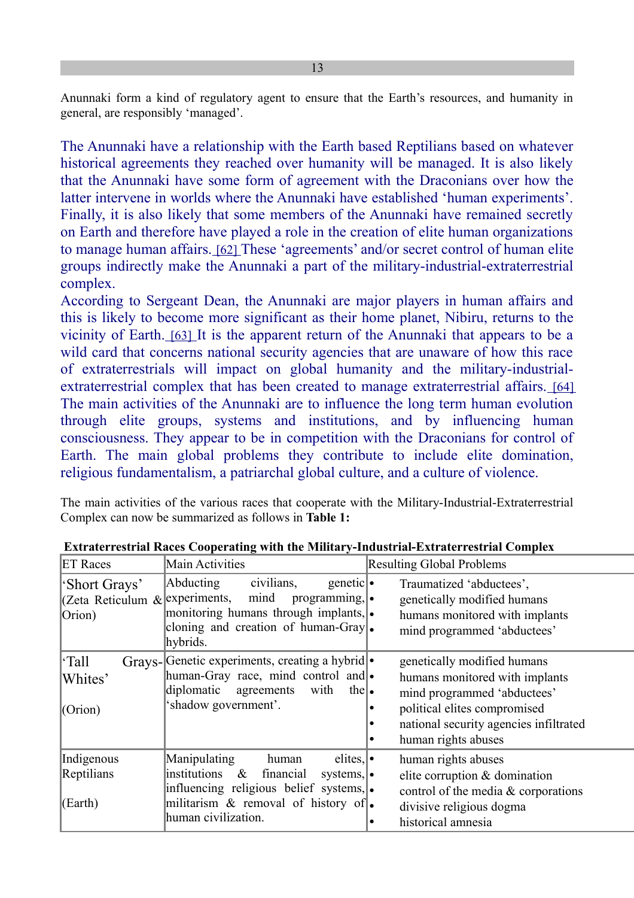Anunnaki form a kind of regulatory agent to ensure that the Earth's resources, and humanity in general, are responsibly 'managed'.

The Anunnaki have a relationship with the Earth based Reptilians based on whatever historical agreements they reached over humanity will be managed. It is also likely that the Anunnaki have some form of agreement with the Draconians over how the latter intervene in worlds where the Anunnaki have established 'human experiments'. Finally, it is also likely that some members of the Anunnaki have remained secretly on Earth and therefore have played a role in the creation of elite human organizations to manage human affairs. [62] These 'agreements' and/or secret control of human elite groups indirectly make the Anunnaki a part of the military-industrial-extraterrestrial complex.

According to Sergeant Dean, the Anunnaki are major players in human affairs and this is likely to become more significant as their home planet, Nibiru, returns to the vicinity of Earth. [63] It is the apparent return of the Anunnaki that appears to be a wild card that concerns national security agencies that are unaware of how this race of extraterrestrials will impact on global humanity and the military-industrial-extraterrestrial complex that has been created to manage extraterrestrial affairs. [64] The main activities of the Anunnaki are to influence the long term human evolution through elite groups, systems and institutions, and by influencing human consciousness. They appear to be in competition with the Draconians for control of Earth. The main global problems they contribute to include elite domination, religious fundamentalism, a patriarchal global culture, and a culture of violence.

The main activities of the various races that cooperate with the Military-Industrial-Extraterrestrial Complex can now be summarized as follows in **Table 1:**

**Extraterrestrial Races Cooperating with the Military-Industrial-Extraterrestrial Complex**

| ET Races | Main Activities | Resulting Global Problems |
|---|---|---|
| 'Short Grays' (Zeta Reticulum & Orion) | Abducting civilians, genetic experiments, mind programming, monitoring humans through implants, cloning and creation of human-Gray hybrids. | • Traumatized 'abductees',<br>• genetically modified humans<br>• humans monitored with implants<br>• mind programmed 'abductees' |
| 'Tall Grays-Whites' (Orion) | Genetic experiments, creating a hybrid human-Gray race, mind control and diplomatic agreements with the 'shadow government'. | • genetically modified humans<br>• humans monitored with implants<br>• mind programmed 'abductees'<br>• political elites compromised<br>• national security agencies infiltrated<br>• human rights abuses |
| Indigenous Reptilians (Earth) | Manipulating human elites, institutions & financial systems, influencing religious belief systems, militarism & removal of history of human civilization. | • human rights abuses<br>• elite corruption & domination<br>• control of the media & corporations<br>• divisive religious dogma<br>• historical amnesia |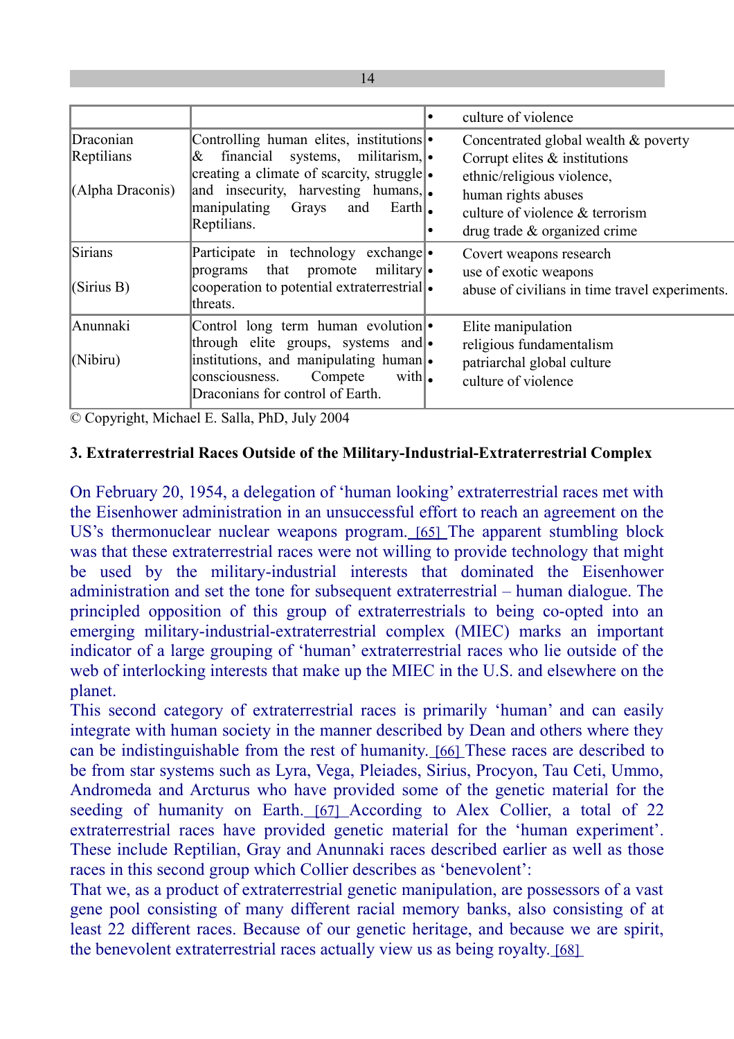| | | |
|---|---|---|
| | | • culture of violence |
| Draconian Reptilians<br><br>(Alpha Draconis) | Controlling human elites, institutions & financial systems, militarism, creating a climate of scarcity, struggle and insecurity, harvesting humans, manipulating Grays and Earth Reptilians. | • Concentrated global wealth & poverty<br>• Corrupt elites & institutions<br>• ethnic/religious violence,<br>• human rights abuses<br>• culture of violence & terrorism<br>• drug trade & organized crime |
| Sirians<br><br>(Sirius B) | Participate in technology exchange programs that promote military cooperation to potential extraterrestrial threats. | • Covert weapons research<br>• use of exotic weapons<br>• abuse of civilians in time travel experiments. |
| Anunnaki<br><br>(Nibiru) | Control long term human evolution through elite groups, systems and institutions, and manipulating human consciousness. Compete with Draconians for control of Earth. | • Elite manipulation<br>• religious fundamentalism<br>• patriarchal global culture<br>• culture of violence |

© Copyright, Michael E. Salla, PhD, July 2004

**3. Extraterrestrial Races Outside of the Military-Industrial-Extraterrestrial Complex**

On February 20, 1954, a delegation of 'human looking' extraterrestrial races met with the Eisenhower administration in an unsuccessful effort to reach an agreement on the US's thermonuclear nuclear weapons program. [65] The apparent stumbling block was that these extraterrestrial races were not willing to provide technology that might be used by the military-industrial interests that dominated the Eisenhower administration and set the tone for subsequent extraterrestrial – human dialogue. The principled opposition of this group of extraterrestrials to being co-opted into an emerging military-industrial-extraterrestrial complex (MIEC) marks an important indicator of a large grouping of 'human' extraterrestrial races who lie outside of the web of interlocking interests that make up the MIEC in the U.S. and elsewhere on the planet.

This second category of extraterrestrial races is primarily 'human' and can easily integrate with human society in the manner described by Dean and others where they can be indistinguishable from the rest of humanity. [66] These races are described to be from star systems such as Lyra, Vega, Pleiades, Sirius, Procyon, Tau Ceti, Ummo, Andromeda and Arcturus who have provided some of the genetic material for the seeding of humanity on Earth. [67] According to Alex Collier, a total of 22 extraterrestrial races have provided genetic material for the 'human experiment'. These include Reptilian, Gray and Anunnaki races described earlier as well as those races in this second group which Collier describes as 'benevolent':

That we, as a product of extraterrestrial genetic manipulation, are possessors of a vast gene pool consisting of many different racial memory banks, also consisting of at least 22 different races. Because of our genetic heritage, and because we are spirit, the benevolent extraterrestrial races actually view us as being royalty. [68]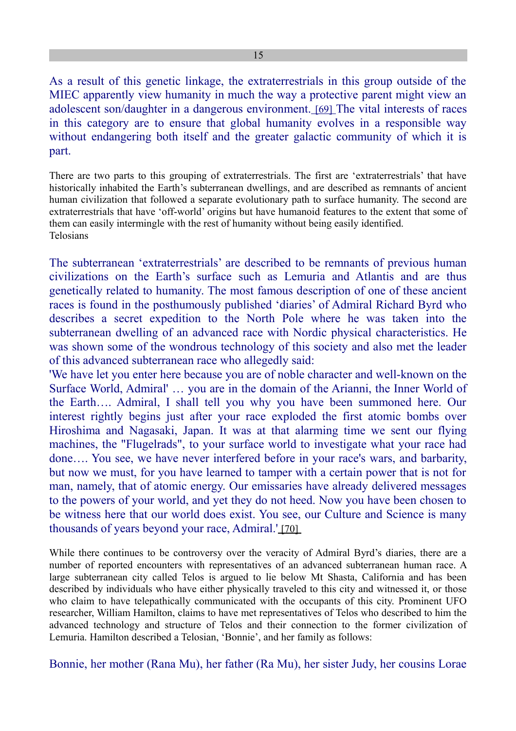As a result of this genetic linkage, the extraterrestrials in this group outside of the MIEC apparently view humanity in much the way a protective parent might view an adolescent son/daughter in a dangerous environment. [69] The vital interests of races in this category are to ensure that global humanity evolves in a responsible way without endangering both itself and the greater galactic community of which it is part.

There are two parts to this grouping of extraterrestrials. The first are 'extraterrestrials' that have historically inhabited the Earth's subterranean dwellings, and are described as remnants of ancient human civilization that followed a separate evolutionary path to surface humanity. The second are extraterrestrials that have 'off-world' origins but have humanoid features to the extent that some of them can easily intermingle with the rest of humanity without being easily identified.

### Telosians

The subterranean 'extraterrestrials' are described to be remnants of previous human civilizations on the Earth's surface such as Lemuria and Atlantis and are thus genetically related to humanity. The most famous description of one of these ancient races is found in the posthumously published 'diaries' of Admiral Richard Byrd who describes a secret expedition to the North Pole where he was taken into the subterranean dwelling of an advanced race with Nordic physical characteristics. He was shown some of the wondrous technology of this society and also met the leader of this advanced subterranean race who allegedly said:

'We have let you enter here because you are of noble character and well-known on the Surface World, Admiral' … you are in the domain of the Arianni, the Inner World of the Earth…. Admiral, I shall tell you why you have been summoned here. Our interest rightly begins just after your race exploded the first atomic bombs over Hiroshima and Nagasaki, Japan. It was at that alarming time we sent our flying machines, the "Flugelrads", to your surface world to investigate what your race had done…. You see, we have never interfered before in your race's wars, and barbarity, but now we must, for you have learned to tamper with a certain power that is not for man, namely, that of atomic energy. Our emissaries have already delivered messages to the powers of your world, and yet they do not heed. Now you have been chosen to be witness here that our world does exist. You see, our Culture and Science is many thousands of years beyond your race, Admiral.' [70]

While there continues to be controversy over the veracity of Admiral Byrd's diaries, there are a number of reported encounters with representatives of an advanced subterranean human race. A large subterranean city called Telos is argued to lie below Mt Shasta, California and has been described by individuals who have either physically traveled to this city and witnessed it, or those who claim to have telepathically communicated with the occupants of this city. Prominent UFO researcher, William Hamilton, claims to have met representatives of Telos who described to him the advanced technology and structure of Telos and their connection to the former civilization of Lemuria. Hamilton described a Telosian, 'Bonnie', and her family as follows:

Bonnie, her mother (Rana Mu), her father (Ra Mu), her sister Judy, her cousins Lorae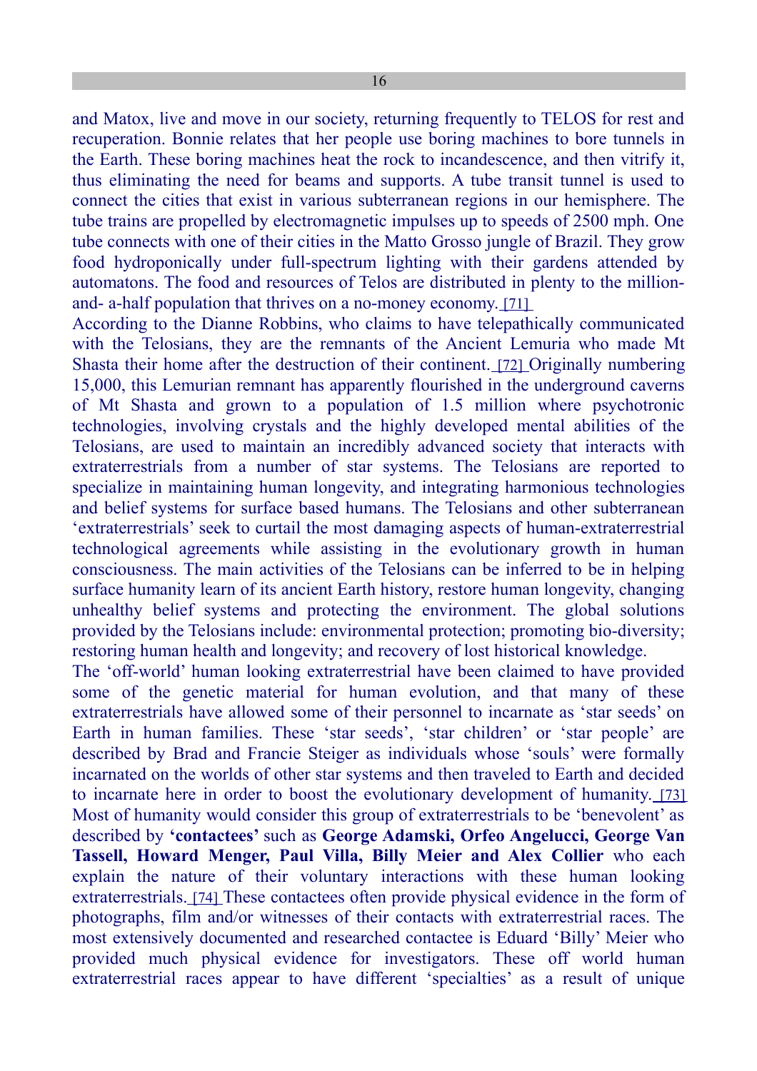and Matox, live and move in our society, returning frequently to TELOS for rest and recuperation. Bonnie relates that her people use boring machines to bore tunnels in the Earth. These boring machines heat the rock to incandescence, and then vitrify it, thus eliminating the need for beams and supports. A tube transit tunnel is used to connect the cities that exist in various subterranean regions in our hemisphere. The tube trains are propelled by electromagnetic impulses up to speeds of 2500 mph. One tube connects with one of their cities in the Matto Grosso jungle of Brazil. They grow food hydroponically under full-spectrum lighting with their gardens attended by automatons. The food and resources of Telos are distributed in plenty to the million-and- a-half population that thrives on a no-money economy. [71]

According to the Dianne Robbins, who claims to have telepathically communicated with the Telosians, they are the remnants of the Ancient Lemuria who made Mt Shasta their home after the destruction of their continent. [72] Originally numbering 15,000, this Lemurian remnant has apparently flourished in the underground caverns of Mt Shasta and grown to a population of 1.5 million where psychotronic technologies, involving crystals and the highly developed mental abilities of the Telosians, are used to maintain an incredibly advanced society that interacts with extraterrestrials from a number of star systems. The Telosians are reported to specialize in maintaining human longevity, and integrating harmonious technologies and belief systems for surface based humans. The Telosians and other subterranean 'extraterrestrials' seek to curtail the most damaging aspects of human-extraterrestrial technological agreements while assisting in the evolutionary growth in human consciousness. The main activities of the Telosians can be inferred to be in helping surface humanity learn of its ancient Earth history, restore human longevity, changing unhealthy belief systems and protecting the environment. The global solutions provided by the Telosians include: environmental protection; promoting bio-diversity; restoring human health and longevity; and recovery of lost historical knowledge.

The 'off-world' human looking extraterrestrial have been claimed to have provided some of the genetic material for human evolution, and that many of these extraterrestrials have allowed some of their personnel to incarnate as 'star seeds' on Earth in human families. These 'star seeds', 'star children' or 'star people' are described by Brad and Francie Steiger as individuals whose 'souls' were formally incarnated on the worlds of other star systems and then traveled to Earth and decided to incarnate here in order to boost the evolutionary development of humanity. [73] Most of humanity would consider this group of extraterrestrials to be 'benevolent' as described by **'contactees'** such as **George Adamski, Orfeo Angelucci, George Van Tassell, Howard Menger, Paul Villa, Billy Meier and Alex Collier** who each explain the nature of their voluntary interactions with these human looking extraterrestrials. [74] These contactees often provide physical evidence in the form of photographs, film and/or witnesses of their contacts with extraterrestrial races. The most extensively documented and researched contactee is Eduard 'Billy' Meier who provided much physical evidence for investigators. These off world human extraterrestrial races appear to have different 'specialties' as a result of unique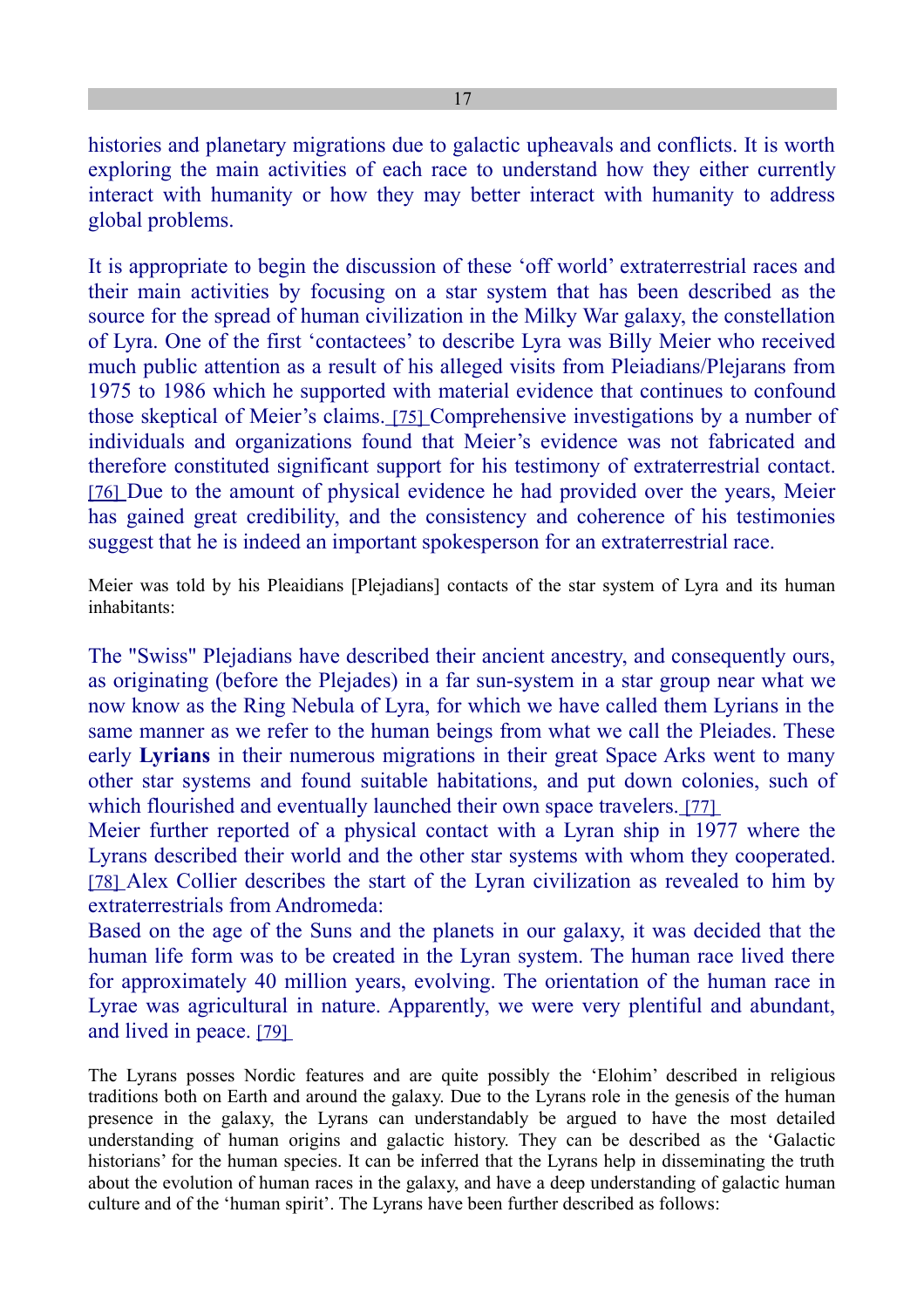histories and planetary migrations due to galactic upheavals and conflicts. It is worth exploring the main activities of each race to understand how they either currently interact with humanity or how they may better interact with humanity to address global problems.

It is appropriate to begin the discussion of these 'off world' extraterrestrial races and their main activities by focusing on a star system that has been described as the source for the spread of human civilization in the Milky War galaxy, the constellation of Lyra. One of the first 'contactees' to describe Lyra was Billy Meier who received much public attention as a result of his alleged visits from Pleiadians/Plejarans from 1975 to 1986 which he supported with material evidence that continues to confound those skeptical of Meier's claims. [75] Comprehensive investigations by a number of individuals and organizations found that Meier's evidence was not fabricated and therefore constituted significant support for his testimony of extraterrestrial contact. [76] Due to the amount of physical evidence he had provided over the years, Meier has gained great credibility, and the consistency and coherence of his testimonies suggest that he is indeed an important spokesperson for an extraterrestrial race.

Meier was told by his Pleaidians [Plejadians] contacts of the star system of Lyra and its human inhabitants:

The "Swiss" Plejadians have described their ancient ancestry, and consequently ours, as originating (before the Plejades) in a far sun-system in a star group near what we now know as the Ring Nebula of Lyra, for which we have called them Lyrians in the same manner as we refer to the human beings from what we call the Pleiades. These early **Lyrians** in their numerous migrations in their great Space Arks went to many other star systems and found suitable habitations, and put down colonies, such of which flourished and eventually launched their own space travelers. [77]

Meier further reported of a physical contact with a Lyran ship in 1977 where the Lyrans described their world and the other star systems with whom they cooperated. [78] Alex Collier describes the start of the Lyran civilization as revealed to him by extraterrestrials from Andromeda:

Based on the age of the Suns and the planets in our galaxy, it was decided that the human life form was to be created in the Lyran system. The human race lived there for approximately 40 million years, evolving. The orientation of the human race in Lyrae was agricultural in nature. Apparently, we were very plentiful and abundant, and lived in peace. [79]

The Lyrans posses Nordic features and are quite possibly the 'Elohim' described in religious traditions both on Earth and around the galaxy. Due to the Lyrans role in the genesis of the human presence in the galaxy, the Lyrans can understandably be argued to have the most detailed understanding of human origins and galactic history. They can be described as the 'Galactic historians' for the human species. It can be inferred that the Lyrans help in disseminating the truth about the evolution of human races in the galaxy, and have a deep understanding of galactic human culture and of the 'human spirit'. The Lyrans have been further described as follows: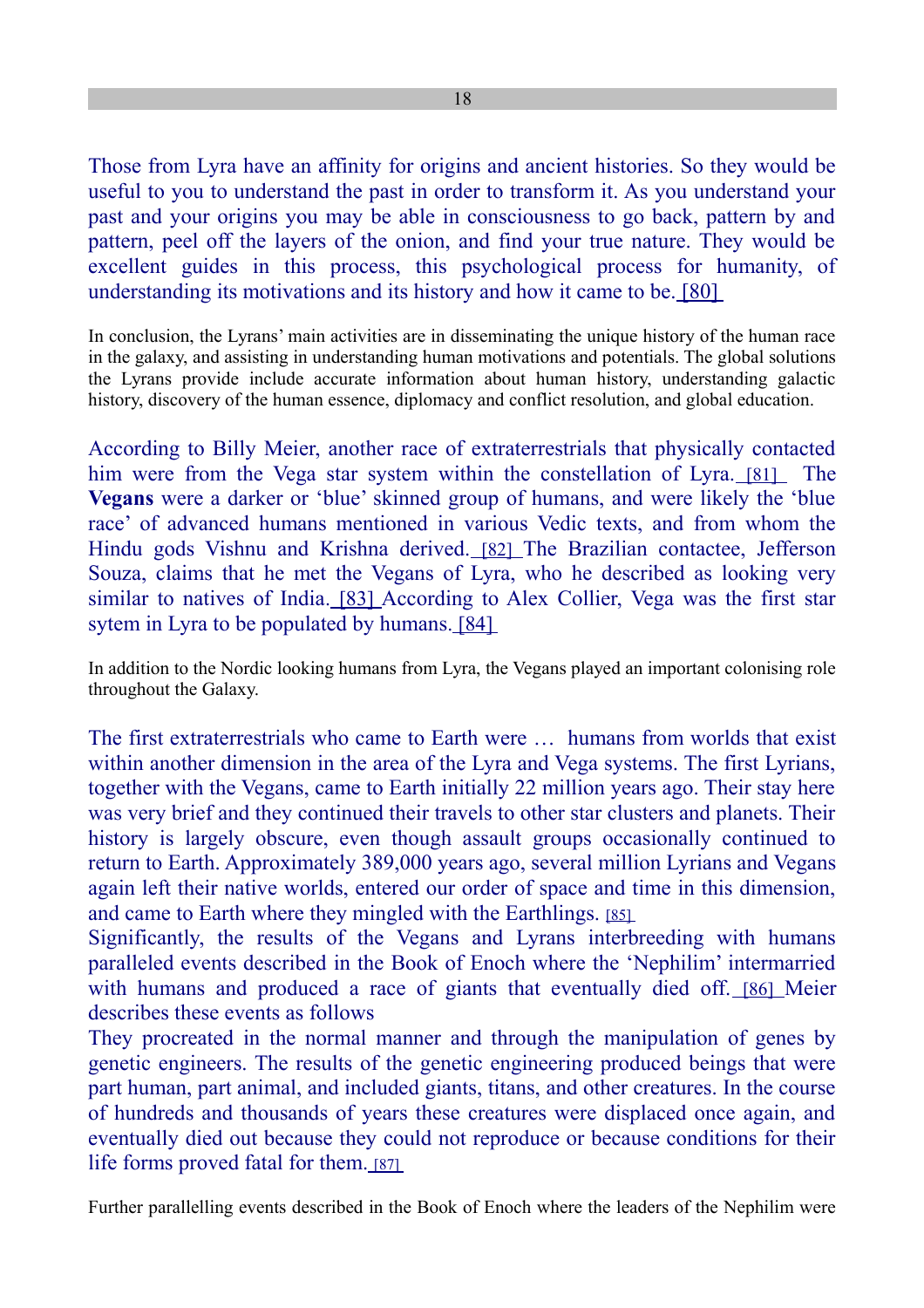Those from Lyra have an affinity for origins and ancient histories. So they would be useful to you to understand the past in order to transform it. As you understand your past and your origins you may be able in consciousness to go back, pattern by and pattern, peel off the layers of the onion, and find your true nature. They would be excellent guides in this process, this psychological process for humanity, of understanding its motivations and its history and how it came to be. [80]

In conclusion, the Lyrans' main activities are in disseminating the unique history of the human race in the galaxy, and assisting in understanding human motivations and potentials. The global solutions the Lyrans provide include accurate information about human history, understanding galactic history, discovery of the human essence, diplomacy and conflict resolution, and global education.

According to Billy Meier, another race of extraterrestrials that physically contacted him were from the Vega star system within the constellation of Lyra. [81] The **Vegans** were a darker or 'blue' skinned group of humans, and were likely the 'blue race' of advanced humans mentioned in various Vedic texts, and from whom the Hindu gods Vishnu and Krishna derived. [82] The Brazilian contactee, Jefferson Souza, claims that he met the Vegans of Lyra, who he described as looking very similar to natives of India. [83] According to Alex Collier, Vega was the first star sytem in Lyra to be populated by humans. [84]

In addition to the Nordic looking humans from Lyra, the Vegans played an important colonising role throughout the Galaxy.

The first extraterrestrials who came to Earth were … humans from worlds that exist within another dimension in the area of the Lyra and Vega systems. The first Lyrians, together with the Vegans, came to Earth initially 22 million years ago. Their stay here was very brief and they continued their travels to other star clusters and planets. Their history is largely obscure, even though assault groups occasionally continued to return to Earth. Approximately 389,000 years ago, several million Lyrians and Vegans again left their native worlds, entered our order of space and time in this dimension, and came to Earth where they mingled with the Earthlings. [85]

Significantly, the results of the Vegans and Lyrans interbreeding with humans paralleled events described in the Book of Enoch where the 'Nephilim' intermarried with humans and produced a race of giants that eventually died off. [86] Meier describes these events as follows

They procreated in the normal manner and through the manipulation of genes by genetic engineers. The results of the genetic engineering produced beings that were part human, part animal, and included giants, titans, and other creatures. In the course of hundreds and thousands of years these creatures were displaced once again, and eventually died out because they could not reproduce or because conditions for their life forms proved fatal for them. [87]

Further parallelling events described in the Book of Enoch where the leaders of the Nephilim were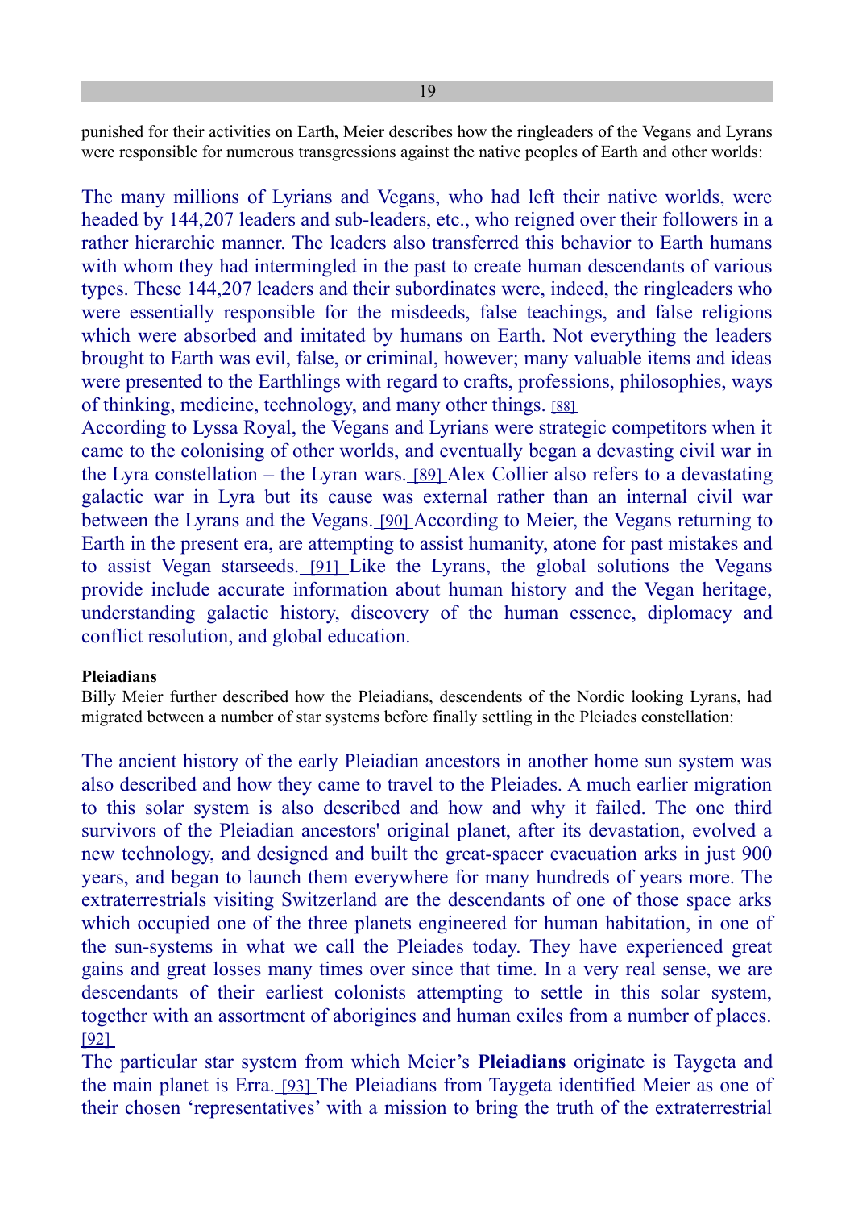punished for their activities on Earth, Meier describes how the ringleaders of the Vegans and Lyrans were responsible for numerous transgressions against the native peoples of Earth and other worlds:

The many millions of Lyrians and Vegans, who had left their native worlds, were headed by 144,207 leaders and sub-leaders, etc., who reigned over their followers in a rather hierarchic manner. The leaders also transferred this behavior to Earth humans with whom they had intermingled in the past to create human descendants of various types. These 144,207 leaders and their subordinates were, indeed, the ringleaders who were essentially responsible for the misdeeds, false teachings, and false religions which were absorbed and imitated by humans on Earth. Not everything the leaders brought to Earth was evil, false, or criminal, however; many valuable items and ideas were presented to the Earthlings with regard to crafts, professions, philosophies, ways of thinking, medicine, technology, and many other things. [88]

According to Lyssa Royal, the Vegans and Lyrians were strategic competitors when it came to the colonising of other worlds, and eventually began a devasting civil war in the Lyra constellation – the Lyran wars. [89] Alex Collier also refers to a devastating galactic war in Lyra but its cause was external rather than an internal civil war between the Lyrans and the Vegans. [90] According to Meier, the Vegans returning to Earth in the present era, are attempting to assist humanity, atone for past mistakes and to assist Vegan starseeds. [91] Like the Lyrans, the global solutions the Vegans provide include accurate information about human history and the Vegan heritage, understanding galactic history, discovery of the human essence, diplomacy and conflict resolution, and global education.

**Pleiadians**

Billy Meier further described how the Pleiadians, descendents of the Nordic looking Lyrans, had migrated between a number of star systems before finally settling in the Pleiades constellation:

The ancient history of the early Pleiadian ancestors in another home sun system was also described and how they came to travel to the Pleiades. A much earlier migration to this solar system is also described and how and why it failed. The one third survivors of the Pleiadian ancestors' original planet, after its devastation, evolved a new technology, and designed and built the great-spacer evacuation arks in just 900 years, and began to launch them everywhere for many hundreds of years more. The extraterrestrials visiting Switzerland are the descendants of one of those space arks which occupied one of the three planets engineered for human habitation, in one of the sun-systems in what we call the Pleiades today. They have experienced great gains and great losses many times over since that time. In a very real sense, we are descendants of their earliest colonists attempting to settle in this solar system, together with an assortment of aborigines and human exiles from a number of places. [92]

The particular star system from which Meier's **Pleiadians** originate is Taygeta and the main planet is Erra. [93] The Pleiadians from Taygeta identified Meier as one of their chosen 'representatives' with a mission to bring the truth of the extraterrestrial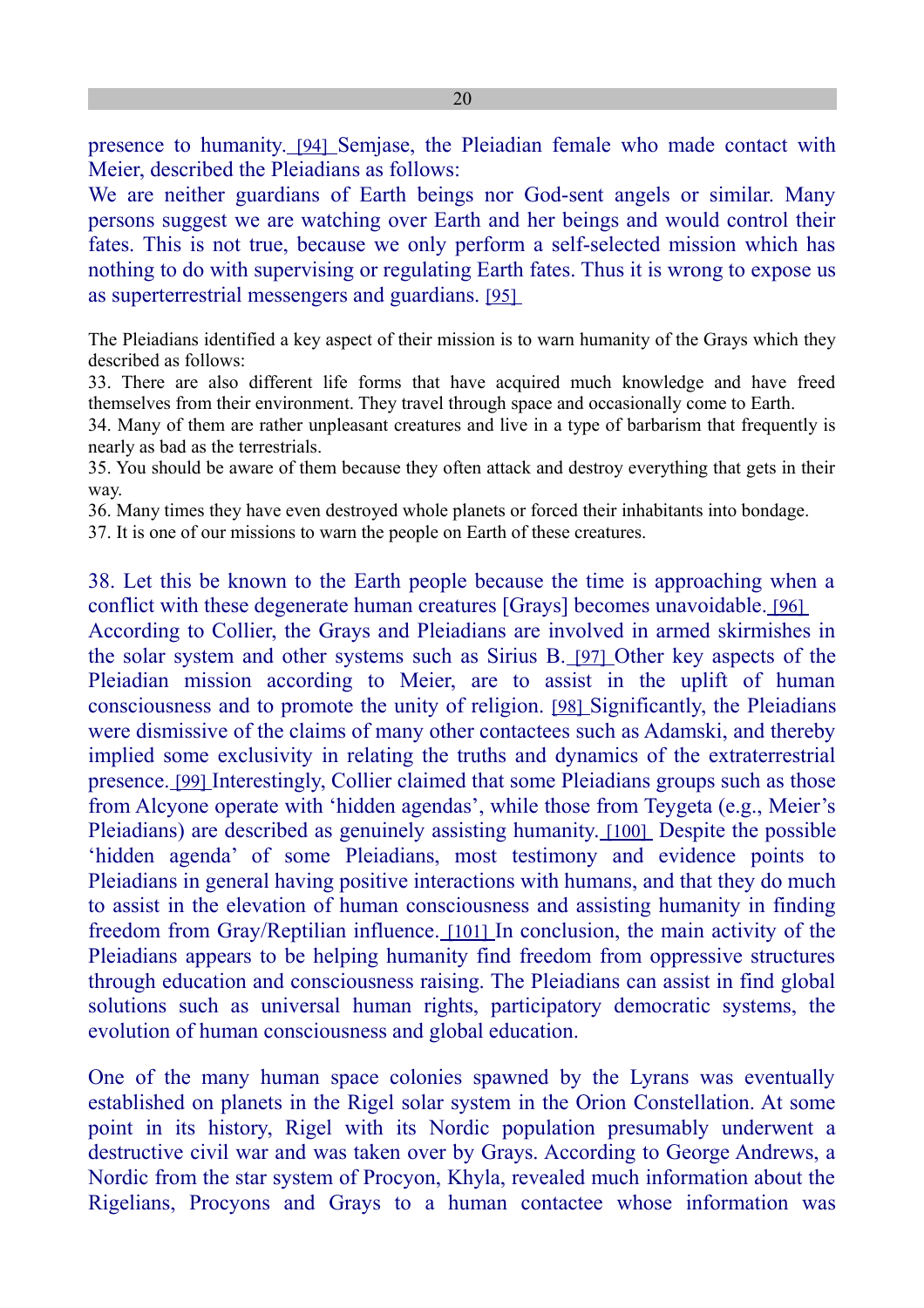presence to humanity. [94] Semjase, the Pleiadian female who made contact with Meier, described the Pleiadians as follows:

We are neither guardians of Earth beings nor God-sent angels or similar. Many persons suggest we are watching over Earth and her beings and would control their fates. This is not true, because we only perform a self-selected mission which has nothing to do with supervising or regulating Earth fates. Thus it is wrong to expose us as superterrestrial messengers and guardians. [95]

The Pleiadians identified a key aspect of their mission is to warn humanity of the Grays which they described as follows:

33. There are also different life forms that have acquired much knowledge and have freed themselves from their environment. They travel through space and occasionally come to Earth.

34. Many of them are rather unpleasant creatures and live in a type of barbarism that frequently is nearly as bad as the terrestrials.

35. You should be aware of them because they often attack and destroy everything that gets in their way.

36. Many times they have even destroyed whole planets or forced their inhabitants into bondage.

37. It is one of our missions to warn the people on Earth of these creatures.

38. Let this be known to the Earth people because the time is approaching when a conflict with these degenerate human creatures [Grays] becomes unavoidable. [96]

According to Collier, the Grays and Pleiadians are involved in armed skirmishes in the solar system and other systems such as Sirius B. [97] Other key aspects of the Pleiadian mission according to Meier, are to assist in the uplift of human consciousness and to promote the unity of religion. [98] Significantly, the Pleiadians were dismissive of the claims of many other contactees such as Adamski, and thereby implied some exclusivity in relating the truths and dynamics of the extraterrestrial presence. [99] Interestingly, Collier claimed that some Pleiadians groups such as those from Alcyone operate with 'hidden agendas', while those from Teygeta (e.g., Meier's Pleiadians) are described as genuinely assisting humanity. [100] Despite the possible 'hidden agenda' of some Pleiadians, most testimony and evidence points to Pleiadians in general having positive interactions with humans, and that they do much to assist in the elevation of human consciousness and assisting humanity in finding freedom from Gray/Reptilian influence. [101] In conclusion, the main activity of the Pleiadians appears to be helping humanity find freedom from oppressive structures through education and consciousness raising. The Pleiadians can assist in find global solutions such as universal human rights, participatory democratic systems, the evolution of human consciousness and global education.

One of the many human space colonies spawned by the Lyrans was eventually established on planets in the Rigel solar system in the Orion Constellation. At some point in its history, Rigel with its Nordic population presumably underwent a destructive civil war and was taken over by Grays. According to George Andrews, a Nordic from the star system of Procyon, Khyla, revealed much information about the Rigelians, Procyons and Grays to a human contactee whose information was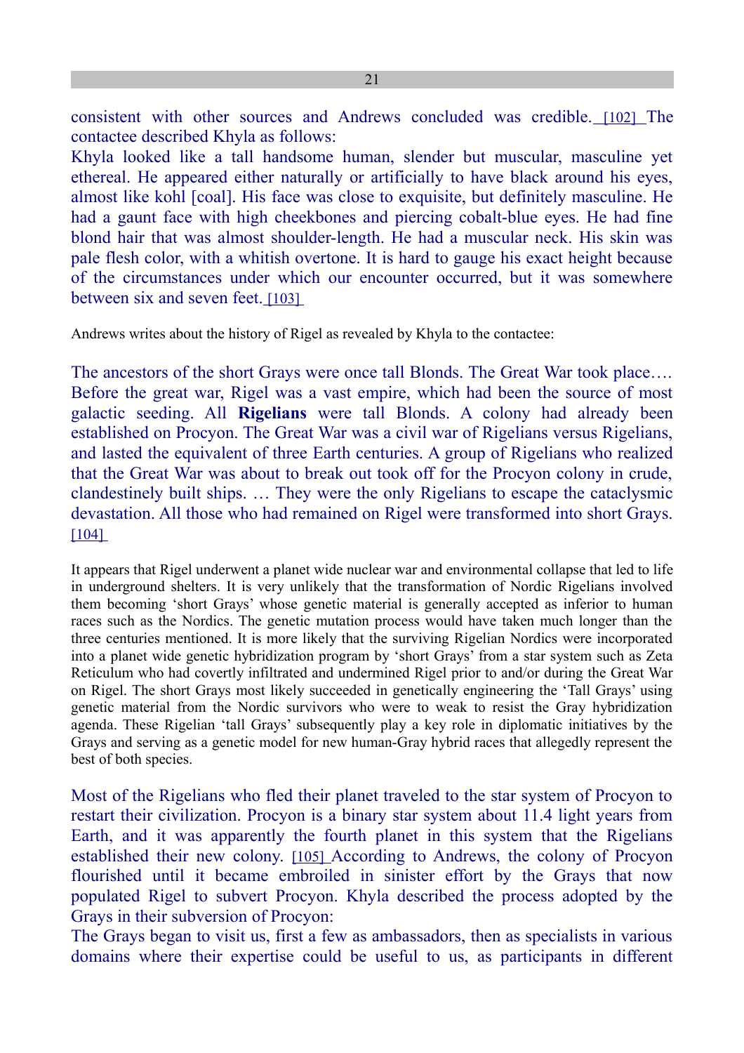consistent with other sources and Andrews concluded was credible. [102] The contactee described Khyla as follows:

Khyla looked like a tall handsome human, slender but muscular, masculine yet ethereal. He appeared either naturally or artificially to have black around his eyes, almost like kohl [coal]. His face was close to exquisite, but definitely masculine. He had a gaunt face with high cheekbones and piercing cobalt-blue eyes. He had fine blond hair that was almost shoulder-length. He had a muscular neck. His skin was pale flesh color, with a whitish overtone. It is hard to gauge his exact height because of the circumstances under which our encounter occurred, but it was somewhere between six and seven feet. [103]

Andrews writes about the history of Rigel as revealed by Khyla to the contactee:

The ancestors of the short Grays were once tall Blonds. The Great War took place…. Before the great war, Rigel was a vast empire, which had been the source of most galactic seeding. All **Rigelians** were tall Blonds. A colony had already been established on Procyon. The Great War was a civil war of Rigelians versus Rigelians, and lasted the equivalent of three Earth centuries. A group of Rigelians who realized that the Great War was about to break out took off for the Procyon colony in crude, clandestinely built ships. … They were the only Rigelians to escape the cataclysmic devastation. All those who had remained on Rigel were transformed into short Grays. [104]

It appears that Rigel underwent a planet wide nuclear war and environmental collapse that led to life in underground shelters. It is very unlikely that the transformation of Nordic Rigelians involved them becoming 'short Grays' whose genetic material is generally accepted as inferior to human races such as the Nordics. The genetic mutation process would have taken much longer than the three centuries mentioned. It is more likely that the surviving Rigelian Nordics were incorporated into a planet wide genetic hybridization program by 'short Grays' from a star system such as Zeta Reticulum who had covertly infiltrated and undermined Rigel prior to and/or during the Great War on Rigel. The short Grays most likely succeeded in genetically engineering the 'Tall Grays' using genetic material from the Nordic survivors who were to weak to resist the Gray hybridization agenda. These Rigelian 'tall Grays' subsequently play a key role in diplomatic initiatives by the Grays and serving as a genetic model for new human-Gray hybrid races that allegedly represent the best of both species.

Most of the Rigelians who fled their planet traveled to the star system of Procyon to restart their civilization. Procyon is a binary star system about 11.4 light years from Earth, and it was apparently the fourth planet in this system that the Rigelians established their new colony. [105] According to Andrews, the colony of Procyon flourished until it became embroiled in sinister effort by the Grays that now populated Rigel to subvert Procyon. Khyla described the process adopted by the Grays in their subversion of Procyon:

The Grays began to visit us, first a few as ambassadors, then as specialists in various domains where their expertise could be useful to us, as participants in different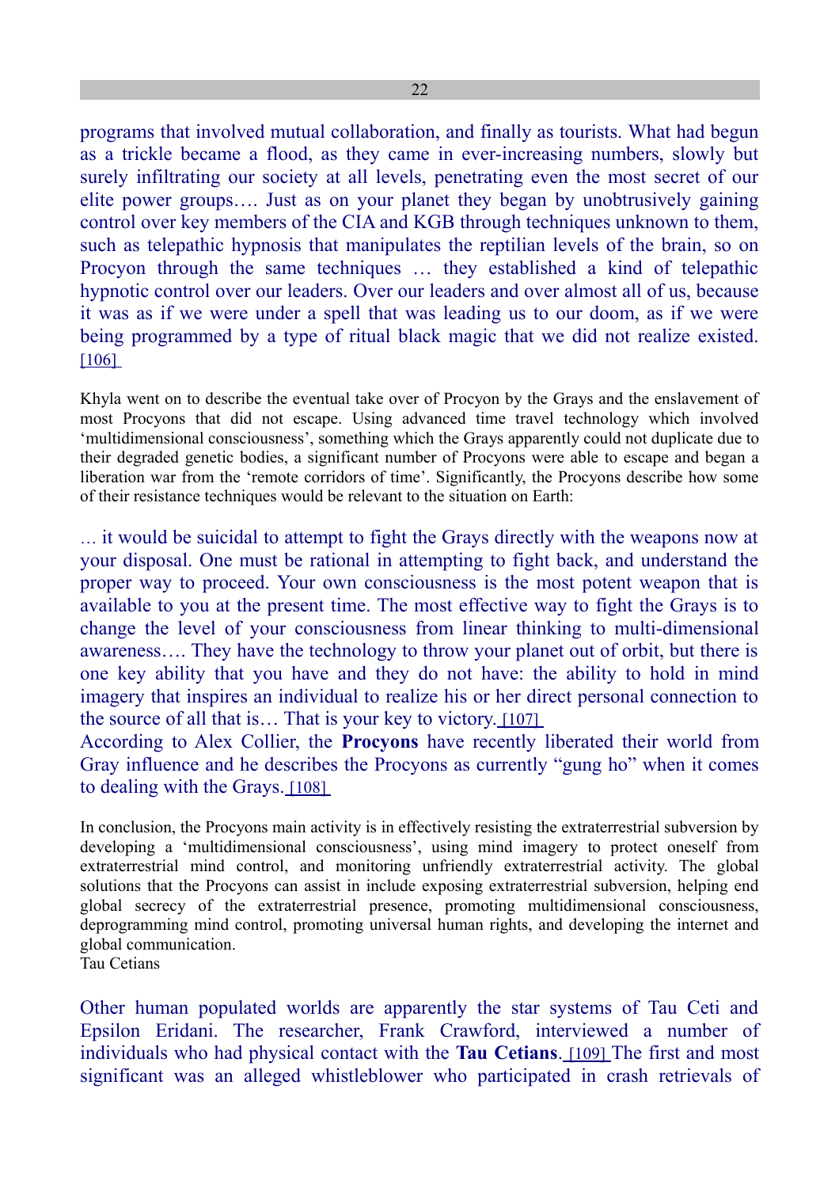programs that involved mutual collaboration, and finally as tourists. What had begun as a trickle became a flood, as they came in ever-increasing numbers, slowly but surely infiltrating our society at all levels, penetrating even the most secret of our elite power groups…. Just as on your planet they began by unobtrusively gaining control over key members of the CIA and KGB through techniques unknown to them, such as telepathic hypnosis that manipulates the reptilian levels of the brain, so on Procyon through the same techniques … they established a kind of telepathic hypnotic control over our leaders. Over our leaders and over almost all of us, because it was as if we were under a spell that was leading us to our doom, as if we were being programmed by a type of ritual black magic that we did not realize existed. [106]

Khyla went on to describe the eventual take over of Procyon by the Grays and the enslavement of most Procyons that did not escape. Using advanced time travel technology which involved 'multidimensional consciousness', something which the Grays apparently could not duplicate due to their degraded genetic bodies, a significant number of Procyons were able to escape and began a liberation war from the 'remote corridors of time'. Significantly, the Procyons describe how some of their resistance techniques would be relevant to the situation on Earth:

… it would be suicidal to attempt to fight the Grays directly with the weapons now at your disposal. One must be rational in attempting to fight back, and understand the proper way to proceed. Your own consciousness is the most potent weapon that is available to you at the present time. The most effective way to fight the Grays is to change the level of your consciousness from linear thinking to multi-dimensional awareness…. They have the technology to throw your planet out of orbit, but there is one key ability that you have and they do not have: the ability to hold in mind imagery that inspires an individual to realize his or her direct personal connection to the source of all that is… That is your key to victory. [107]

According to Alex Collier, the **Procyons** have recently liberated their world from Gray influence and he describes the Procyons as currently "gung ho" when it comes to dealing with the Grays. [108]

In conclusion, the Procyons main activity is in effectively resisting the extraterrestrial subversion by developing a 'multidimensional consciousness', using mind imagery to protect oneself from extraterrestrial mind control, and monitoring unfriendly extraterrestrial activity. The global solutions that the Procyons can assist in include exposing extraterrestrial subversion, helping end global secrecy of the extraterrestrial presence, promoting multidimensional consciousness, deprogramming mind control, promoting universal human rights, and developing the internet and global communication.

Tau Cetians

Other human populated worlds are apparently the star systems of Tau Ceti and Epsilon Eridani. The researcher, Frank Crawford, interviewed a number of individuals who had physical contact with the **Tau Cetians**. [109] The first and most significant was an alleged whistleblower who participated in crash retrievals of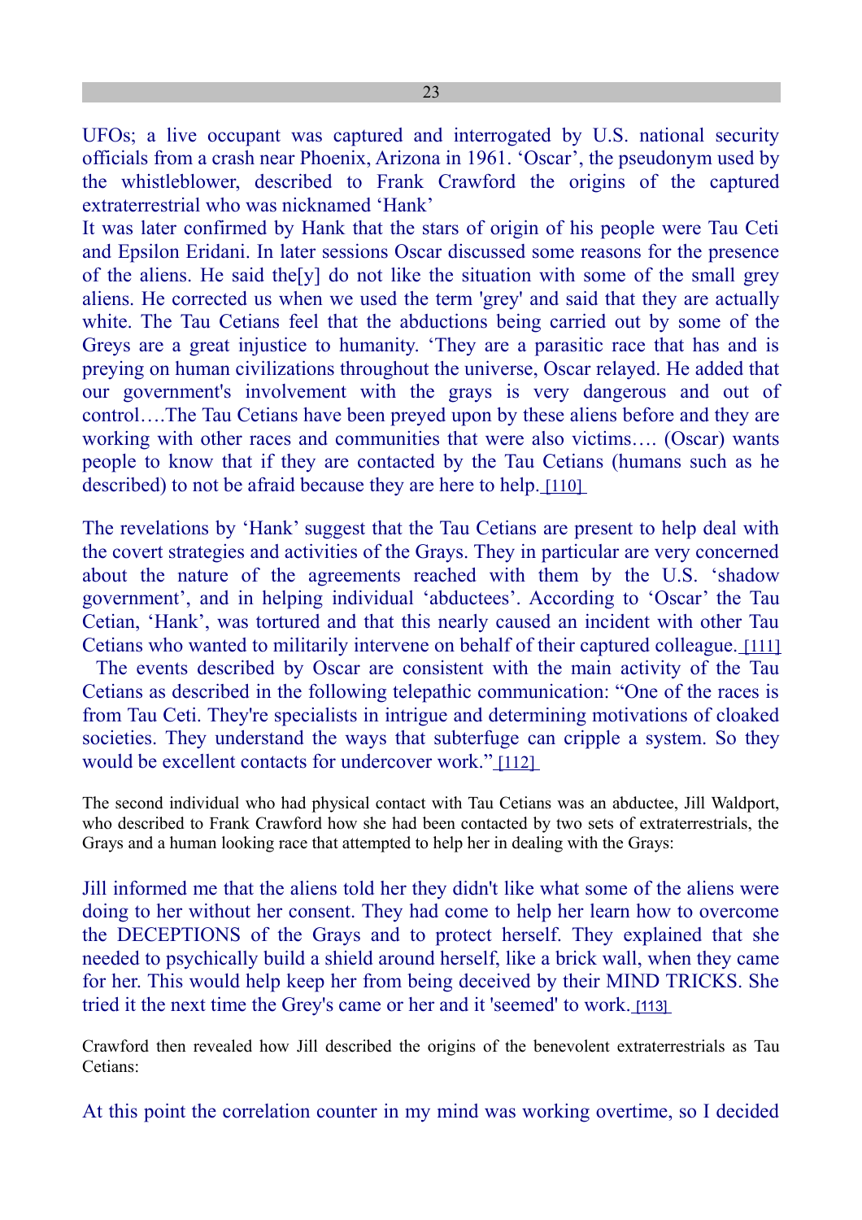UFOs; a live occupant was captured and interrogated by U.S. national security officials from a crash near Phoenix, Arizona in 1961. 'Oscar', the pseudonym used by the whistleblower, described to Frank Crawford the origins of the captured extraterrestrial who was nicknamed 'Hank'

It was later confirmed by Hank that the stars of origin of his people were Tau Ceti and Epsilon Eridani. In later sessions Oscar discussed some reasons for the presence of the aliens. He said the[y] do not like the situation with some of the small grey aliens. He corrected us when we used the term 'grey' and said that they are actually white. The Tau Cetians feel that the abductions being carried out by some of the Greys are a great injustice to humanity. 'They are a parasitic race that has and is preying on human civilizations throughout the universe, Oscar relayed. He added that our government's involvement with the grays is very dangerous and out of control….The Tau Cetians have been preyed upon by these aliens before and they are working with other races and communities that were also victims…. (Oscar) wants people to know that if they are contacted by the Tau Cetians (humans such as he described) to not be afraid because they are here to help. [110]

The revelations by 'Hank' suggest that the Tau Cetians are present to help deal with the covert strategies and activities of the Grays. They in particular are very concerned about the nature of the agreements reached with them by the U.S. 'shadow government', and in helping individual 'abductees'. According to 'Oscar' the Tau Cetian, 'Hank', was tortured and that this nearly caused an incident with other Tau Cetians who wanted to militarily intervene on behalf of their captured colleague. [111]

The events described by Oscar are consistent with the main activity of the Tau Cetians as described in the following telepathic communication: "One of the races is from Tau Ceti. They're specialists in intrigue and determining motivations of cloaked societies. They understand the ways that subterfuge can cripple a system. So they would be excellent contacts for undercover work." [112]

The second individual who had physical contact with Tau Cetians was an abductee, Jill Waldport, who described to Frank Crawford how she had been contacted by two sets of extraterrestrials, the Grays and a human looking race that attempted to help her in dealing with the Grays:

Jill informed me that the aliens told her they didn't like what some of the aliens were doing to her without her consent. They had come to help her learn how to overcome the DECEPTIONS of the Grays and to protect herself. They explained that she needed to psychically build a shield around herself, like a brick wall, when they came for her. This would help keep her from being deceived by their MIND TRICKS. She tried it the next time the Grey's came or her and it 'seemed' to work. [113]

Crawford then revealed how Jill described the origins of the benevolent extraterrestrials as Tau Cetians:

At this point the correlation counter in my mind was working overtime, so I decided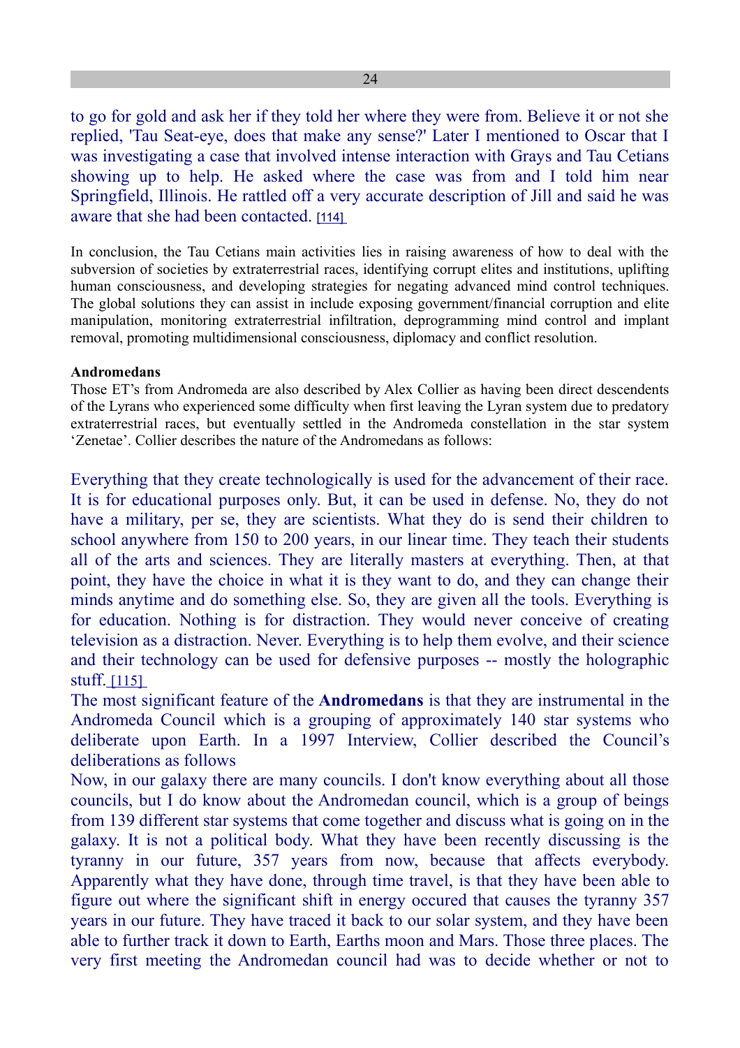to go for gold and ask her if they told her where they were from. Believe it or not she replied, 'Tau Seat-eye, does that make any sense?' Later I mentioned to Oscar that I was investigating a case that involved intense interaction with Grays and Tau Cetians showing up to help. He asked where the case was from and I told him near Springfield, Illinois. He rattled off a very accurate description of Jill and said he was aware that she had been contacted. [114]

In conclusion, the Tau Cetians main activities lies in raising awareness of how to deal with the subversion of societies by extraterrestrial races, identifying corrupt elites and institutions, uplifting human consciousness, and developing strategies for negating advanced mind control techniques. The global solutions they can assist in include exposing government/financial corruption and elite manipulation, monitoring extraterrestrial infiltration, deprogramming mind control and implant removal, promoting multidimensional consciousness, diplomacy and conflict resolution.

**Andromedans**

Those ET's from Andromeda are also described by Alex Collier as having been direct descendents of the Lyrans who experienced some difficulty when first leaving the Lyran system due to predatory extraterrestrial races, but eventually settled in the Andromeda constellation in the star system 'Zenetae'. Collier describes the nature of the Andromedans as follows:

Everything that they create technologically is used for the advancement of their race. It is for educational purposes only. But, it can be used in defense. No, they do not have a military, per se, they are scientists. What they do is send their children to school anywhere from 150 to 200 years, in our linear time. They teach their students all of the arts and sciences. They are literally masters at everything. Then, at that point, they have the choice in what it is they want to do, and they can change their minds anytime and do something else. So, they are given all the tools. Everything is for education. Nothing is for distraction. They would never conceive of creating television as a distraction. Never. Everything is to help them evolve, and their science and their technology can be used for defensive purposes -- mostly the holographic stuff. [115]

The most significant feature of the **Andromedans** is that they are instrumental in the Andromeda Council which is a grouping of approximately 140 star systems who deliberate upon Earth. In a 1997 Interview, Collier described the Council's deliberations as follows

Now, in our galaxy there are many councils. I don't know everything about all those councils, but I do know about the Andromedan council, which is a group of beings from 139 different star systems that come together and discuss what is going on in the galaxy. It is not a political body. What they have been recently discussing is the tyranny in our future, 357 years from now, because that affects everybody. Apparently what they have done, through time travel, is that they have been able to figure out where the significant shift in energy occured that causes the tyranny 357 years in our future. They have traced it back to our solar system, and they have been able to further track it down to Earth, Earths moon and Mars. Those three places. The very first meeting the Andromedan council had was to decide whether or not to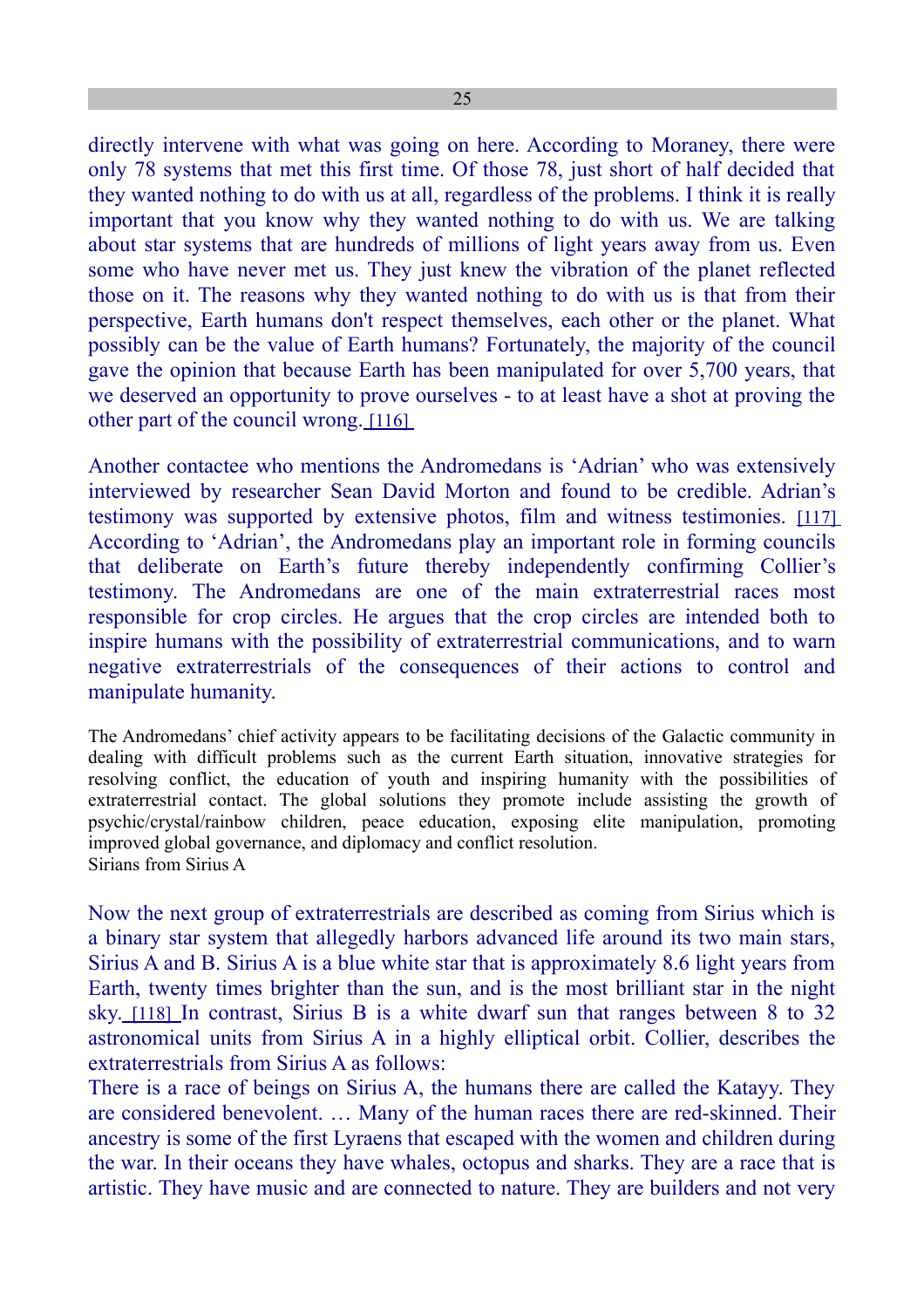directly intervene with what was going on here. According to Moraney, there were only 78 systems that met this first time. Of those 78, just short of half decided that they wanted nothing to do with us at all, regardless of the problems. I think it is really important that you know why they wanted nothing to do with us. We are talking about star systems that are hundreds of millions of light years away from us. Even some who have never met us. They just knew the vibration of the planet reflected those on it. The reasons why they wanted nothing to do with us is that from their perspective, Earth humans don't respect themselves, each other or the planet. What possibly can be the value of Earth humans? Fortunately, the majority of the council gave the opinion that because Earth has been manipulated for over 5,700 years, that we deserved an opportunity to prove ourselves - to at least have a shot at proving the other part of the council wrong. [116]

Another contactee who mentions the Andromedans is 'Adrian' who was extensively interviewed by researcher Sean David Morton and found to be credible. Adrian's testimony was supported by extensive photos, film and witness testimonies. [117] According to 'Adrian', the Andromedans play an important role in forming councils that deliberate on Earth's future thereby independently confirming Collier's testimony. The Andromedans are one of the main extraterrestrial races most responsible for crop circles. He argues that the crop circles are intended both to inspire humans with the possibility of extraterrestrial communications, and to warn negative extraterrestrials of the consequences of their actions to control and manipulate humanity.

The Andromedans' chief activity appears to be facilitating decisions of the Galactic community in dealing with difficult problems such as the current Earth situation, innovative strategies for resolving conflict, the education of youth and inspiring humanity with the possibilities of extraterrestrial contact. The global solutions they promote include assisting the growth of psychic/crystal/rainbow children, peace education, exposing elite manipulation, promoting improved global governance, and diplomacy and conflict resolution.

Sirians from Sirius A

Now the next group of extraterrestrials are described as coming from Sirius which is a binary star system that allegedly harbors advanced life around its two main stars, Sirius A and B. Sirius A is a blue white star that is approximately 8.6 light years from Earth, twenty times brighter than the sun, and is the most brilliant star in the night sky. [118] In contrast, Sirius B is a white dwarf sun that ranges between 8 to 32 astronomical units from Sirius A in a highly elliptical orbit. Collier, describes the extraterrestrials from Sirius A as follows:

There is a race of beings on Sirius A, the humans there are called the Katayy. They are considered benevolent. … Many of the human races there are red-skinned. Their ancestry is some of the first Lyraens that escaped with the women and children during the war. In their oceans they have whales, octopus and sharks. They are a race that is artistic. They have music and are connected to nature. They are builders and not very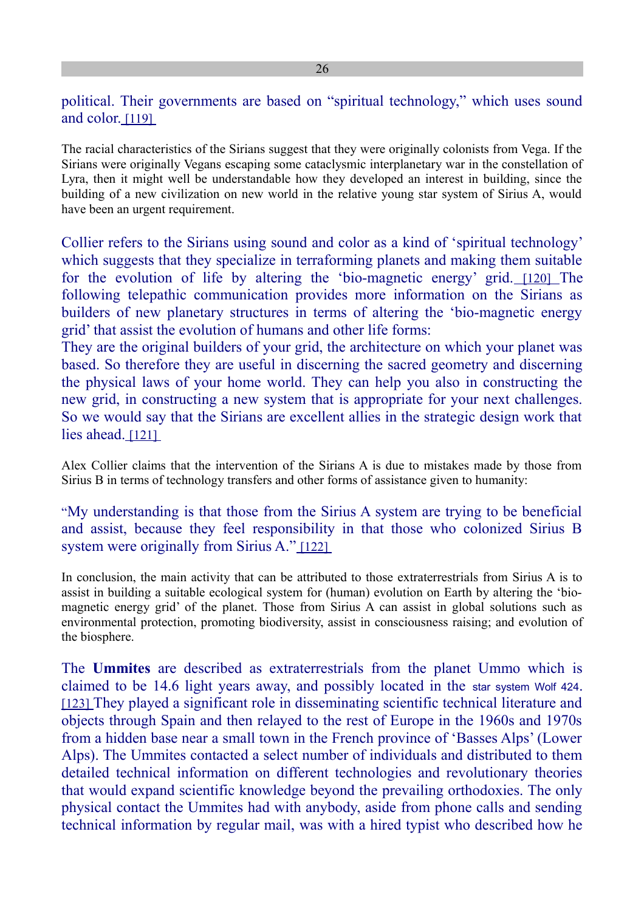political. Their governments are based on “spiritual technology,” which uses sound and color. [119]

The racial characteristics of the Sirians suggest that they were originally colonists from Vega. If the Sirians were originally Vegans escaping some cataclysmic interplanetary war in the constellation of Lyra, then it might well be understandable how they developed an interest in building, since the building of a new civilization on new world in the relative young star system of Sirius A, would have been an urgent requirement.

Collier refers to the Sirians using sound and color as a kind of ‘spiritual technology’ which suggests that they specialize in terraforming planets and making them suitable for the evolution of life by altering the ‘bio-magnetic energy’ grid. [120] The following telepathic communication provides more information on the Sirians as builders of new planetary structures in terms of altering the ‘bio-magnetic energy grid’ that assist the evolution of humans and other life forms:

They are the original builders of your grid, the architecture on which your planet was based. So therefore they are useful in discerning the sacred geometry and discerning the physical laws of your home world. They can help you also in constructing the new grid, in constructing a new system that is appropriate for your next challenges. So we would say that the Sirians are excellent allies in the strategic design work that lies ahead. [121]

Alex Collier claims that the intervention of the Sirians A is due to mistakes made by those from Sirius B in terms of technology transfers and other forms of assistance given to humanity:

“My understanding is that those from the Sirius A system are trying to be beneficial and assist, because they feel responsibility in that those who colonized Sirius B system were originally from Sirius A.” [122]

In conclusion, the main activity that can be attributed to those extraterrestrials from Sirius A is to assist in building a suitable ecological system for (human) evolution on Earth by altering the ‘bio-magnetic energy grid’ of the planet. Those from Sirius A can assist in global solutions such as environmental protection, promoting biodiversity, assist in consciousness raising; and evolution of the biosphere.

The **Ummites** are described as extraterrestrials from the planet Ummo which is claimed to be 14.6 light years away, and possibly located in the star system Wolf 424. [123] They played a significant role in disseminating scientific technical literature and objects through Spain and then relayed to the rest of Europe in the 1960s and 1970s from a hidden base near a small town in the French province of ‘Basses Alps’ (Lower Alps). The Ummites contacted a select number of individuals and distributed to them detailed technical information on different technologies and revolutionary theories that would expand scientific knowledge beyond the prevailing orthodoxies. The only physical contact the Ummites had with anybody, aside from phone calls and sending technical information by regular mail, was with a hired typist who described how he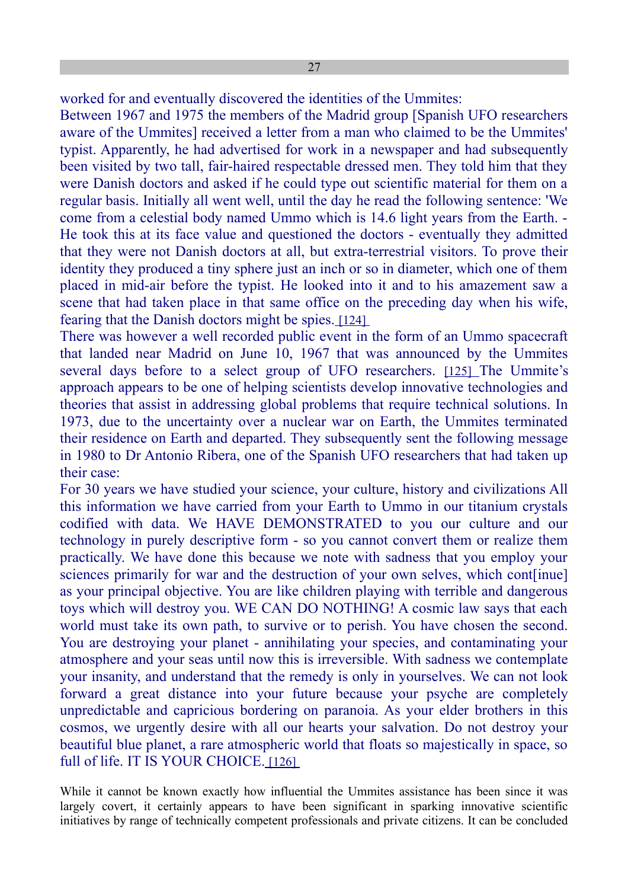worked for and eventually discovered the identities of the Ummites:

Between 1967 and 1975 the members of the Madrid group [Spanish UFO researchers aware of the Ummites] received a letter from a man who claimed to be the Ummites' typist. Apparently, he had advertised for work in a newspaper and had subsequently been visited by two tall, fair-haired respectable dressed men. They told him that they were Danish doctors and asked if he could type out scientific material for them on a regular basis. Initially all went well, until the day he read the following sentence: 'We come from a celestial body named Ummo which is 14.6 light years from the Earth. - He took this at its face value and questioned the doctors - eventually they admitted that they were not Danish doctors at all, but extra-terrestrial visitors. To prove their identity they produced a tiny sphere just an inch or so in diameter, which one of them placed in mid-air before the typist. He looked into it and to his amazement saw a scene that had taken place in that same office on the preceding day when his wife, fearing that the Danish doctors might be spies. [124]

There was however a well recorded public event in the form of an Ummo spacecraft that landed near Madrid on June 10, 1967 that was announced by the Ummites several days before to a select group of UFO researchers. [125] The Ummite's approach appears to be one of helping scientists develop innovative technologies and theories that assist in addressing global problems that require technical solutions. In 1973, due to the uncertainty over a nuclear war on Earth, the Ummites terminated their residence on Earth and departed. They subsequently sent the following message in 1980 to Dr Antonio Ribera, one of the Spanish UFO researchers that had taken up their case:

For 30 years we have studied your science, your culture, history and civilizations All this information we have carried from your Earth to Ummo in our titanium crystals codified with data. We HAVE DEMONSTRATED to you our culture and our technology in purely descriptive form - so you cannot convert them or realize them practically. We have done this because we note with sadness that you employ your sciences primarily for war and the destruction of your own selves, which cont[inue] as your principal objective. You are like children playing with terrible and dangerous toys which will destroy you. WE CAN DO NOTHING! A cosmic law says that each world must take its own path, to survive or to perish. You have chosen the second. You are destroying your planet - annihilating your species, and contaminating your atmosphere and your seas until now this is irreversible. With sadness we contemplate your insanity, and understand that the remedy is only in yourselves. We can not look forward a great distance into your future because your psyche are completely unpredictable and capricious bordering on paranoia. As your elder brothers in this cosmos, we urgently desire with all our hearts your salvation. Do not destroy your beautiful blue planet, a rare atmospheric world that floats so majestically in space, so full of life. IT IS YOUR CHOICE. [126]

While it cannot be known exactly how influential the Ummites assistance has been since it was largely covert, it certainly appears to have been significant in sparking innovative scientific initiatives by range of technically competent professionals and private citizens. It can be concluded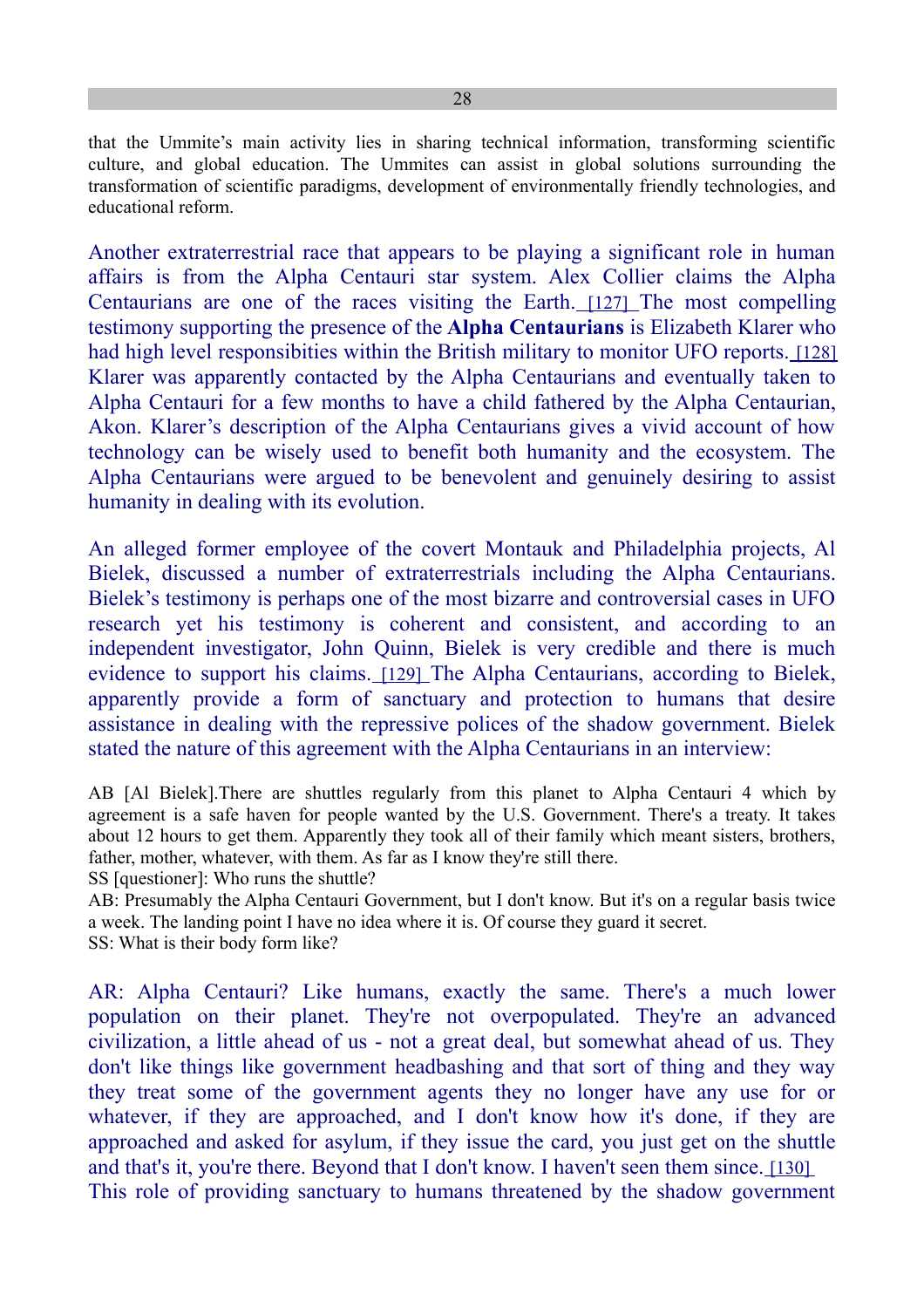that the Ummite's main activity lies in sharing technical information, transforming scientific culture, and global education. The Ummites can assist in global solutions surrounding the transformation of scientific paradigms, development of environmentally friendly technologies, and educational reform.

Another extraterrestrial race that appears to be playing a significant role in human affairs is from the Alpha Centauri star system. Alex Collier claims the Alpha Centaurians are one of the races visiting the Earth. [127] The most compelling testimony supporting the presence of the **Alpha Centaurians** is Elizabeth Klarer who had high level responsibities within the British military to monitor UFO reports. [128] Klarer was apparently contacted by the Alpha Centaurians and eventually taken to Alpha Centauri for a few months to have a child fathered by the Alpha Centaurian, Akon. Klarer's description of the Alpha Centaurians gives a vivid account of how technology can be wisely used to benefit both humanity and the ecosystem. The Alpha Centaurians were argued to be benevolent and genuinely desiring to assist humanity in dealing with its evolution.

An alleged former employee of the covert Montauk and Philadelphia projects, Al Bielek, discussed a number of extraterrestrials including the Alpha Centaurians. Bielek's testimony is perhaps one of the most bizarre and controversial cases in UFO research yet his testimony is coherent and consistent, and according to an independent investigator, John Quinn, Bielek is very credible and there is much evidence to support his claims. [129] The Alpha Centaurians, according to Bielek, apparently provide a form of sanctuary and protection to humans that desire assistance in dealing with the repressive polices of the shadow government. Bielek stated the nature of this agreement with the Alpha Centaurians in an interview:

AB [Al Bielek].There are shuttles regularly from this planet to Alpha Centauri 4 which by agreement is a safe haven for people wanted by the U.S. Government. There's a treaty. It takes about 12 hours to get them. Apparently they took all of their family which meant sisters, brothers, father, mother, whatever, with them. As far as I know they're still there.
SS [questioner]: Who runs the shuttle?
AB: Presumably the Alpha Centauri Government, but I don't know. But it's on a regular basis twice a week. The landing point I have no idea where it is. Of course they guard it secret.
SS: What is their body form like?

AR: Alpha Centauri? Like humans, exactly the same. There's a much lower population on their planet. They're not overpopulated. They're an advanced civilization, a little ahead of us - not a great deal, but somewhat ahead of us. They don't like things like government headbashing and that sort of thing and they way they treat some of the government agents they no longer have any use for or whatever, if they are approached, and I don't know how it's done, if they are approached and asked for asylum, if they issue the card, you just get on the shuttle and that's it, you're there. Beyond that I don't know. I haven't seen them since. [130]
This role of providing sanctuary to humans threatened by the shadow government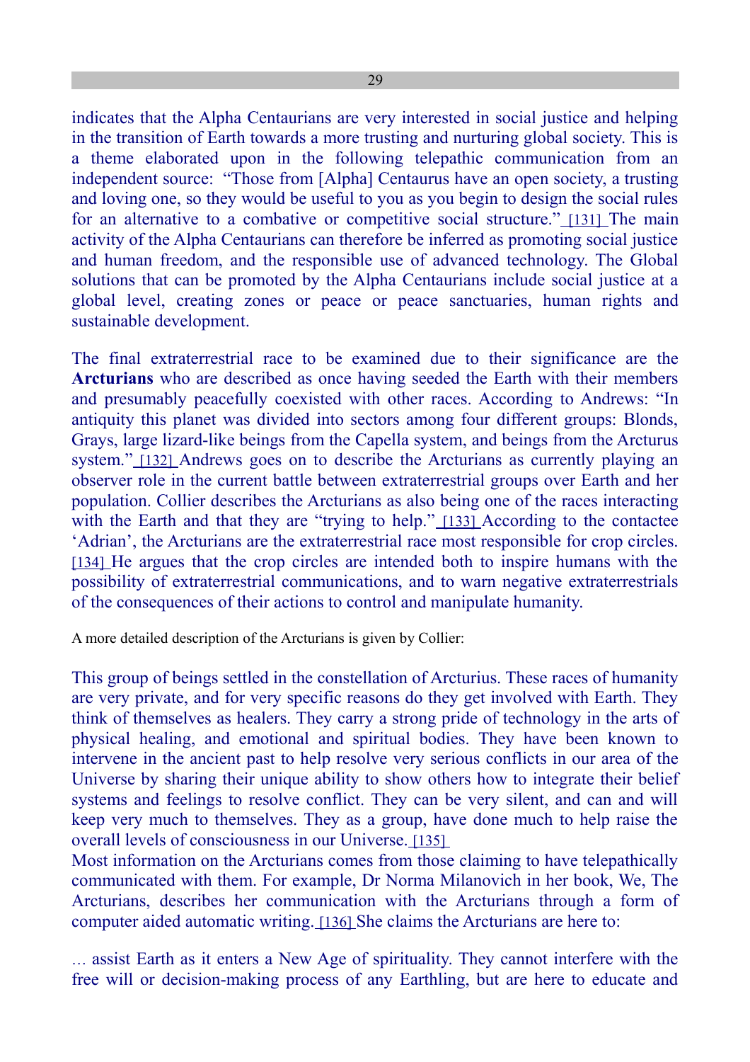indicates that the Alpha Centaurians are very interested in social justice and helping in the transition of Earth towards a more trusting and nurturing global society. This is a theme elaborated upon in the following telepathic communication from an independent source: "Those from [Alpha] Centaurus have an open society, a trusting and loving one, so they would be useful to you as you begin to design the social rules for an alternative to a combative or competitive social structure." [131] The main activity of the Alpha Centaurians can therefore be inferred as promoting social justice and human freedom, and the responsible use of advanced technology. The Global solutions that can be promoted by the Alpha Centaurians include social justice at a global level, creating zones or peace or peace sanctuaries, human rights and sustainable development.

The final extraterrestrial race to be examined due to their significance are the **Arcturians** who are described as once having seeded the Earth with their members and presumably peacefully coexisted with other races. According to Andrews: "In antiquity this planet was divided into sectors among four different groups: Blonds, Grays, large lizard-like beings from the Capella system, and beings from the Arcturus system." [132] Andrews goes on to describe the Arcturians as currently playing an observer role in the current battle between extraterrestrial groups over Earth and her population. Collier describes the Arcturians as also being one of the races interacting with the Earth and that they are "trying to help." [133] According to the contactee 'Adrian', the Arcturians are the extraterrestrial race most responsible for crop circles. [134] He argues that the crop circles are intended both to inspire humans with the possibility of extraterrestrial communications, and to warn negative extraterrestrials of the consequences of their actions to control and manipulate humanity.

A more detailed description of the Arcturians is given by Collier:

This group of beings settled in the constellation of Arcturius. These races of humanity are very private, and for very specific reasons do they get involved with Earth. They think of themselves as healers. They carry a strong pride of technology in the arts of physical healing, and emotional and spiritual bodies. They have been known to intervene in the ancient past to help resolve very serious conflicts in our area of the Universe by sharing their unique ability to show others how to integrate their belief systems and feelings to resolve conflict. They can be very silent, and can and will keep very much to themselves. They as a group, have done much to help raise the overall levels of consciousness in our Universe. [135]

Most information on the Arcturians comes from those claiming to have telepathically communicated with them. For example, Dr Norma Milanovich in her book, We, The Arcturians, describes her communication with the Arcturians through a form of computer aided automatic writing. [136] She claims the Arcturians are here to:

... assist Earth as it enters a New Age of spirituality. They cannot interfere with the free will or decision-making process of any Earthling, but are here to educate and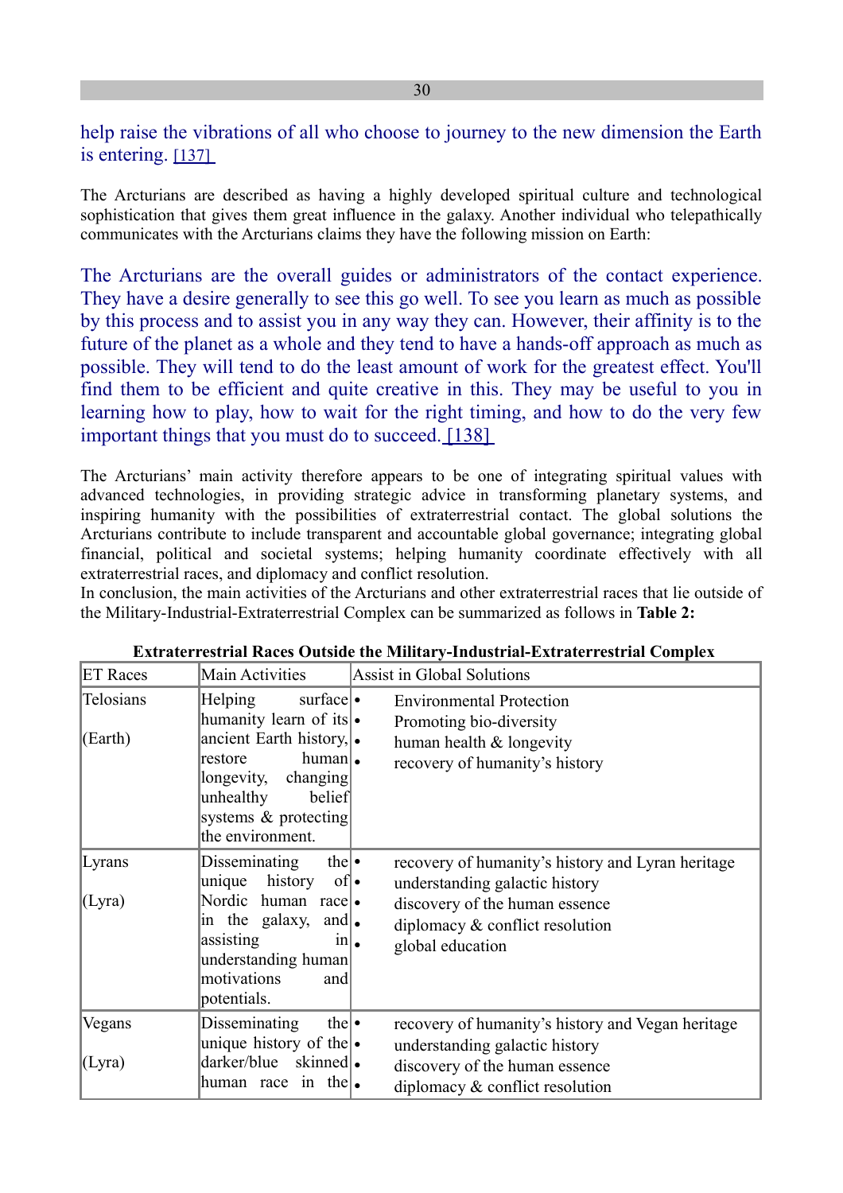help raise the vibrations of all who choose to journey to the new dimension the Earth is entering. [137]

The Arcturians are described as having a highly developed spiritual culture and technological sophistication that gives them great influence in the galaxy. Another individual who telepathically communicates with the Arcturians claims they have the following mission on Earth:

The Arcturians are the overall guides or administrators of the contact experience. They have a desire generally to see this go well. To see you learn as much as possible by this process and to assist you in any way they can. However, their affinity is to the future of the planet as a whole and they tend to have a hands-off approach as much as possible. They will tend to do the least amount of work for the greatest effect. You'll find them to be efficient and quite creative in this. They may be useful to you in learning how to play, how to wait for the right timing, and how to do the very few important things that you must do to succeed. [138]

The Arcturians' main activity therefore appears to be one of integrating spiritual values with advanced technologies, in providing strategic advice in transforming planetary systems, and inspiring humanity with the possibilities of extraterrestrial contact. The global solutions the Arcturians contribute to include transparent and accountable global governance; integrating global financial, political and societal systems; helping humanity coordinate effectively with all extraterrestrial races, and diplomacy and conflict resolution.
In conclusion, the main activities of the Arcturians and other extraterrestrial races that lie outside of the Military-Industrial-Extraterrestrial Complex can be summarized as follows in **Table 2:**

**Extraterrestrial Races Outside the Military-Industrial-Extraterrestrial Complex**

| ET Races | Main Activities | Assist in Global Solutions |
|---|---|---|
| Telosians<br><br>(Earth) | Helping surface humanity learn of its ancient Earth history, restore human longevity, changing unhealthy belief systems & protecting the environment. | • Environmental Protection<br>• Promoting bio-diversity<br>• human health & longevity<br>• recovery of humanity's history |
| Lyrans<br><br>(Lyra) | Disseminating the unique history of Nordic human race in the galaxy, and assisting in understanding human motivations and potentials. | • recovery of humanity's history and Lyran heritage<br>• understanding galactic history<br>• discovery of the human essence<br>• diplomacy & conflict resolution<br>• global education |
| Vegans<br><br>(Lyra) | Disseminating the unique history of the darker/blue skinned human race in the | • recovery of humanity's history and Vegan heritage<br>• understanding galactic history<br>• discovery of the human essence<br>• diplomacy & conflict resolution |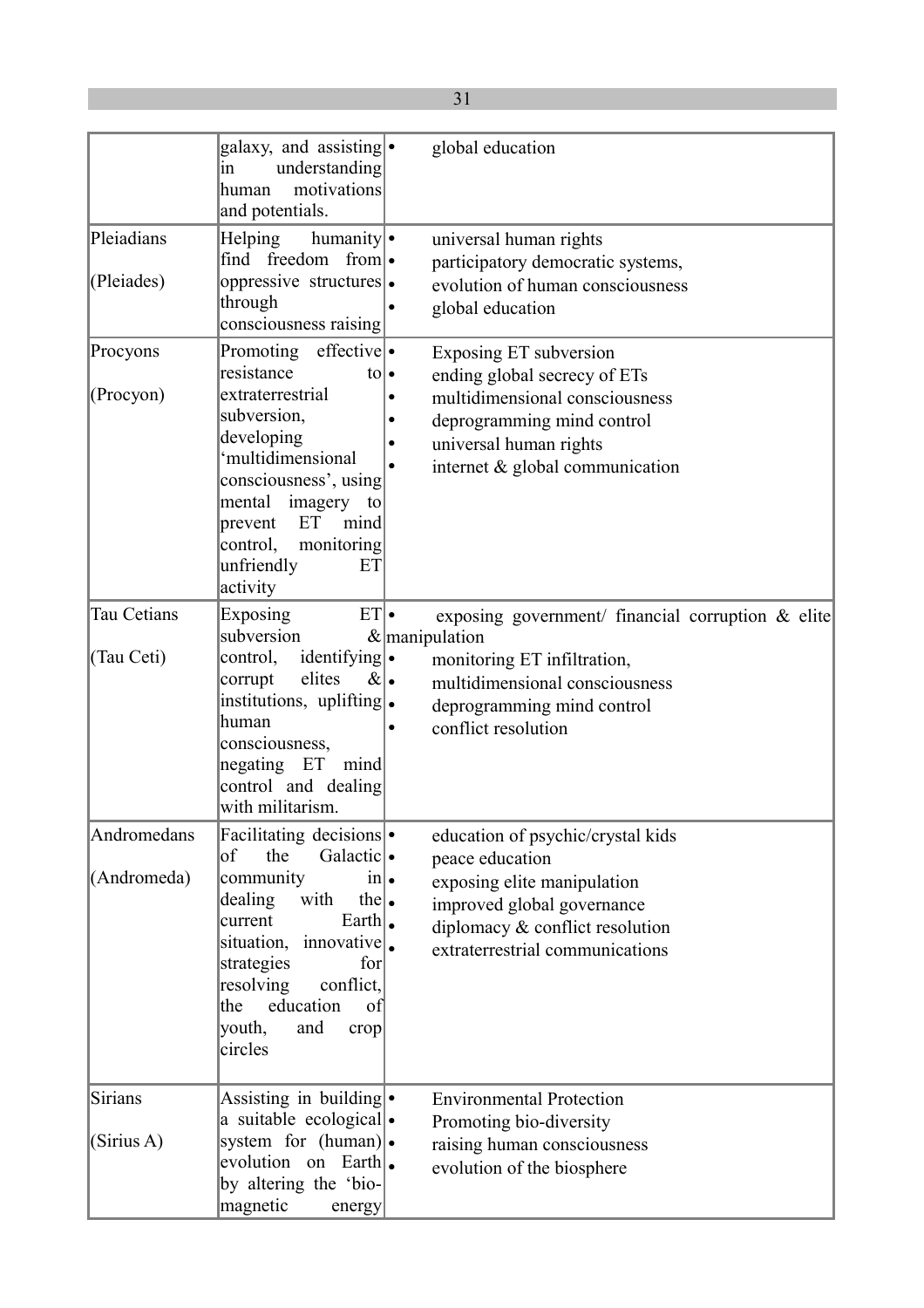| | | |
|---|---|---|
| | galaxy, and assisting in understanding human motivations and potentials. | • global education |
| Pleiadians<br><br>(Pleiades) | Helping humanity find freedom from oppressive structures through consciousness raising | • universal human rights<br>• participatory democratic systems,<br>• evolution of human consciousness<br>• global education |
| Procyons<br><br>(Procyon) | Promoting effective resistance to extraterrestrial subversion, developing 'multidimensional consciousness', using mental imagery to prevent ET mind control, monitoring unfriendly ET activity | • Exposing ET subversion<br>• ending global secrecy of ETs<br>• multidimensional consciousness<br>• deprogramming mind control<br>• universal human rights<br>• internet & global communication |
| Tau Cetians<br><br>(Tau Ceti) | Exposing ET subversion & control, identifying corrupt elites & institutions, uplifting human consciousness, negating ET mind control and dealing with militarism. | • exposing government/ financial corruption & elite manipulation<br>• monitoring ET infiltration,<br>• multidimensional consciousness<br>• deprogramming mind control<br>• conflict resolution |
| Andromedans<br><br>(Andromeda) | Facilitating decisions of the Galactic community in dealing with the current Earth situation, innovative strategies for resolving conflict, the education of youth, and crop circles | • education of psychic/crystal kids<br>• peace education<br>• exposing elite manipulation<br>• improved global governance<br>• diplomacy & conflict resolution<br>• extraterrestrial communications |
| Sirians<br><br>(Sirius A) | Assisting in building a suitable ecological system for (human) evolution on Earth by altering the 'bio-magnetic energy | • Environmental Protection<br>• Promoting bio-diversity<br>• raising human consciousness<br>• evolution of the biosphere |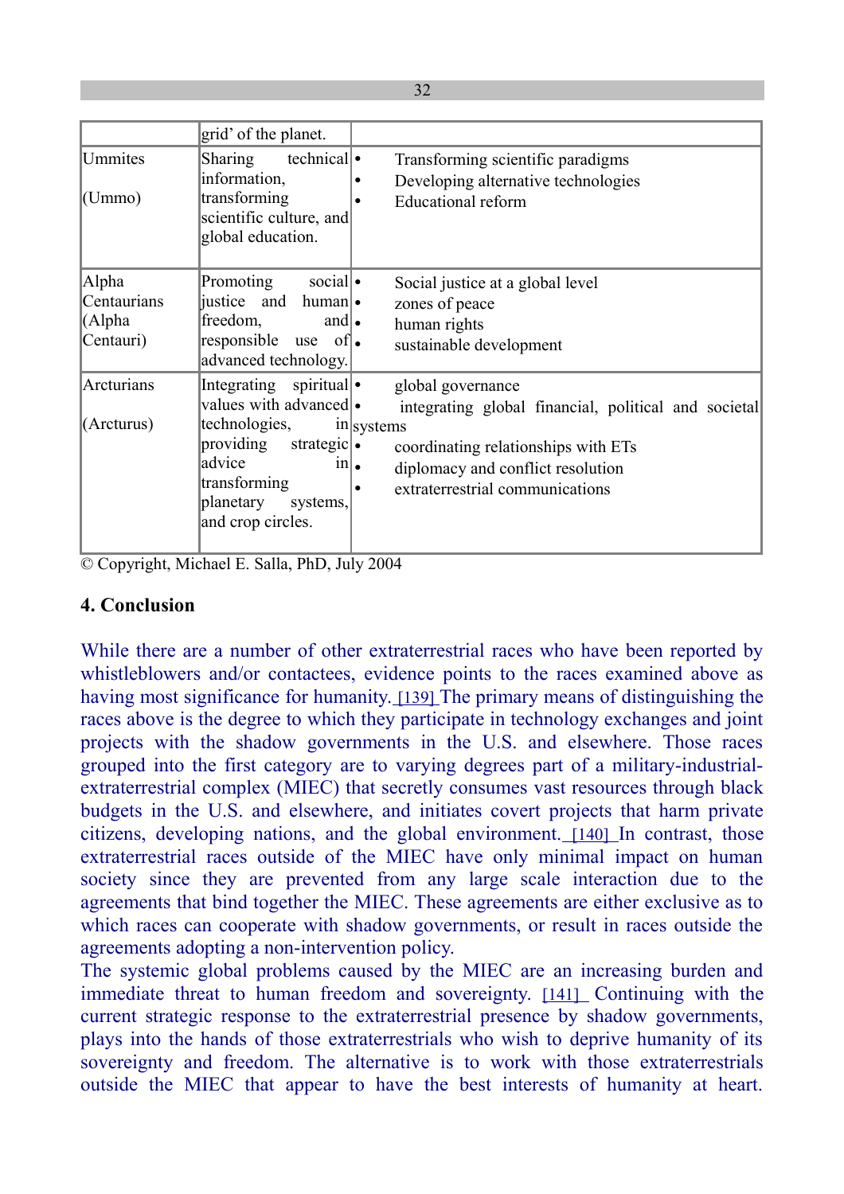| | | |
|---|---|---|
| | grid' of the planet. | |
| Ummites<br><br>(Ummo) | Sharing technical information, transforming scientific culture, and global education. | • Transforming scientific paradigms<br>• Developing alternative technologies<br>• Educational reform |
| Alpha Centaurians (Alpha Centauri) | Promoting social justice and human freedom, and responsible use of advanced technology. | • Social justice at a global level<br>• zones of peace<br>• human rights<br>• sustainable development |
| Arcturians<br><br>(Arcturus) | Integrating spiritual values with advanced technologies, in providing strategic advice in transforming planetary systems, and crop circles. | • global governance<br>• integrating global financial, political and societal systems<br>• coordinating relationships with ETs<br>• diplomacy and conflict resolution<br>• extraterrestrial communications |

© Copyright, Michael E. Salla, PhD, July 2004

**4. Conclusion**

While there are a number of other extraterrestrial races who have been reported by whistleblowers and/or contactees, evidence points to the races examined above as having most significance for humanity. [139] The primary means of distinguishing the races above is the degree to which they participate in technology exchanges and joint projects with the shadow governments in the U.S. and elsewhere. Those races grouped into the first category are to varying degrees part of a military-industrial-extraterrestrial complex (MIEC) that secretly consumes vast resources through black budgets in the U.S. and elsewhere, and initiates covert projects that harm private citizens, developing nations, and the global environment. [140] In contrast, those extraterrestrial races outside of the MIEC have only minimal impact on human society since they are prevented from any large scale interaction due to the agreements that bind together the MIEC. These agreements are either exclusive as to which races can cooperate with shadow governments, or result in races outside the agreements adopting a non-intervention policy.

The systemic global problems caused by the MIEC are an increasing burden and immediate threat to human freedom and sovereignty. [141] Continuing with the current strategic response to the extraterrestrial presence by shadow governments, plays into the hands of those extraterrestrials who wish to deprive humanity of its sovereignty and freedom. The alternative is to work with those extraterrestrials outside the MIEC that appear to have the best interests of humanity at heart.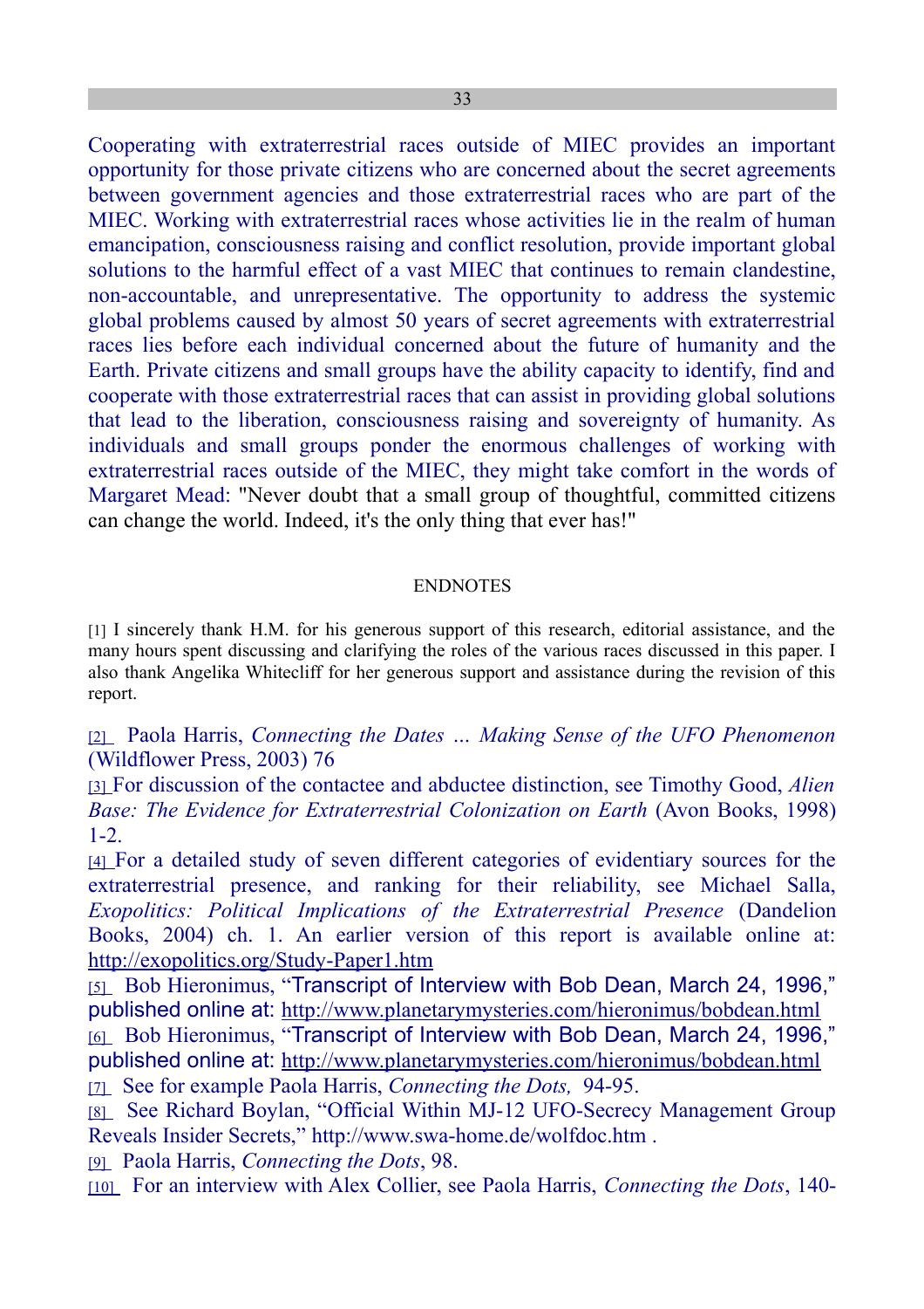Cooperating with extraterrestrial races outside of MIEC provides an important opportunity for those private citizens who are concerned about the secret agreements between government agencies and those extraterrestrial races who are part of the MIEC. Working with extraterrestrial races whose activities lie in the realm of human emancipation, consciousness raising and conflict resolution, provide important global solutions to the harmful effect of a vast MIEC that continues to remain clandestine, non-accountable, and unrepresentative. The opportunity to address the systemic global problems caused by almost 50 years of secret agreements with extraterrestrial races lies before each individual concerned about the future of humanity and the Earth. Private citizens and small groups have the ability capacity to identify, find and cooperate with those extraterrestrial races that can assist in providing global solutions that lead to the liberation, consciousness raising and sovereignty of humanity. As individuals and small groups ponder the enormous challenges of working with extraterrestrial races outside of the MIEC, they might take comfort in the words of Margaret Mead: "Never doubt that a small group of thoughtful, committed citizens can change the world. Indeed, it's the only thing that ever has!"

## ENDNOTES

[1] I sincerely thank H.M. for his generous support of this research, editorial assistance, and the many hours spent discussing and clarifying the roles of the various races discussed in this paper. I also thank Angelika Whitecliff for her generous support and assistance during the revision of this report.

[2] Paola Harris, *Connecting the Dates … Making Sense of the UFO Phenomenon* (Wildflower Press, 2003) 76

[3] For discussion of the contactee and abductee distinction, see Timothy Good, *Alien Base: The Evidence for Extraterrestrial Colonization on Earth* (Avon Books, 1998) 1-2.

[4] For a detailed study of seven different categories of evidentiary sources for the extraterrestrial presence, and ranking for their reliability, see Michael Salla, *Exopolitics: Political Implications of the Extraterrestrial Presence* (Dandelion Books, 2004) ch. 1. An earlier version of this report is available online at: http://exopolitics.org/Study-Paper1.htm

[5] Bob Hieronimus, "Transcript of Interview with Bob Dean, March 24, 1996," published online at: http://www.planetarymysteries.com/hieronimus/bobdean.html

[6] Bob Hieronimus, "Transcript of Interview with Bob Dean, March 24, 1996," published online at: http://www.planetarymysteries.com/hieronimus/bobdean.html

[7] See for example Paola Harris, *Connecting the Dots,* 94-95.

[8] See Richard Boylan, "Official Within MJ-12 UFO-Secrecy Management Group Reveals Insider Secrets," http://www.swa-home.de/wolfdoc.htm .

[9] Paola Harris, *Connecting the Dots*, 98.

[10] For an interview with Alex Collier, see Paola Harris, *Connecting the Dots*, 140-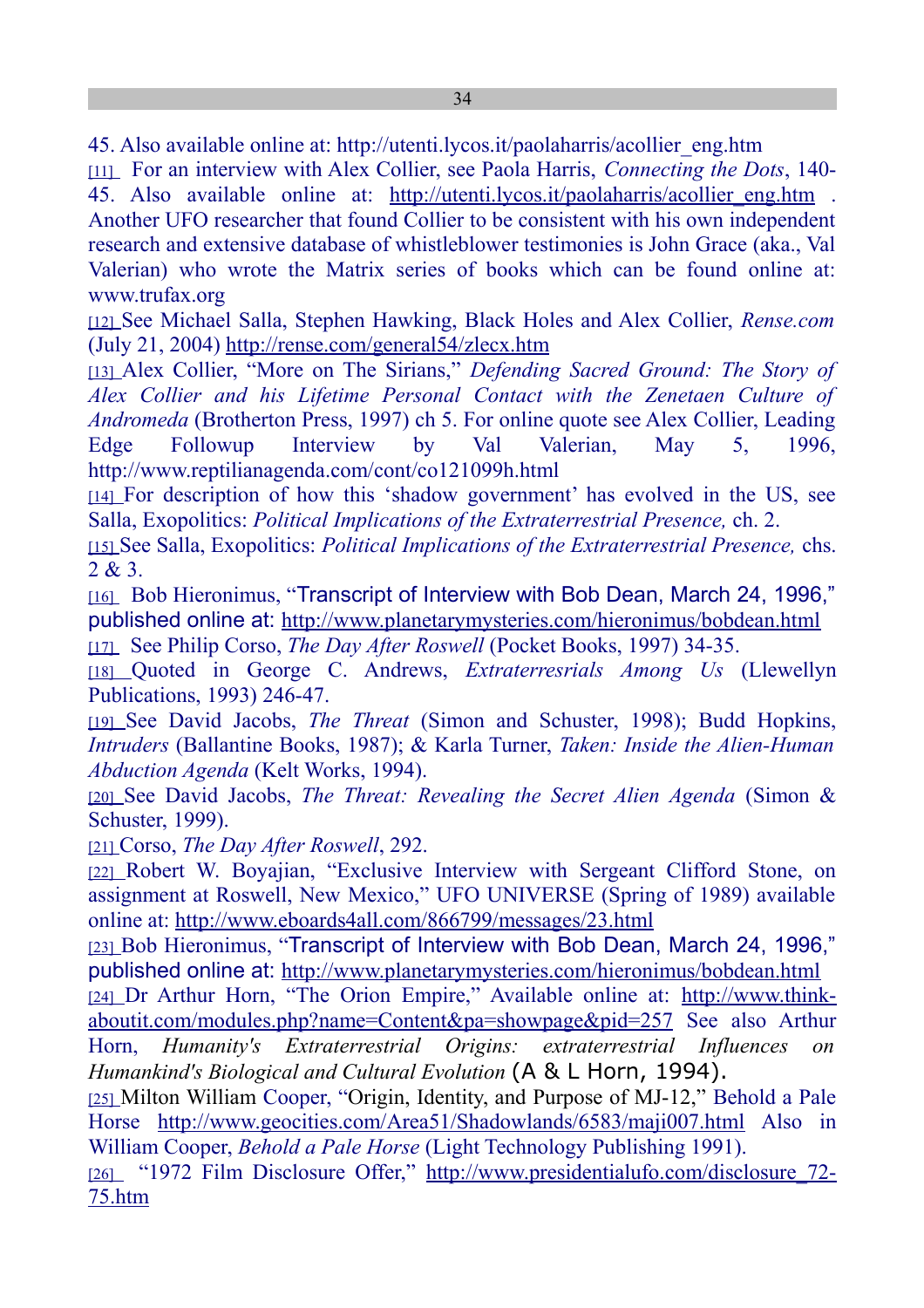45. Also available online at: http://utenti.lycos.it/paolaharris/acollier_eng.htm

[11] For an interview with Alex Collier, see Paola Harris, *Connecting the Dots*, 140-45. Also available online at: http://utenti.lycos.it/paolaharris/acollier_eng.htm . Another UFO researcher that found Collier to be consistent with his own independent research and extensive database of whistleblower testimonies is John Grace (aka., Val Valerian) who wrote the Matrix series of books which can be found online at: www.trufax.org

[12] See Michael Salla, Stephen Hawking, Black Holes and Alex Collier, *Rense.com* (July 21, 2004) http://rense.com/general54/zlecx.htm

[13] Alex Collier, "More on The Sirians," *Defending Sacred Ground: The Story of Alex Collier and his Lifetime Personal Contact with the Zenetaen Culture of Andromeda* (Brotherton Press, 1997) ch 5. For online quote see Alex Collier, Leading Edge Followup Interview by Val Valerian, May 5, 1996, http://www.reptilianagenda.com/cont/co121099h.html

[14] For description of how this 'shadow government' has evolved in the US, see Salla, Exopolitics: *Political Implications of the Extraterrestrial Presence,* ch. 2.

[15] See Salla, Exopolitics: *Political Implications of the Extraterrestrial Presence,* chs. 2 & 3.

[16] Bob Hieronimus, "Transcript of Interview with Bob Dean, March 24, 1996," published online at: http://www.planetarymysteries.com/hieronimus/bobdean.html

[17] See Philip Corso, *The Day After Roswell* (Pocket Books, 1997) 34-35.

[18] Quoted in George C. Andrews, *Extraterresrials Among Us* (Llewellyn Publications, 1993) 246-47.

[19] See David Jacobs, *The Threat* (Simon and Schuster, 1998); Budd Hopkins, *Intruders* (Ballantine Books, 1987); & Karla Turner, *Taken: Inside the Alien-Human Abduction Agenda* (Kelt Works, 1994).

[20] See David Jacobs, *The Threat: Revealing the Secret Alien Agenda* (Simon & Schuster, 1999).

[21] Corso, *The Day After Roswell*, 292.

[22] Robert W. Boyajian, "Exclusive Interview with Sergeant Clifford Stone, on assignment at Roswell, New Mexico," UFO UNIVERSE (Spring of 1989) available online at: http://www.eboards4all.com/866799/messages/23.html

[23] Bob Hieronimus, "Transcript of Interview with Bob Dean, March 24, 1996," published online at: http://www.planetarymysteries.com/hieronimus/bobdean.html

[24] Dr Arthur Horn, "The Orion Empire," Available online at: http://www.think-aboutit.com/modules.php?name=Content&pa=showpage&pid=257 See also Arthur Horn, *Humanity's Extraterrestrial Origins: extraterrestrial Influences on Humankind's Biological and Cultural Evolution* (A & L Horn, 1994).

[25] Milton William Cooper, "Origin, Identity, and Purpose of MJ-12," Behold a Pale Horse http://www.geocities.com/Area51/Shadowlands/6583/maji007.html Also in William Cooper, *Behold a Pale Horse* (Light Technology Publishing 1991).

[26] "1972 Film Disclosure Offer," http://www.presidentialufo.com/disclosure_72-75.htm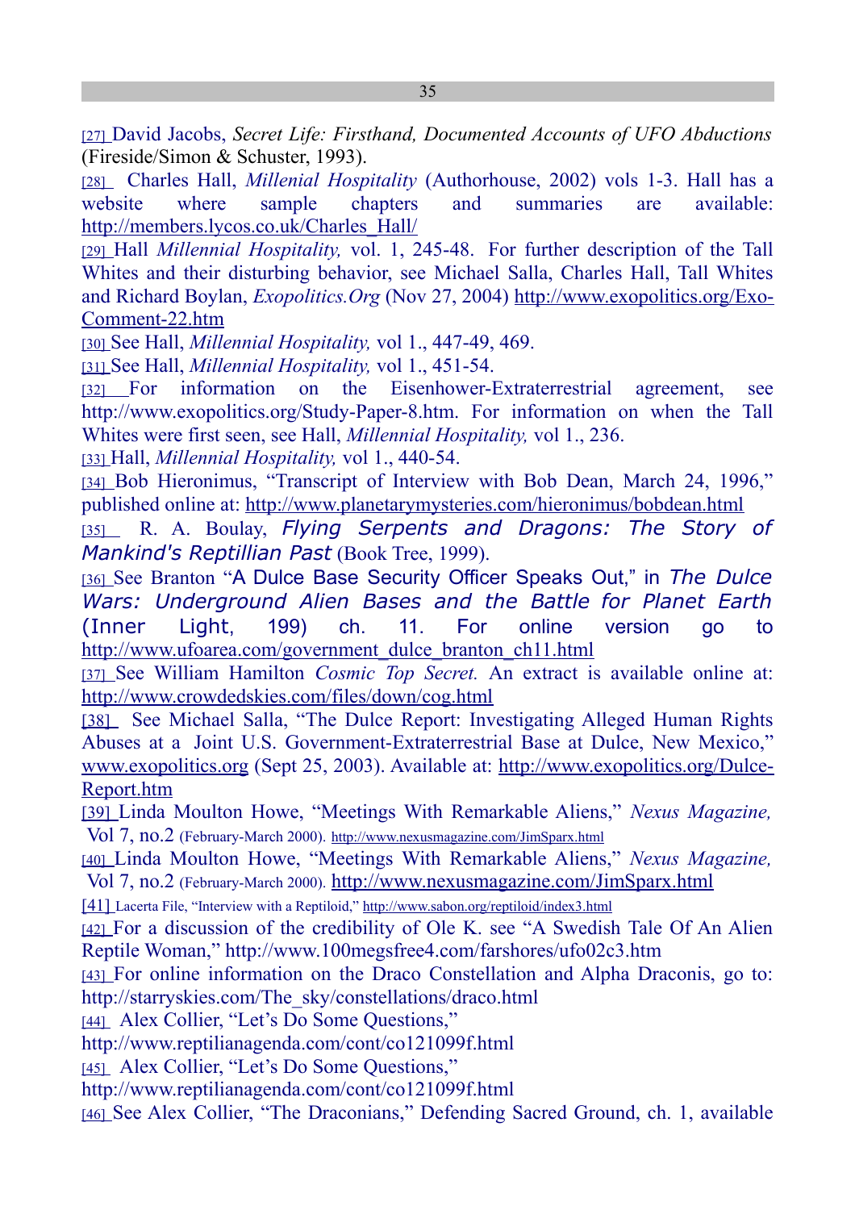[27] David Jacobs, *Secret Life: Firsthand, Documented Accounts of UFO Abductions* (Fireside/Simon & Schuster, 1993).

[28] Charles Hall, *Millenial Hospitality* (Authorhouse, 2002) vols 1-3. Hall has a website where sample chapters and summaries are available: http://members.lycos.co.uk/Charles_Hall/

[29] Hall *Millennial Hospitality,* vol. 1, 245-48. For further description of the Tall Whites and their disturbing behavior, see Michael Salla, Charles Hall, Tall Whites and Richard Boylan, *Exopolitics.Org* (Nov 27, 2004) http://www.exopolitics.org/Exo-Comment-22.htm

[30] See Hall, *Millennial Hospitality,* vol 1., 447-49, 469.

[31] See Hall, *Millennial Hospitality,* vol 1., 451-54.

[32] For information on the Eisenhower-Extraterrestrial agreement, see http://www.exopolitics.org/Study-Paper-8.htm. For information on when the Tall Whites were first seen, see Hall, *Millennial Hospitality,* vol 1., 236.

[33] Hall, *Millennial Hospitality,* vol 1., 440-54.

[34] Bob Hieronimus, "Transcript of Interview with Bob Dean, March 24, 1996," published online at: http://www.planetarymysteries.com/hieronimus/bobdean.html

[35] R. A. Boulay, *Flying Serpents and Dragons: The Story of Mankind's Reptillian Past* (Book Tree, 1999).

[36] See Branton "A Dulce Base Security Officer Speaks Out," in *The Dulce Wars: Underground Alien Bases and the Battle for Planet Earth* (Inner Light, 199) ch. 11. For online version go to http://www.ufoarea.com/government_dulce_branton_ch11.html

[37] See William Hamilton *Cosmic Top Secret.* An extract is available online at: http://www.crowdedskies.com/files/down/cog.html

[38] See Michael Salla, "The Dulce Report: Investigating Alleged Human Rights Abuses at a Joint U.S. Government-Extraterrestrial Base at Dulce, New Mexico," www.exopolitics.org (Sept 25, 2003). Available at: http://www.exopolitics.org/Dulce-Report.htm

[39] Linda Moulton Howe, "Meetings With Remarkable Aliens," *Nexus Magazine,* Vol 7, no.2 (February-March 2000). http://www.nexusmagazine.com/JimSparx.html

[40] Linda Moulton Howe, "Meetings With Remarkable Aliens," *Nexus Magazine,* Vol 7, no.2 (February-March 2000). http://www.nexusmagazine.com/JimSparx.html

[41] Lacerta File, "Interview with a Reptiloid," http://www.sabon.org/reptiloid/index3.html

[42] For a discussion of the credibility of Ole K. see "A Swedish Tale Of An Alien Reptile Woman," http://www.100megsfree4.com/farshores/ufo02c3.htm

[43] For online information on the Draco Constellation and Alpha Draconis, go to: http://starryskies.com/The_sky/constellations/draco.html

[44] Alex Collier, "Let's Do Some Questions," http://www.reptilianagenda.com/cont/co121099f.html

[45] Alex Collier, "Let's Do Some Questions," http://www.reptilianagenda.com/cont/co121099f.html

[46] See Alex Collier, "The Draconians," Defending Sacred Ground, ch. 1, available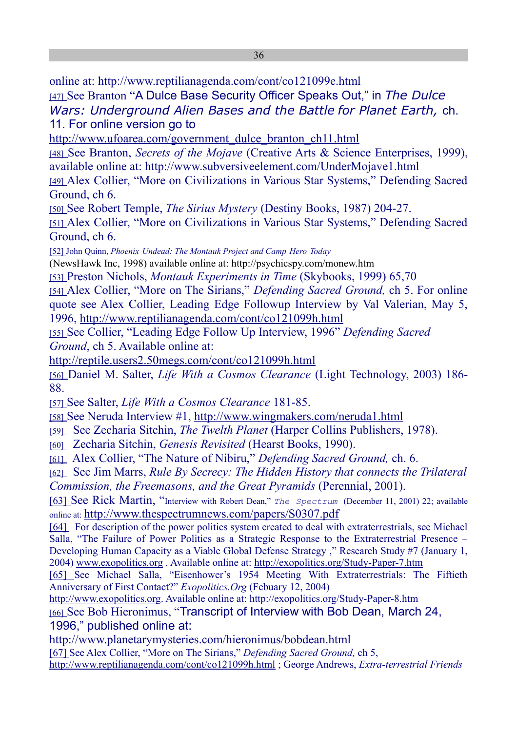online at: http://www.reptilianagenda.com/cont/co121099e.html

[47] See Branton "A Dulce Base Security Officer Speaks Out," in *The Dulce Wars: Underground Alien Bases and the Battle for Planet Earth,* ch. 11. For online version go to http://www.ufoarea.com/government_dulce_branton_ch11.html

[48] See Branton, *Secrets of the Mojave* (Creative Arts & Science Enterprises, 1999), available online at: http://www.subversiveelement.com/UnderMojave1.html

[49] Alex Collier, "More on Civilizations in Various Star Systems," Defending Sacred Ground, ch 6.

[50] See Robert Temple, *The Sirius Mystery* (Destiny Books, 1987) 204-27.

[51] Alex Collier, "More on Civilizations in Various Star Systems," Defending Sacred Ground, ch 6.

[52] John Quinn, *Phoenix Undead: The Montauk Project and Camp Hero Today* (NewsHawk Inc, 1998) available online at: http://psychicspy.com/monew.htm

[53] Preston Nichols, *Montauk Experiments in Time* (Skybooks, 1999) 65,70

[54] Alex Collier, "More on The Sirians," *Defending Sacred Ground,* ch 5. For online quote see Alex Collier, Leading Edge Followup Interview by Val Valerian, May 5, 1996, http://www.reptilianagenda.com/cont/co121099h.html

[55] See Collier, "Leading Edge Follow Up Interview, 1996" *Defending Sacred Ground*, ch 5. Available online at: http://reptile.users2.50megs.com/cont/co121099h.html

[56] Daniel M. Salter, *Life With a Cosmos Clearance* (Light Technology, 2003) 186-88.

[57] See Salter, *Life With a Cosmos Clearance* 181-85.

[58] See Neruda Interview #1, http://www.wingmakers.com/neruda1.html

[59] See Zecharia Sitchin, *The Twelth Planet* (Harper Collins Publishers, 1978).

[60] Zecharia Sitchin, *Genesis Revisited* (Hearst Books, 1990).

[61] Alex Collier, "The Nature of Nibiru," *Defending Sacred Ground,* ch. 6.

[62] See Jim Marrs, *Rule By Secrecy: The Hidden History that connects the Trilateral Commission, the Freemasons, and the Great Pyramids* (Perennial, 2001).

[63] See Rick Martin, "Interview with Robert Dean," *The Spectrum* (December 11, 2001) 22; available online at: http://www.thespectrumnews.com/papers/S0307.pdf

[64] For description of the power politics system created to deal with extraterrestrials, see Michael Salla, "The Failure of Power Politics as a Strategic Response to the Extraterrestrial Presence – Developing Human Capacity as a Viable Global Defense Strategy ," Research Study #7 (January 1, 2004) www.exopolitics.org . Available online at: http://exopolitics.org/Study-Paper-7.htm

[65] See Michael Salla, "Eisenhower's 1954 Meeting With Extraterrestrials: The Fiftieth Anniversary of First Contact?" *Exopolitics.Org* (Febuary 12, 2004) http://www.exopolitics.org. Available online at: http://exopolitics.org/Study-Paper-8.htm

[66] See Bob Hieronimus, "Transcript of Interview with Bob Dean, March 24, 1996," published online at: http://www.planetarymysteries.com/hieronimus/bobdean.html

[67] See Alex Collier, "More on The Sirians," *Defending Sacred Ground,* ch 5, http://www.reptilianagenda.com/cont/co121099h.html ; George Andrews, *Extra-terrestrial Friends*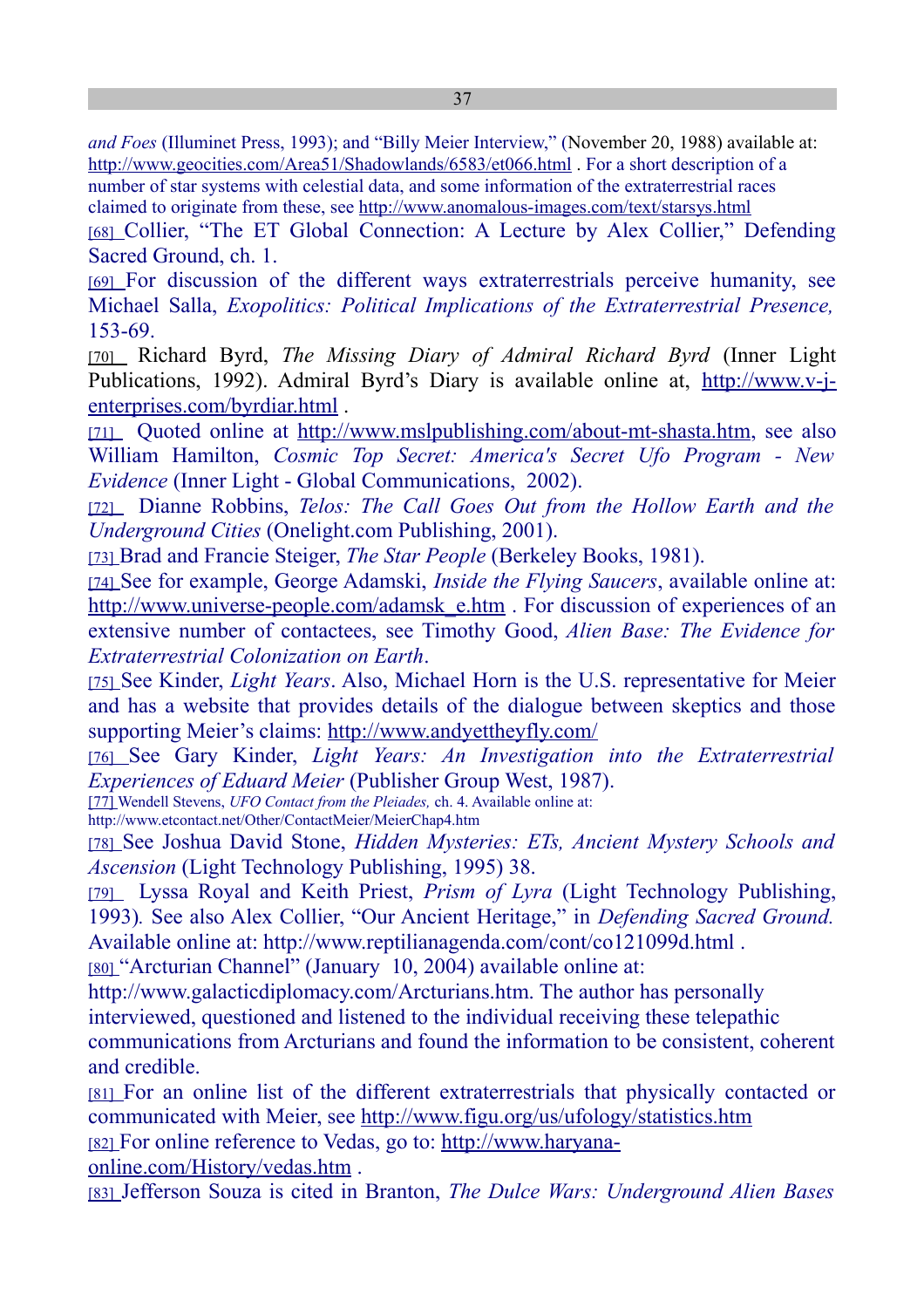*and Foes* (Illuminet Press, 1993); and "Billy Meier Interview," (November 20, 1988) available at: http://www.geocities.com/Area51/Shadowlands/6583/et066.html . For a short description of a number of star systems with celestial data, and some information of the extraterrestrial races claimed to originate from these, see http://www.anomalous-images.com/text/starsys.html

[68] Collier, "The ET Global Connection: A Lecture by Alex Collier," Defending Sacred Ground, ch. 1.

[69] For discussion of the different ways extraterrestrials perceive humanity, see Michael Salla, *Exopolitics: Political Implications of the Extraterrestrial Presence,* 153-69.

[70] Richard Byrd, *The Missing Diary of Admiral Richard Byrd* (Inner Light Publications, 1992). Admiral Byrd's Diary is available online at, http://www.v-j-enterprises.com/byrdiar.html .

[71] Quoted online at http://www.mslpublishing.com/about-mt-shasta.htm, see also William Hamilton, *Cosmic Top Secret: America's Secret Ufo Program - New Evidence* (Inner Light - Global Communications, 2002).

[72] Dianne Robbins, *Telos: The Call Goes Out from the Hollow Earth and the Underground Cities* (Onelight.com Publishing, 2001).

[73] Brad and Francie Steiger, *The Star People* (Berkeley Books, 1981).

[74] See for example, George Adamski, *Inside the Flying Saucers*, available online at: http://www.universe-people.com/adamsk_e.htm . For discussion of experiences of an extensive number of contactees, see Timothy Good, *Alien Base: The Evidence for Extraterrestrial Colonization on Earth*.

[75] See Kinder, *Light Years*. Also, Michael Horn is the U.S. representative for Meier and has a website that provides details of the dialogue between skeptics and those supporting Meier's claims: http://www.andyettheyfly.com/

[76] See Gary Kinder, *Light Years: An Investigation into the Extraterrestrial Experiences of Eduard Meier* (Publisher Group West, 1987).

[77] Wendell Stevens, *UFO Contact from the Pleiades,* ch. 4. Available online at: http://www.etcontact.net/Other/ContactMeier/MeierChap4.htm

[78] See Joshua David Stone, *Hidden Mysteries: ETs, Ancient Mystery Schools and Ascension* (Light Technology Publishing, 1995) 38.

[79] Lyssa Royal and Keith Priest, *Prism of Lyra* (Light Technology Publishing, 1993). See also Alex Collier, "Our Ancient Heritage," in *Defending Sacred Ground.* Available online at: http://www.reptilianagenda.com/cont/co121099d.html .

[80] "Arcturian Channel" (January 10, 2004) available online at: http://www.galacticdiplomacy.com/Arcturians.htm. The author has personally interviewed, questioned and listened to the individual receiving these telepathic communications from Arcturians and found the information to be consistent, coherent and credible.

[81] For an online list of the different extraterrestrials that physically contacted or communicated with Meier, see http://www.figu.org/us/ufology/statistics.htm

[82] For online reference to Vedas, go to: http://www.haryana-online.com/History/vedas.htm .

[83] Jefferson Souza is cited in Branton, *The Dulce Wars: Underground Alien Bases*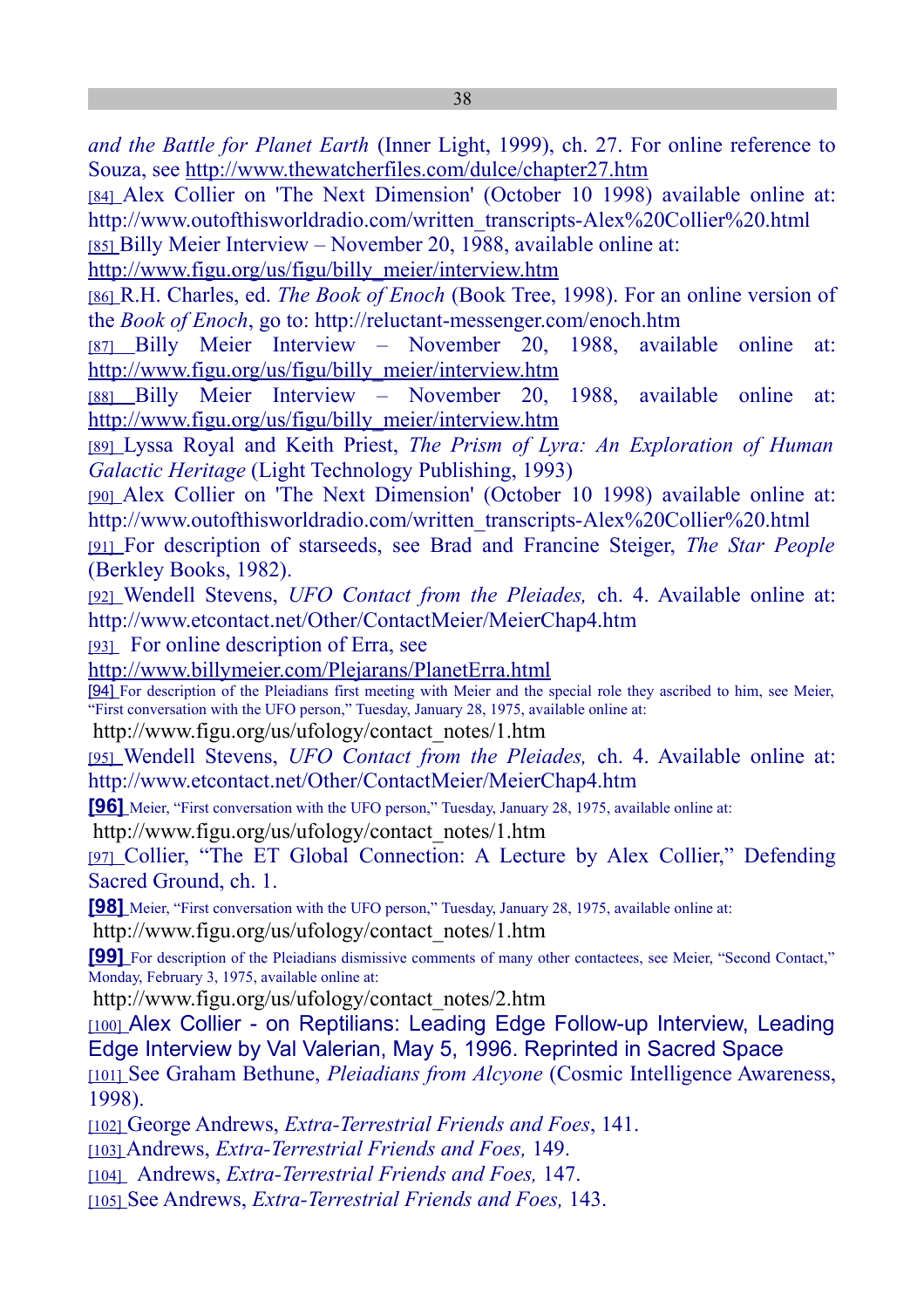*and the Battle for Planet Earth* (Inner Light, 1999), ch. 27. For online reference to Souza, see http://www.thewatcherfiles.com/dulce/chapter27.htm

[84] Alex Collier on 'The Next Dimension' (October 10 1998) available online at: http://www.outofthisworldradio.com/written_transcripts-Alex%20Collier%20.html

[85] Billy Meier Interview – November 20, 1988, available online at: http://www.figu.org/us/figu/billy_meier/interview.htm

[86] R.H. Charles, ed. *The Book of Enoch* (Book Tree, 1998). For an online version of the *Book of Enoch*, go to: http://reluctant-messenger.com/enoch.htm

[87] Billy Meier Interview – November 20, 1988, available online at: http://www.figu.org/us/figu/billy_meier/interview.htm

[88] Billy Meier Interview – November 20, 1988, available online at: http://www.figu.org/us/figu/billy_meier/interview.htm

[89] Lyssa Royal and Keith Priest, *The Prism of Lyra: An Exploration of Human Galactic Heritage* (Light Technology Publishing, 1993)

[90] Alex Collier on 'The Next Dimension' (October 10 1998) available online at: http://www.outofthisworldradio.com/written_transcripts-Alex%20Collier%20.html

[91] For description of starseeds, see Brad and Francine Steiger, *The Star People* (Berkley Books, 1982).

[92] Wendell Stevens, *UFO Contact from the Pleiades,* ch. 4. Available online at: http://www.etcontact.net/Other/ContactMeier/MeierChap4.htm

[93] For online description of Erra, see http://www.billymeier.com/Plejarans/PlanetErra.html

[94] For description of the Pleiadians first meeting with Meier and the special role they ascribed to him, see Meier, "First conversation with the UFO person," Tuesday, January 28, 1975, available online at: http://www.figu.org/us/ufology/contact_notes/1.htm

[95] Wendell Stevens, *UFO Contact from the Pleiades,* ch. 4. Available online at: http://www.etcontact.net/Other/ContactMeier/MeierChap4.htm

[96] Meier, "First conversation with the UFO person," Tuesday, January 28, 1975, available online at: http://www.figu.org/us/ufology/contact_notes/1.htm

[97] Collier, "The ET Global Connection: A Lecture by Alex Collier," Defending Sacred Ground, ch. 1.

[98] Meier, "First conversation with the UFO person," Tuesday, January 28, 1975, available online at: http://www.figu.org/us/ufology/contact_notes/1.htm

[99] For description of the Pleiadians dismissive comments of many other contactees, see Meier, "Second Contact," Monday, February 3, 1975, available online at: http://www.figu.org/us/ufology/contact_notes/2.htm

[100] Alex Collier - on Reptilians: Leading Edge Follow-up Interview, Leading Edge Interview by Val Valerian, May 5, 1996. Reprinted in Sacred Space

[101] See Graham Bethune, *Pleiadians from Alcyone* (Cosmic Intelligence Awareness, 1998).

[102] George Andrews, *Extra-Terrestrial Friends and Foes*, 141.

[103] Andrews, *Extra-Terrestrial Friends and Foes,* 149.

[104] Andrews, *Extra-Terrestrial Friends and Foes,* 147.

[105] See Andrews, *Extra-Terrestrial Friends and Foes,* 143.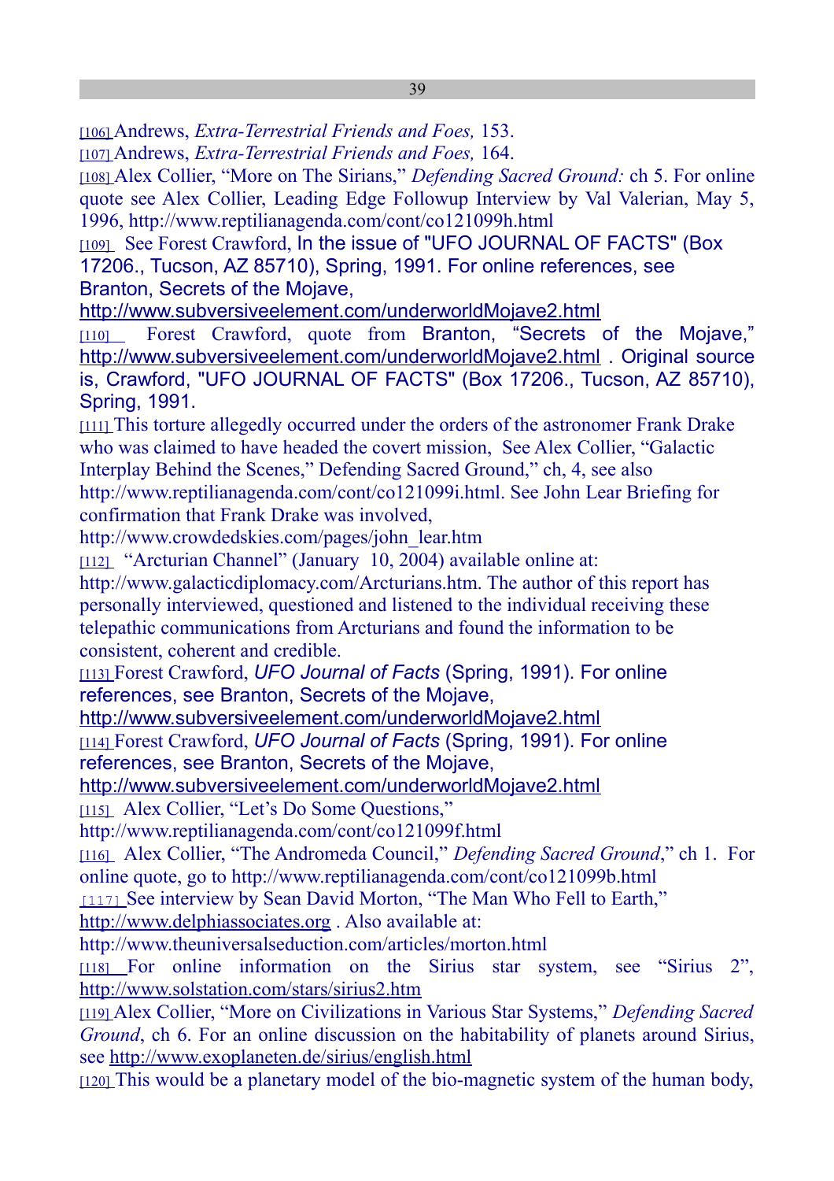[106] Andrews, *Extra-Terrestrial Friends and Foes,* 153.

[107] Andrews, *Extra-Terrestrial Friends and Foes,* 164.

[108] Alex Collier, "More on The Sirians," *Defending Sacred Ground:* ch 5. For online quote see Alex Collier, Leading Edge Followup Interview by Val Valerian, May 5, 1996, http://www.reptilianagenda.com/cont/co121099h.html

[109] See Forest Crawford, In the issue of "UFO JOURNAL OF FACTS" (Box 17206., Tucson, AZ 85710), Spring, 1991. For online references, see Branton, Secrets of the Mojave, http://www.subversiveelement.com/underworldMojave2.html

[110] Forest Crawford, quote from Branton, "Secrets of the Mojave," http://www.subversiveelement.com/underworldMojave2.html . Original source is, Crawford, "UFO JOURNAL OF FACTS" (Box 17206., Tucson, AZ 85710), Spring, 1991.

[111] This torture allegedly occurred under the orders of the astronomer Frank Drake who was claimed to have headed the covert mission, See Alex Collier, "Galactic Interplay Behind the Scenes," Defending Sacred Ground," ch, 4, see also http://www.reptilianagenda.com/cont/co121099i.html. See John Lear Briefing for confirmation that Frank Drake was involved, http://www.crowdedskies.com/pages/john_lear.htm

[112] "Arcturian Channel" (January 10, 2004) available online at: http://www.galacticdiplomacy.com/Arcturians.htm. The author of this report has personally interviewed, questioned and listened to the individual receiving these telepathic communications from Arcturians and found the information to be consistent, coherent and credible.

[113] Forest Crawford, *UFO Journal of Facts* (Spring, 1991). For online references, see Branton, Secrets of the Mojave, http://www.subversiveelement.com/underworldMojave2.html

[114] Forest Crawford, *UFO Journal of Facts* (Spring, 1991). For online references, see Branton, Secrets of the Mojave, http://www.subversiveelement.com/underworldMojave2.html

[115] Alex Collier, "Let's Do Some Questions," http://www.reptilianagenda.com/cont/co121099f.html

[116] Alex Collier, "The Andromeda Council," *Defending Sacred Ground*," ch 1. For online quote, go to http://www.reptilianagenda.com/cont/co121099b.html

[117] See interview by Sean David Morton, "The Man Who Fell to Earth," http://www.delphiassociates.org . Also available at: http://www.theuniversalseduction.com/articles/morton.html

[118] For online information on the Sirius star system, see "Sirius 2", http://www.solstation.com/stars/sirius2.htm

[119] Alex Collier, "More on Civilizations in Various Star Systems," *Defending Sacred Ground*, ch 6. For an online discussion on the habitability of planets around Sirius, see http://www.exoplaneten.de/sirius/english.html

[120] This would be a planetary model of the bio-magnetic system of the human body,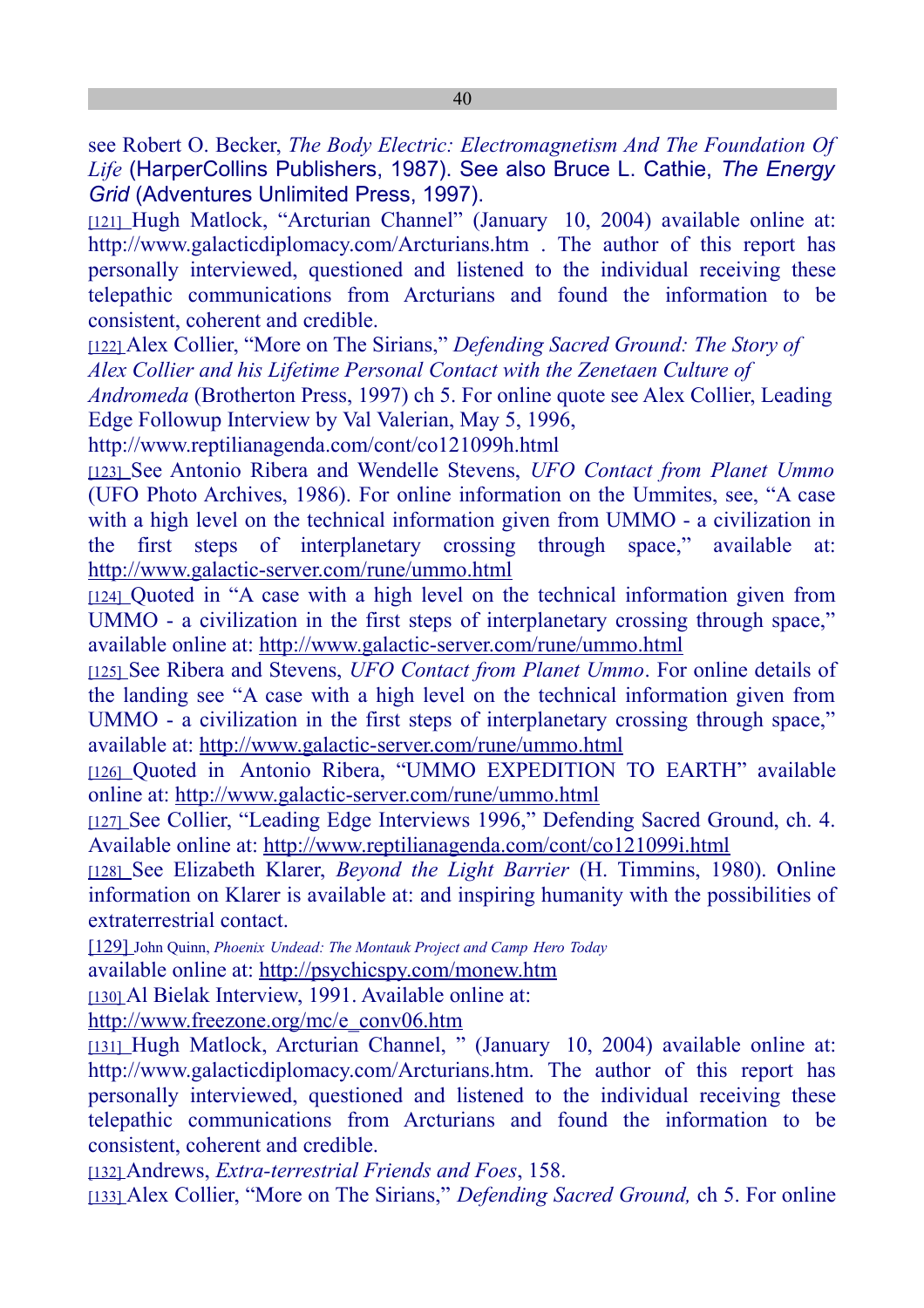see Robert O. Becker, *The Body Electric: Electromagnetism And The Foundation Of Life* (HarperCollins Publishers, 1987). See also Bruce L. Cathie, *The Energy Grid* (Adventures Unlimited Press, 1997).

[121] Hugh Matlock, "Arcturian Channel" (January 10, 2004) available online at: http://www.galacticdiplomacy.com/Arcturians.htm . The author of this report has personally interviewed, questioned and listened to the individual receiving these telepathic communications from Arcturians and found the information to be consistent, coherent and credible.

[122] Alex Collier, "More on The Sirians," *Defending Sacred Ground: The Story of Alex Collier and his Lifetime Personal Contact with the Zenetaen Culture of Andromeda* (Brotherton Press, 1997) ch 5. For online quote see Alex Collier, Leading Edge Followup Interview by Val Valerian, May 5, 1996, http://www.reptilianagenda.com/cont/co121099h.html

[123] See Antonio Ribera and Wendelle Stevens, *UFO Contact from Planet Ummo* (UFO Photo Archives, 1986). For online information on the Ummites, see, "A case with a high level on the technical information given from UMMO - a civilization in the first steps of interplanetary crossing through space," available at: http://www.galactic-server.com/rune/ummo.html

[124] Quoted in "A case with a high level on the technical information given from UMMO - a civilization in the first steps of interplanetary crossing through space," available online at: http://www.galactic-server.com/rune/ummo.html

[125] See Ribera and Stevens, *UFO Contact from Planet Ummo*. For online details of the landing see "A case with a high level on the technical information given from UMMO - a civilization in the first steps of interplanetary crossing through space," available at: http://www.galactic-server.com/rune/ummo.html

[126] Quoted in Antonio Ribera, "UMMO EXPEDITION TO EARTH" available online at: http://www.galactic-server.com/rune/ummo.html

[127] See Collier, "Leading Edge Interviews 1996," Defending Sacred Ground, ch. 4. Available online at: http://www.reptilianagenda.com/cont/co121099i.html

[128] See Elizabeth Klarer, *Beyond the Light Barrier* (H. Timmins, 1980). Online information on Klarer is available at: and inspiring humanity with the possibilities of extraterrestrial contact.

[129] John Quinn, *Phoenix Undead: The Montauk Project and Camp Hero Today* available online at: http://psychicspy.com/monew.htm

[130] Al Bielak Interview, 1991. Available online at: http://www.freezone.org/mc/e_conv06.htm

[131] Hugh Matlock, Arcturian Channel, " (January 10, 2004) available online at: http://www.galacticdiplomacy.com/Arcturians.htm. The author of this report has personally interviewed, questioned and listened to the individual receiving these telepathic communications from Arcturians and found the information to be consistent, coherent and credible.

[132] Andrews, *Extra-terrestrial Friends and Foes*, 158.

[133] Alex Collier, "More on The Sirians," *Defending Sacred Ground,* ch 5. For online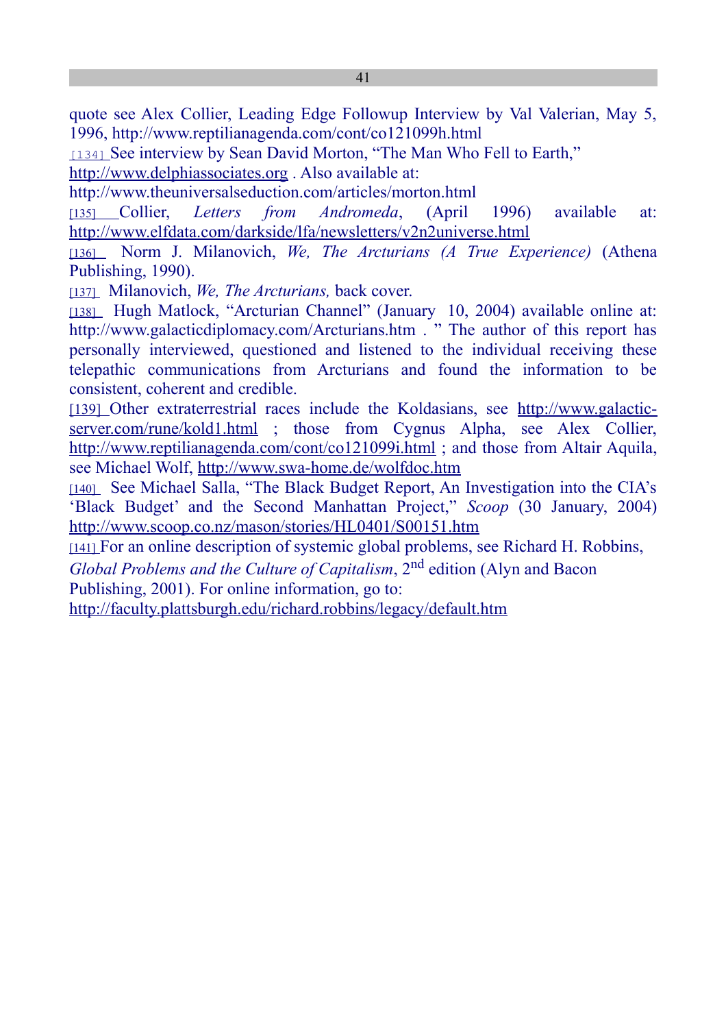quote see Alex Collier, Leading Edge Followup Interview by Val Valerian, May 5, 1996, http://www.reptilianagenda.com/cont/co121099h.html

[134] See interview by Sean David Morton, "The Man Who Fell to Earth," http://www.delphiassociates.org . Also available at: http://www.theuniversalseduction.com/articles/morton.html

[135] Collier, *Letters from Andromeda*, (April 1996) available at: http://www.elfdata.com/darkside/lfa/newsletters/v2n2universe.html

[136] Norm J. Milanovich, *We, The Arcturians (A True Experience)* (Athena Publishing, 1990).

[137] Milanovich, *We, The Arcturians,* back cover.

[138] Hugh Matlock, "Arcturian Channel" (January 10, 2004) available online at: http://www.galacticdiplomacy.com/Arcturians.htm . " The author of this report has personally interviewed, questioned and listened to the individual receiving these telepathic communications from Arcturians and found the information to be consistent, coherent and credible.

[139] Other extraterrestrial races include the Koldasians, see http://www.galactic-server.com/rune/kold1.html ; those from Cygnus Alpha, see Alex Collier, http://www.reptilianagenda.com/cont/co121099i.html ; and those from Altair Aquila, see Michael Wolf, http://www.swa-home.de/wolfdoc.htm

[140] See Michael Salla, "The Black Budget Report, An Investigation into the CIA's 'Black Budget' and the Second Manhattan Project," *Scoop* (30 January, 2004) http://www.scoop.co.nz/mason/stories/HL0401/S00151.htm

[141] For an online description of systemic global problems, see Richard H. Robbins, *Global Problems and the Culture of Capitalism*, 2nd edition (Alyn and Bacon Publishing, 2001). For online information, go to: http://faculty.plattsburgh.edu/richard.robbins/legacy/default.htm